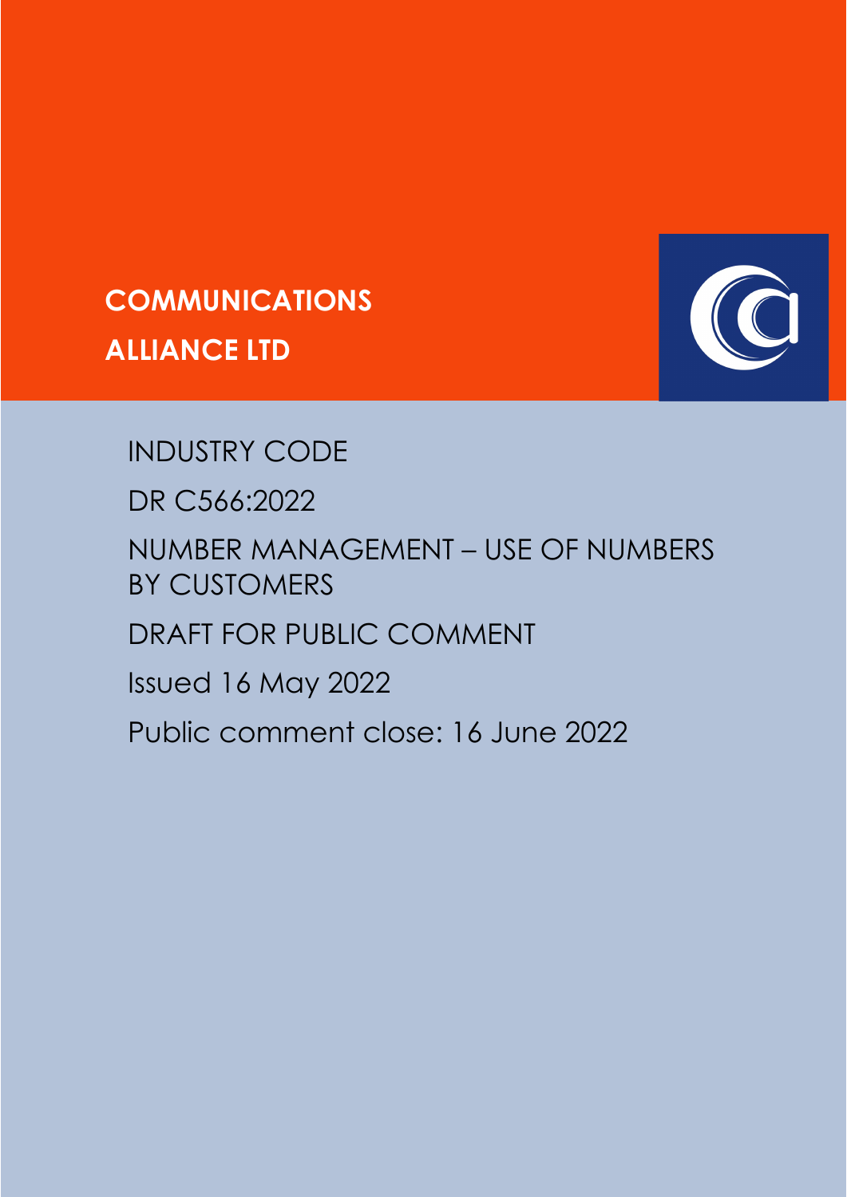**COMMUNICATIONS**

**ALLIANCE LTD**

# INDUSTRY CODE

# DR C566:2022

# NUMBER MANAGEMENT – USE OF NUMBERS BY CUSTOMERS

DRAFT FOR PUBLIC COMMENT

Issued 16 May 2022

Public comment close: 16 June 2022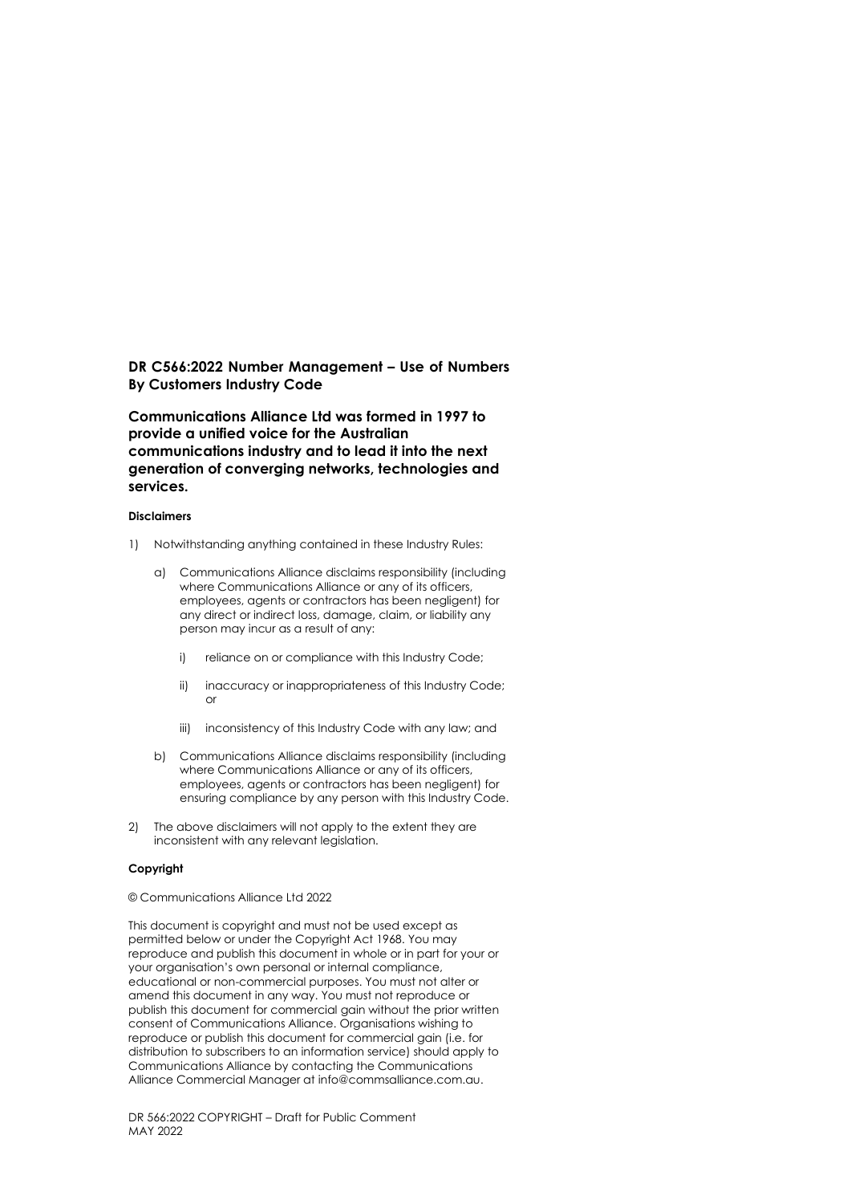**DR C566:2022 Number Management – Use of Numbers By Customers Industry Code**

**Communications Alliance Ltd was formed in 1997 to provide a unified voice for the Australian communications industry and to lead it into the next generation of converging networks, technologies and services.**

**Disclaimers**

1) Notwithstanding anything contained in these Industry Rules:

   a) Communications Alliance disclaims responsibility (including where Communications Alliance or any of its officers, employees, agents or contractors has been negligent) for any direct or indirect loss, damage, claim, or liability any person may incur as a result of any:

      i) reliance on or compliance with this Industry Code;

      ii) inaccuracy or inappropriateness of this Industry Code; or

      iii) inconsistency of this Industry Code with any law; and

   b) Communications Alliance disclaims responsibility (including where Communications Alliance or any of its officers, employees, agents or contractors has been negligent) for ensuring compliance by any person with this Industry Code.

2) The above disclaimers will not apply to the extent they are inconsistent with any relevant legislation.

**Copyright**

© Communications Alliance Ltd 2022

This document is copyright and must not be used except as permitted below or under the Copyright Act 1968. You may reproduce and publish this document in whole or in part for your or your organisation's own personal or internal compliance, educational or non-commercial purposes. You must not alter or amend this document in any way. You must not reproduce or publish this document for commercial gain without the prior written consent of Communications Alliance. Organisations wishing to reproduce or publish this document for commercial gain (i.e. for distribution to subscribers to an information service) should apply to Communications Alliance by contacting the Communications Alliance Commercial Manager at info@commsalliance.com.au.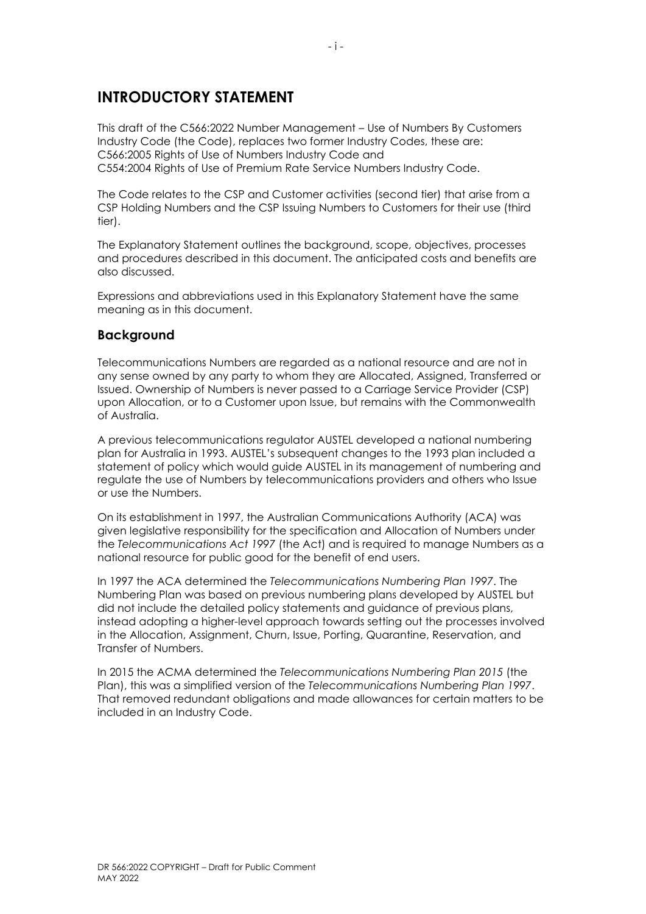# INTRODUCTORY STATEMENT

This draft of the C566:2022 Number Management – Use of Numbers By Customers Industry Code (the Code), replaces two former Industry Codes, these are:
C566:2005 Rights of Use of Numbers Industry Code and
C554:2004 Rights of Use of Premium Rate Service Numbers Industry Code.

The Code relates to the CSP and Customer activities (second tier) that arise from a CSP Holding Numbers and the CSP Issuing Numbers to Customers for their use (third tier).

The Explanatory Statement outlines the background, scope, objectives, processes and procedures described in this document. The anticipated costs and benefits are also discussed.

Expressions and abbreviations used in this Explanatory Statement have the same meaning as in this document.

## Background

Telecommunications Numbers are regarded as a national resource and are not in any sense owned by any party to whom they are Allocated, Assigned, Transferred or Issued. Ownership of Numbers is never passed to a Carriage Service Provider (CSP) upon Allocation, or to a Customer upon Issue, but remains with the Commonwealth of Australia.

A previous telecommunications regulator AUSTEL developed a national numbering plan for Australia in 1993. AUSTEL's subsequent changes to the 1993 plan included a statement of policy which would guide AUSTEL in its management of numbering and regulate the use of Numbers by telecommunications providers and others who Issue or use the Numbers.

On its establishment in 1997, the Australian Communications Authority (ACA) was given legislative responsibility for the specification and Allocation of Numbers under the *Telecommunications Act 1997* (the Act) and is required to manage Numbers as a national resource for public good for the benefit of end users.

In 1997 the ACA determined the *Telecommunications Numbering Plan 1997*. The Numbering Plan was based on previous numbering plans developed by AUSTEL but did not include the detailed policy statements and guidance of previous plans, instead adopting a higher-level approach towards setting out the processes involved in the Allocation, Assignment, Churn, Issue, Porting, Quarantine, Reservation, and Transfer of Numbers.

In 2015 the ACMA determined the *Telecommunications Numbering Plan 2015* (the Plan), this was a simplified version of the *Telecommunications Numbering Plan 1997*. That removed redundant obligations and made allowances for certain matters to be included in an Industry Code.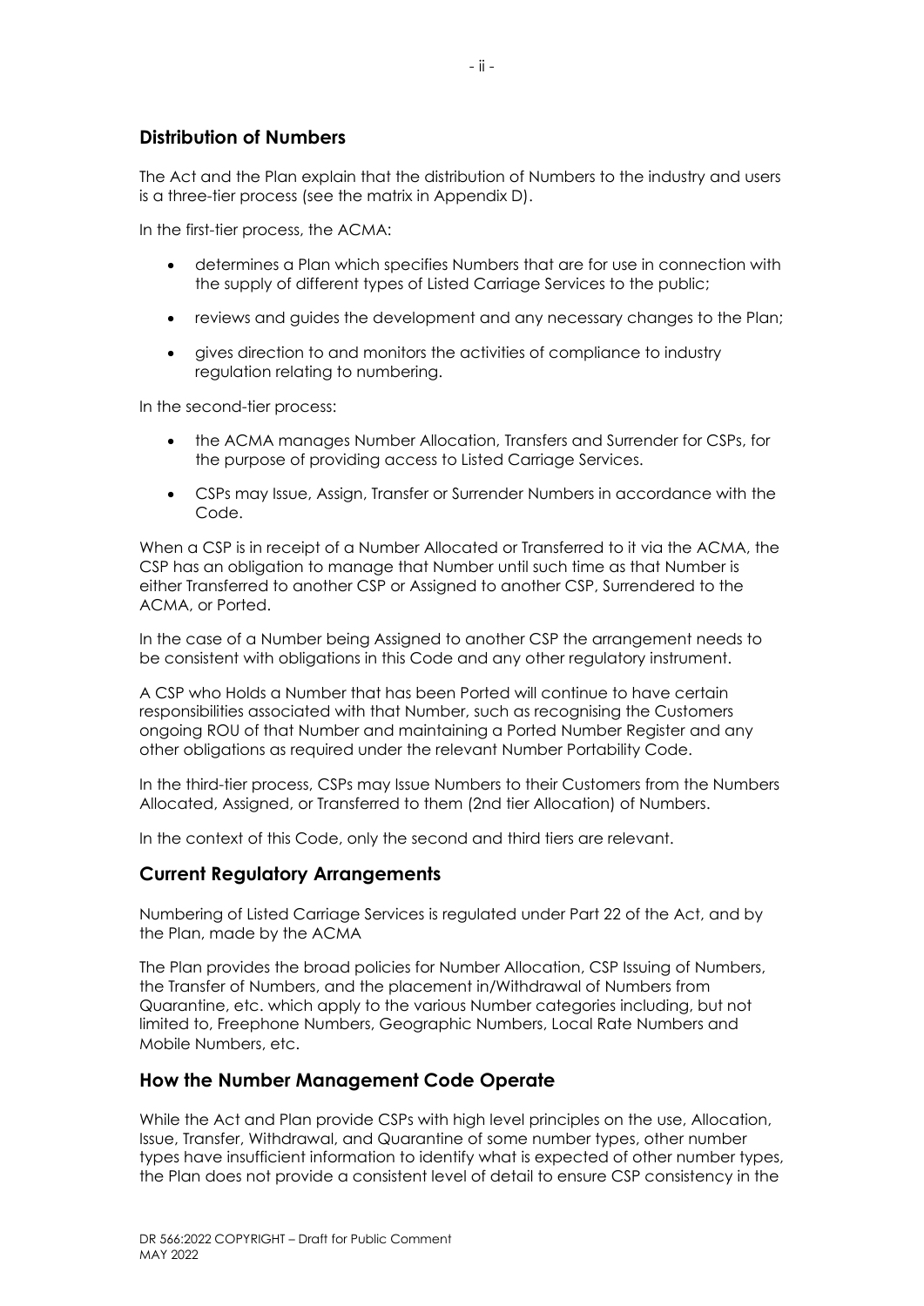## Distribution of Numbers

The Act and the Plan explain that the distribution of Numbers to the industry and users is a three-tier process (see the matrix in Appendix D).

In the first-tier process, the ACMA:

- determines a Plan which specifies Numbers that are for use in connection with the supply of different types of Listed Carriage Services to the public;
- reviews and guides the development and any necessary changes to the Plan;
- gives direction to and monitors the activities of compliance to industry regulation relating to numbering.

In the second-tier process:

- the ACMA manages Number Allocation, Transfers and Surrender for CSPs, for the purpose of providing access to Listed Carriage Services.
- CSPs may Issue, Assign, Transfer or Surrender Numbers in accordance with the Code.

When a CSP is in receipt of a Number Allocated or Transferred to it via the ACMA, the CSP has an obligation to manage that Number until such time as that Number is either Transferred to another CSP or Assigned to another CSP, Surrendered to the ACMA, or Ported.

In the case of a Number being Assigned to another CSP the arrangement needs to be consistent with obligations in this Code and any other regulatory instrument.

A CSP who Holds a Number that has been Ported will continue to have certain responsibilities associated with that Number, such as recognising the Customers ongoing ROU of that Number and maintaining a Ported Number Register and any other obligations as required under the relevant Number Portability Code.

In the third-tier process, CSPs may Issue Numbers to their Customers from the Numbers Allocated, Assigned, or Transferred to them (2nd tier Allocation) of Numbers.

In the context of this Code, only the second and third tiers are relevant.

## Current Regulatory Arrangements

Numbering of Listed Carriage Services is regulated under Part 22 of the Act, and by the Plan, made by the ACMA

The Plan provides the broad policies for Number Allocation, CSP Issuing of Numbers, the Transfer of Numbers, and the placement in/Withdrawal of Numbers from Quarantine, etc. which apply to the various Number categories including, but not limited to, Freephone Numbers, Geographic Numbers, Local Rate Numbers and Mobile Numbers, etc.

## How the Number Management Code Operate

While the Act and Plan provide CSPs with high level principles on the use, Allocation, Issue, Transfer, Withdrawal, and Quarantine of some number types, other number types have insufficient information to identify what is expected of other number types, the Plan does not provide a consistent level of detail to ensure CSP consistency in the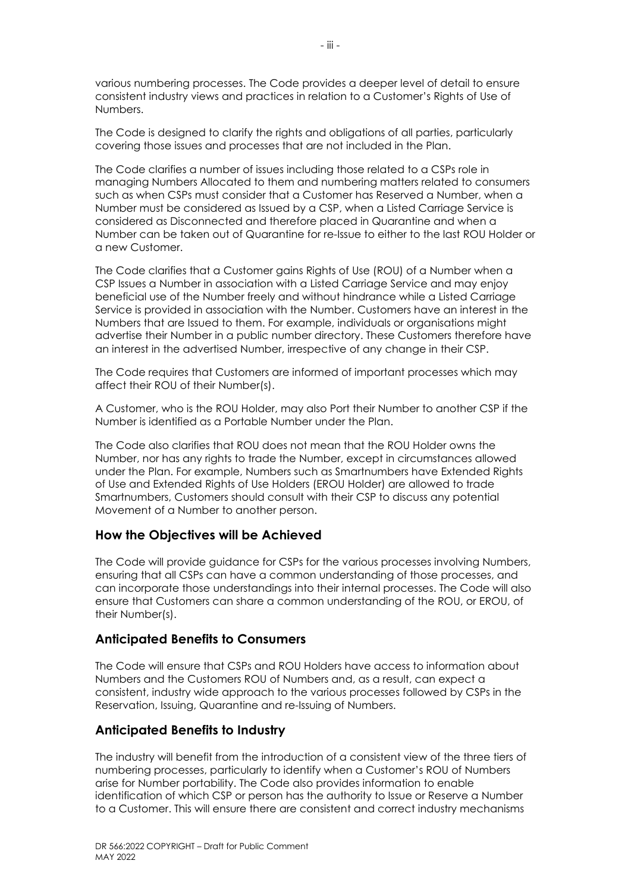various numbering processes. The Code provides a deeper level of detail to ensure consistent industry views and practices in relation to a Customer's Rights of Use of Numbers.

The Code is designed to clarify the rights and obligations of all parties, particularly covering those issues and processes that are not included in the Plan.

The Code clarifies a number of issues including those related to a CSPs role in managing Numbers Allocated to them and numbering matters related to consumers such as when CSPs must consider that a Customer has Reserved a Number, when a Number must be considered as Issued by a CSP, when a Listed Carriage Service is considered as Disconnected and therefore placed in Quarantine and when a Number can be taken out of Quarantine for re-Issue to either to the last ROU Holder or a new Customer.

The Code clarifies that a Customer gains Rights of Use (ROU) of a Number when a CSP Issues a Number in association with a Listed Carriage Service and may enjoy beneficial use of the Number freely and without hindrance while a Listed Carriage Service is provided in association with the Number. Customers have an interest in the Numbers that are Issued to them. For example, individuals or organisations might advertise their Number in a public number directory. These Customers therefore have an interest in the advertised Number, irrespective of any change in their CSP.

The Code requires that Customers are informed of important processes which may affect their ROU of their Number(s).

A Customer, who is the ROU Holder, may also Port their Number to another CSP if the Number is identified as a Portable Number under the Plan.

The Code also clarifies that ROU does not mean that the ROU Holder owns the Number, nor has any rights to trade the Number, except in circumstances allowed under the Plan. For example, Numbers such as Smartnumbers have Extended Rights of Use and Extended Rights of Use Holders (EROU Holder) are allowed to trade Smartnumbers, Customers should consult with their CSP to discuss any potential Movement of a Number to another person.

## How the Objectives will be Achieved

The Code will provide guidance for CSPs for the various processes involving Numbers, ensuring that all CSPs can have a common understanding of those processes, and can incorporate those understandings into their internal processes. The Code will also ensure that Customers can share a common understanding of the ROU, or EROU, of their Number(s).

## Anticipated Benefits to Consumers

The Code will ensure that CSPs and ROU Holders have access to information about Numbers and the Customers ROU of Numbers and, as a result, can expect a consistent, industry wide approach to the various processes followed by CSPs in the Reservation, Issuing, Quarantine and re-Issuing of Numbers.

## Anticipated Benefits to Industry

The industry will benefit from the introduction of a consistent view of the three tiers of numbering processes, particularly to identify when a Customer's ROU of Numbers arise for Number portability. The Code also provides information to enable identification of which CSP or person has the authority to Issue or Reserve a Number to a Customer. This will ensure there are consistent and correct industry mechanisms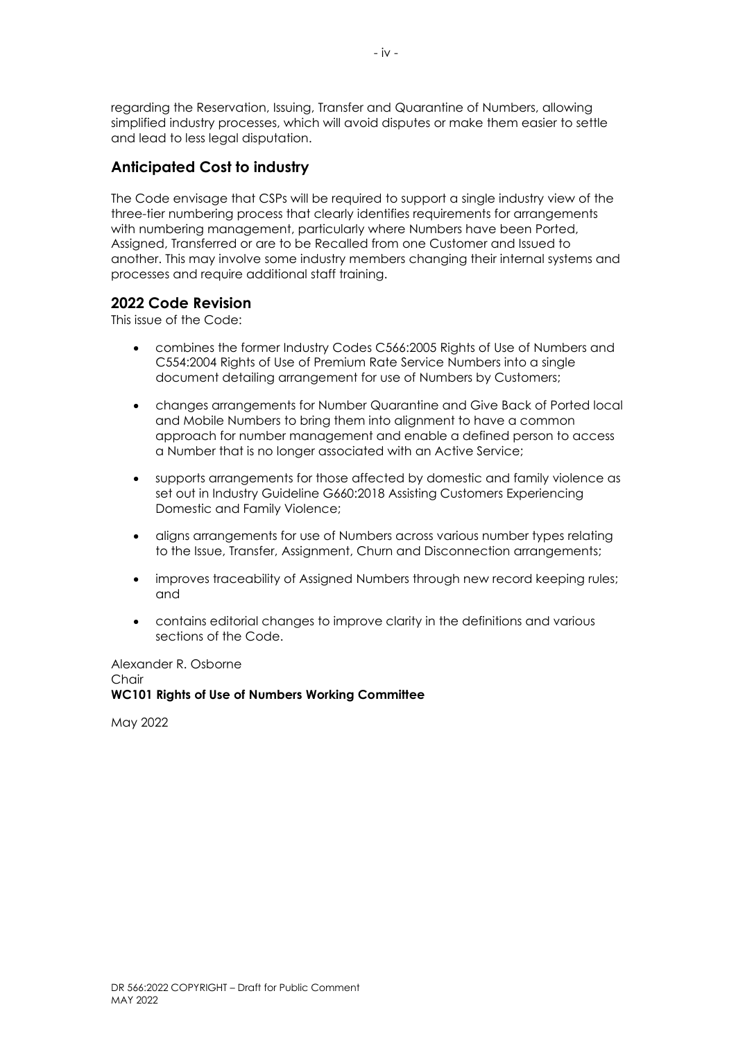regarding the Reservation, Issuing, Transfer and Quarantine of Numbers, allowing simplified industry processes, which will avoid disputes or make them easier to settle and lead to less legal disputation.

## Anticipated Cost to industry

The Code envisage that CSPs will be required to support a single industry view of the three-tier numbering process that clearly identifies requirements for arrangements with numbering management, particularly where Numbers have been Ported, Assigned, Transferred or are to be Recalled from one Customer and Issued to another. This may involve some industry members changing their internal systems and processes and require additional staff training.

## 2022 Code Revision

This issue of the Code:

- combines the former Industry Codes C566:2005 Rights of Use of Numbers and C554:2004 Rights of Use of Premium Rate Service Numbers into a single document detailing arrangement for use of Numbers by Customers;
- changes arrangements for Number Quarantine and Give Back of Ported local and Mobile Numbers to bring them into alignment to have a common approach for number management and enable a defined person to access a Number that is no longer associated with an Active Service;
- supports arrangements for those affected by domestic and family violence as set out in Industry Guideline G660:2018 Assisting Customers Experiencing Domestic and Family Violence;
- aligns arrangements for use of Numbers across various number types relating to the Issue, Transfer, Assignment, Churn and Disconnection arrangements;
- improves traceability of Assigned Numbers through new record keeping rules; and
- contains editorial changes to improve clarity in the definitions and various sections of the Code.

Alexander R. Osborne
Chair
**WC101 Rights of Use of Numbers Working Committee**

May 2022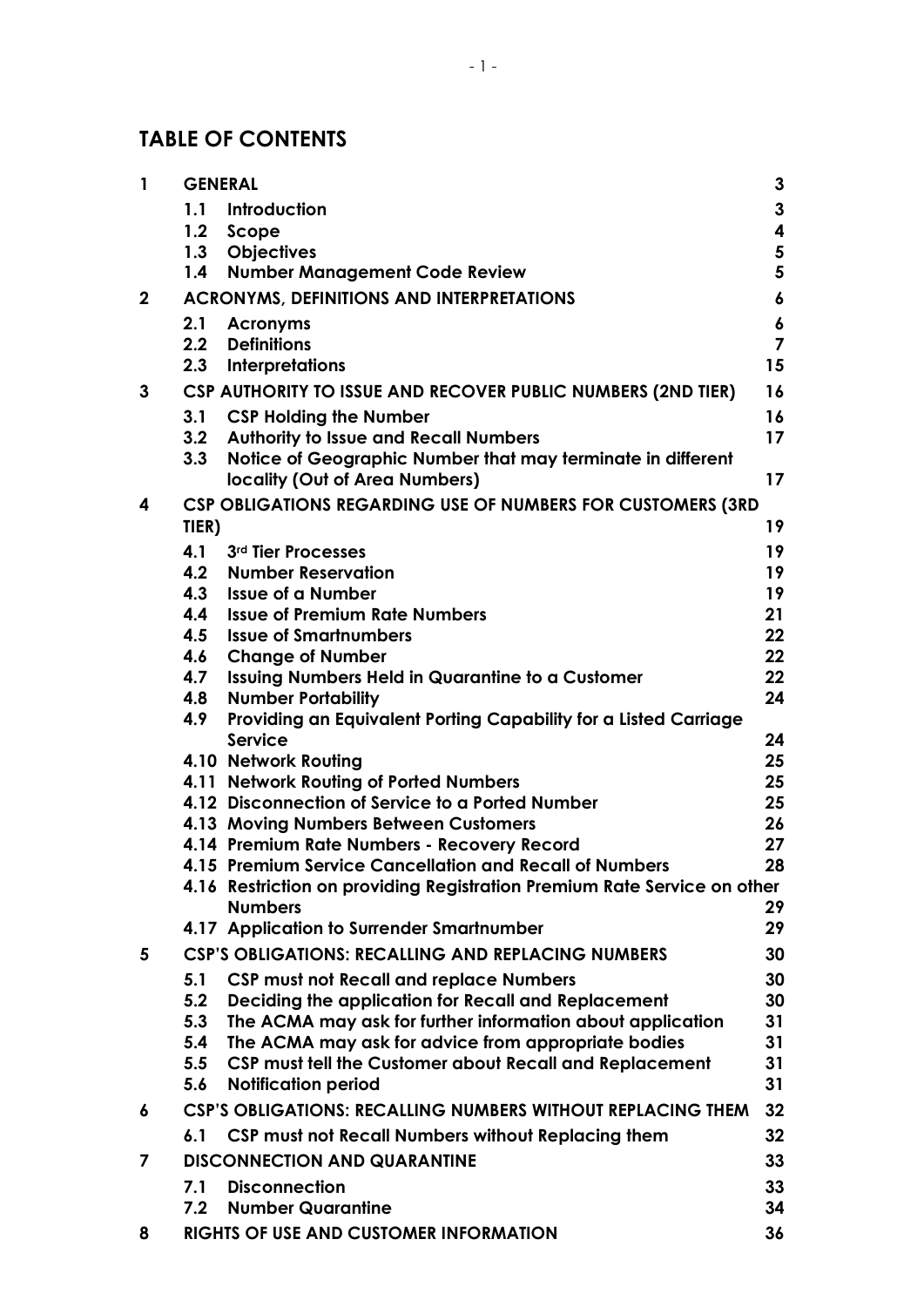# TABLE OF CONTENTS

| | | | |
|---|---|---|---|
| **1** | **GENERAL** | | **3** |
| | **1.1** | **Introduction** | **3** |
| | **1.2** | **Scope** | **4** |
| | **1.3** | **Objectives** | **5** |
| | **1.4** | **Number Management Code Review** | **5** |
| **2** | **ACRONYMS, DEFINITIONS AND INTERPRETATIONS** | | **6** |
| | **2.1** | **Acronyms** | **6** |
| | **2.2** | **Definitions** | **7** |
| | **2.3** | **Interpretations** | **15** |
| **3** | **CSP AUTHORITY TO ISSUE AND RECOVER PUBLIC NUMBERS (2ND TIER)** | | **16** |
| | **3.1** | **CSP Holding the Number** | **16** |
| | **3.2** | **Authority to Issue and Recall Numbers** | **17** |
| | **3.3** | **Notice of Geographic Number that may terminate in different locality (Out of Area Numbers)** | **17** |
| **4** | **CSP OBLIGATIONS REGARDING USE OF NUMBERS FOR CUSTOMERS (3RD TIER)** | | **19** |
| | **4.1** | **3rd Tier Processes** | **19** |
| | **4.2** | **Number Reservation** | **19** |
| | **4.3** | **Issue of a Number** | **19** |
| | **4.4** | **Issue of Premium Rate Numbers** | **21** |
| | **4.5** | **Issue of Smartnumbers** | **22** |
| | **4.6** | **Change of Number** | **22** |
| | **4.7** | **Issuing Numbers Held in Quarantine to a Customer** | **22** |
| | **4.8** | **Number Portability** | **24** |
| | **4.9** | **Providing an Equivalent Porting Capability for a Listed Carriage Service** | **24** |
| | **4.10** | **Network Routing** | **25** |
| | **4.11** | **Network Routing of Ported Numbers** | **25** |
| | **4.12** | **Disconnection of Service to a Ported Number** | **25** |
| | **4.13** | **Moving Numbers Between Customers** | **26** |
| | **4.14** | **Premium Rate Numbers - Recovery Record** | **27** |
| | **4.15** | **Premium Service Cancellation and Recall of Numbers** | **28** |
| | **4.16** | **Restriction on providing Registration Premium Rate Service on other Numbers** | **29** |
| | **4.17** | **Application to Surrender Smartnumber** | **29** |
| **5** | **CSP'S OBLIGATIONS: RECALLING AND REPLACING NUMBERS** | | **30** |
| | **5.1** | **CSP must not Recall and replace Numbers** | **30** |
| | **5.2** | **Deciding the application for Recall and Replacement** | **30** |
| | **5.3** | **The ACMA may ask for further information about application** | **31** |
| | **5.4** | **The ACMA may ask for advice from appropriate bodies** | **31** |
| | **5.5** | **CSP must tell the Customer about Recall and Replacement** | **31** |
| | **5.6** | **Notification period** | **31** |
| **6** | **CSP'S OBLIGATIONS: RECALLING NUMBERS WITHOUT REPLACING THEM** | | **32** |
| | **6.1** | **CSP must not Recall Numbers without Replacing them** | **32** |
| **7** | **DISCONNECTION AND QUARANTINE** | | **33** |
| | **7.1** | **Disconnection** | **33** |
| | **7.2** | **Number Quarantine** | **34** |
| **8** | **RIGHTS OF USE AND CUSTOMER INFORMATION** | | **36** |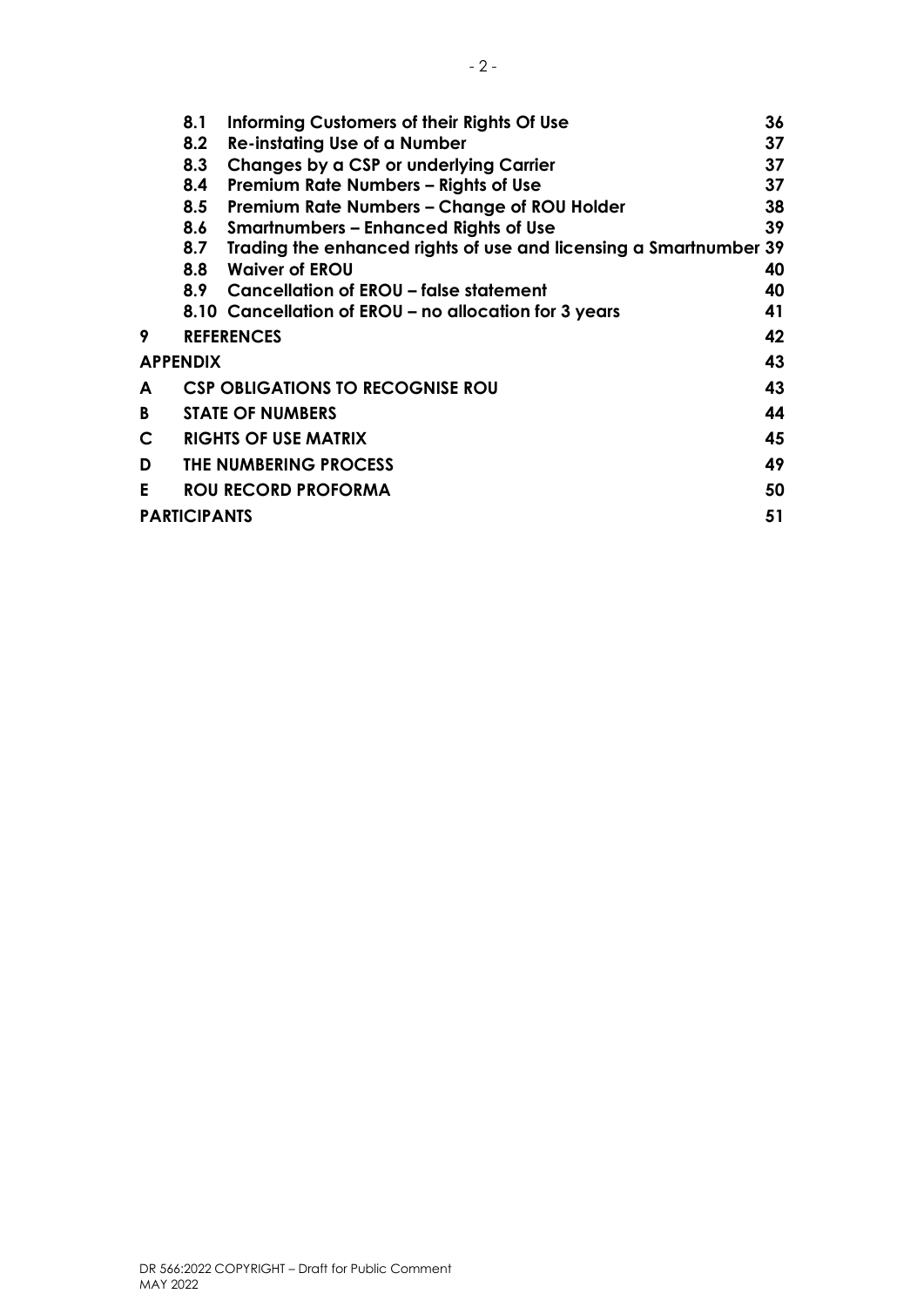| | | |
|---|---|---|
| **8.1** | **Informing Customers of their Rights Of Use** | **36** |
| **8.2** | **Re-instating Use of a Number** | **37** |
| **8.3** | **Changes by a CSP or underlying Carrier** | **37** |
| **8.4** | **Premium Rate Numbers – Rights of Use** | **37** |
| **8.5** | **Premium Rate Numbers – Change of ROU Holder** | **38** |
| **8.6** | **Smartnumbers – Enhanced Rights of Use** | **39** |
| **8.7** | **Trading the enhanced rights of use and licensing a Smartnumber** | **39** |
| **8.8** | **Waiver of EROU** | **40** |
| **8.9** | **Cancellation of EROU – false statement** | **40** |
| **8.10** | **Cancellation of EROU – no allocation for 3 years** | **41** |
| **9** | **REFERENCES** | **42** |
| **APPENDIX** | | **43** |
| **A** | **CSP OBLIGATIONS TO RECOGNISE ROU** | **43** |
| **B** | **STATE OF NUMBERS** | **44** |
| **C** | **RIGHTS OF USE MATRIX** | **45** |
| **D** | **THE NUMBERING PROCESS** | **49** |
| **E** | **ROU RECORD PROFORMA** | **50** |
| **PARTICIPANTS** | | **51** |

DR 566:2022 COPYRIGHT – Draft for Public Comment
MAY 2022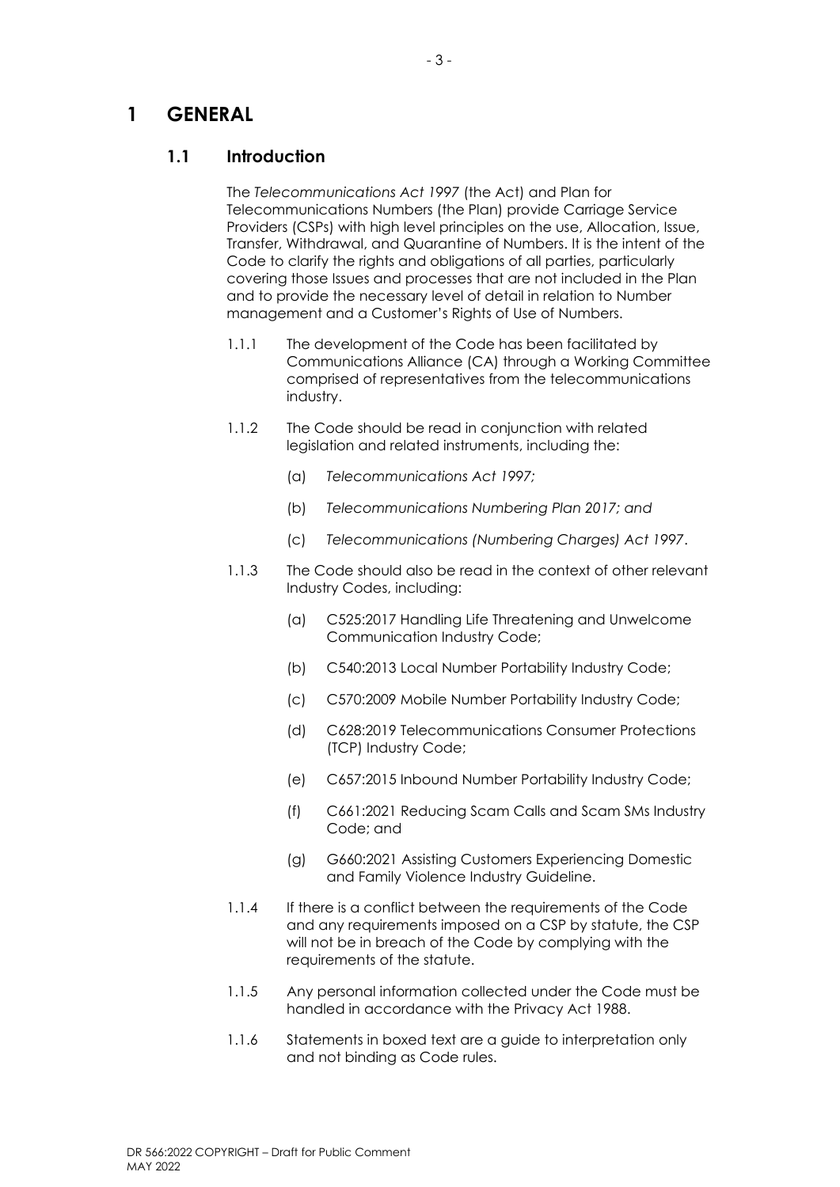# 1 GENERAL

## 1.1 Introduction

The *Telecommunications Act 1997* (the Act) and Plan for Telecommunications Numbers (the Plan) provide Carriage Service Providers (CSPs) with high level principles on the use, Allocation, Issue, Transfer, Withdrawal, and Quarantine of Numbers. It is the intent of the Code to clarify the rights and obligations of all parties, particularly covering those Issues and processes that are not included in the Plan and to provide the necessary level of detail in relation to Number management and a Customer's Rights of Use of Numbers.

1.1.1 The development of the Code has been facilitated by Communications Alliance (CA) through a Working Committee comprised of representatives from the telecommunications industry.

1.1.2 The Code should be read in conjunction with related legislation and related instruments, including the:

- (a) *Telecommunications Act 1997;*
- (b) *Telecommunications Numbering Plan 2017; and*
- (c) *Telecommunications (Numbering Charges) Act 1997*.

1.1.3 The Code should also be read in the context of other relevant Industry Codes, including:

- (a) C525:2017 Handling Life Threatening and Unwelcome Communication Industry Code;
- (b) C540:2013 Local Number Portability Industry Code;
- (c) C570:2009 Mobile Number Portability Industry Code;
- (d) C628:2019 Telecommunications Consumer Protections (TCP) Industry Code;
- (e) C657:2015 Inbound Number Portability Industry Code;
- (f) C661:2021 Reducing Scam Calls and Scam SMs Industry Code; and
- (g) G660:2021 Assisting Customers Experiencing Domestic and Family Violence Industry Guideline.

1.1.4 If there is a conflict between the requirements of the Code and any requirements imposed on a CSP by statute, the CSP will not be in breach of the Code by complying with the requirements of the statute.

1.1.5 Any personal information collected under the Code must be handled in accordance with the Privacy Act 1988.

1.1.6 Statements in boxed text are a guide to interpretation only and not binding as Code rules.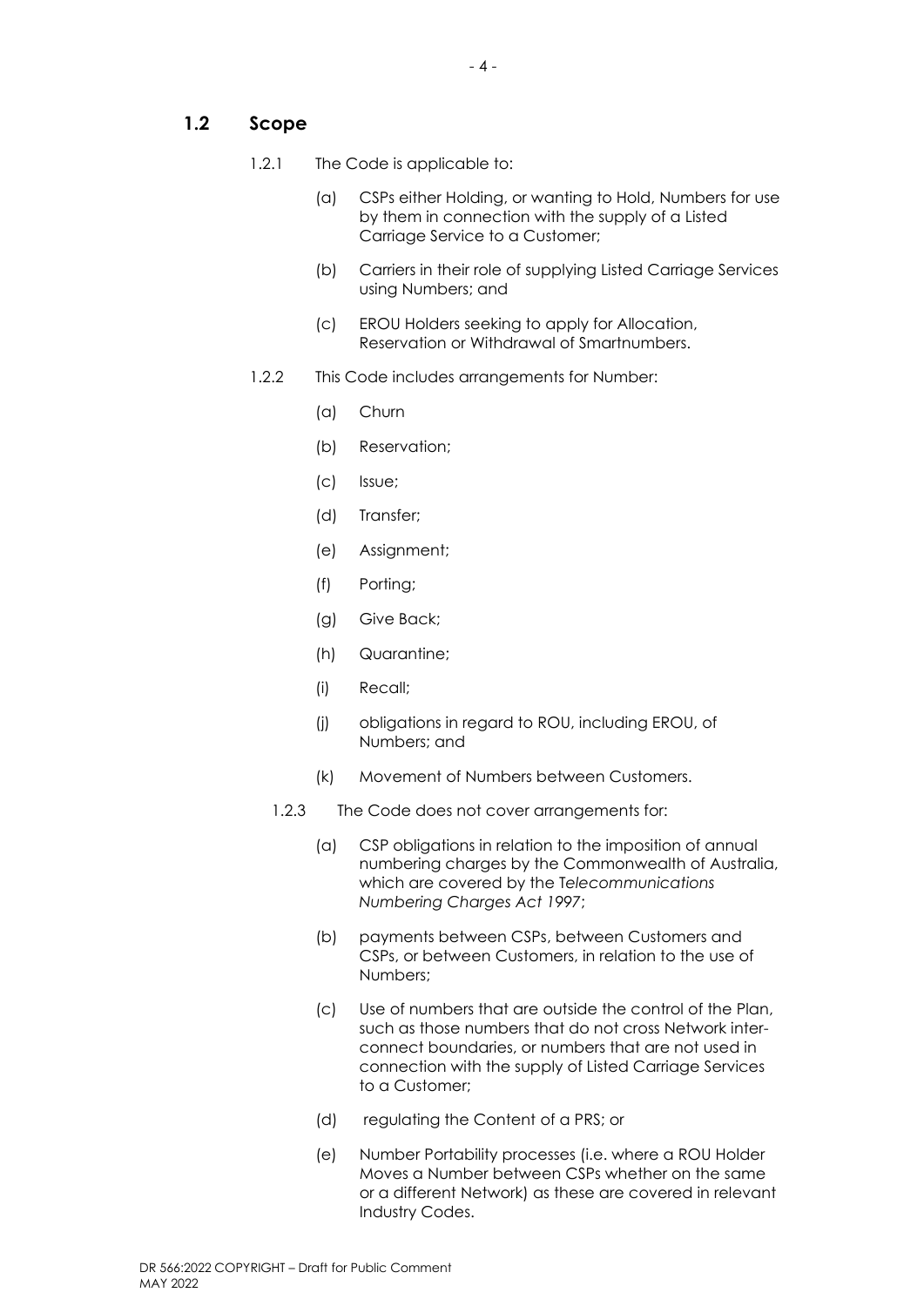## 1.2 Scope

1.2.1 The Code is applicable to:

(a) CSPs either Holding, or wanting to Hold, Numbers for use by them in connection with the supply of a Listed Carriage Service to a Customer;

(b) Carriers in their role of supplying Listed Carriage Services using Numbers; and

(c) EROU Holders seeking to apply for Allocation, Reservation or Withdrawal of Smartnumbers.

1.2.2 This Code includes arrangements for Number:

(a) Churn

(b) Reservation;

(c) Issue;

(d) Transfer;

(e) Assignment;

(f) Porting;

(g) Give Back;

(h) Quarantine;

(i) Recall;

(j) obligations in regard to ROU, including EROU, of Numbers; and

(k) Movement of Numbers between Customers.

1.2.3 The Code does not cover arrangements for:

(a) CSP obligations in relation to the imposition of annual numbering charges by the Commonwealth of Australia, which are covered by the T*elecommunications Numbering Charges Act 1997*;

(b) payments between CSPs, between Customers and CSPs, or between Customers, in relation to the use of Numbers;

(c) Use of numbers that are outside the control of the Plan, such as those numbers that do not cross Network inter-connect boundaries, or numbers that are not used in connection with the supply of Listed Carriage Services to a Customer;

(d) regulating the Content of a PRS; or

(e) Number Portability processes (i.e. where a ROU Holder Moves a Number between CSPs whether on the same or a different Network) as these are covered in relevant Industry Codes.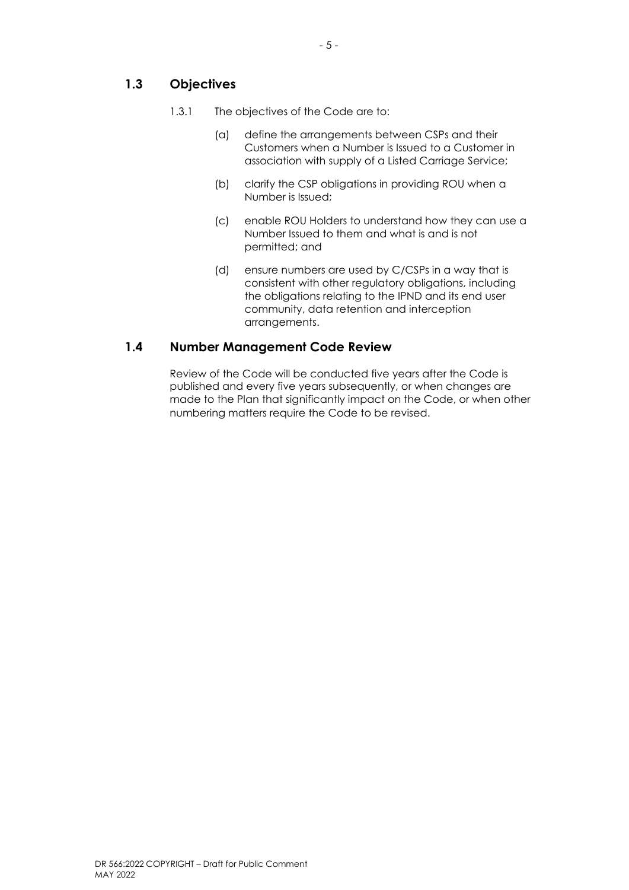## 1.3 Objectives

1.3.1 The objectives of the Code are to:

(a) define the arrangements between CSPs and their Customers when a Number is Issued to a Customer in association with supply of a Listed Carriage Service;

(b) clarify the CSP obligations in providing ROU when a Number is Issued;

(c) enable ROU Holders to understand how they can use a Number Issued to them and what is and is not permitted; and

(d) ensure numbers are used by C/CSPs in a way that is consistent with other regulatory obligations, including the obligations relating to the IPND and its end user community, data retention and interception arrangements.

## 1.4 Number Management Code Review

Review of the Code will be conducted five years after the Code is published and every five years subsequently, or when changes are made to the Plan that significantly impact on the Code, or when other numbering matters require the Code to be revised.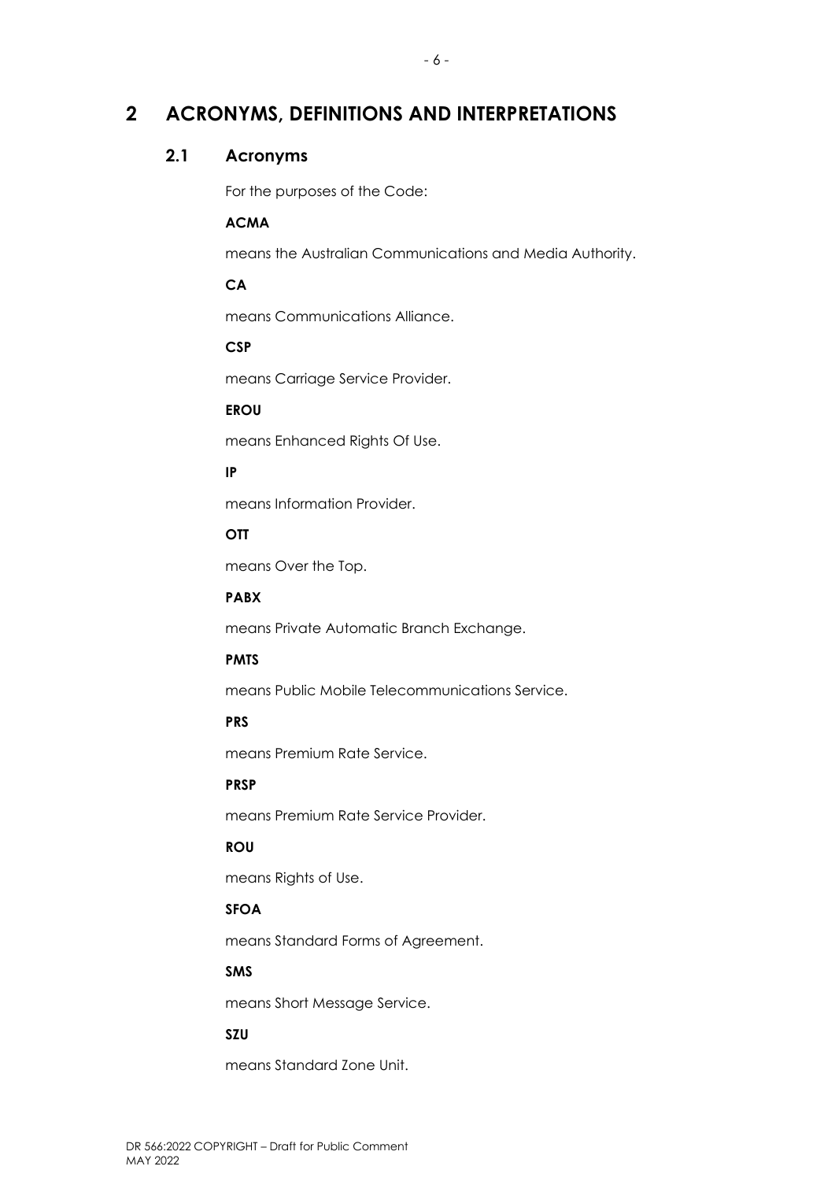# 2 ACRONYMS, DEFINITIONS AND INTERPRETATIONS

## 2.1 Acronyms

For the purposes of the Code:

**ACMA**

means the Australian Communications and Media Authority.

**CA**

means Communications Alliance.

**CSP**

means Carriage Service Provider.

**EROU**

means Enhanced Rights Of Use.

**IP**

means Information Provider.

**OTT**

means Over the Top.

**PABX**

means Private Automatic Branch Exchange.

**PMTS**

means Public Mobile Telecommunications Service.

**PRS**

means Premium Rate Service.

**PRSP**

means Premium Rate Service Provider.

**ROU**

means Rights of Use.

**SFOA**

means Standard Forms of Agreement.

**SMS**

means Short Message Service.

**SZU**

means Standard Zone Unit.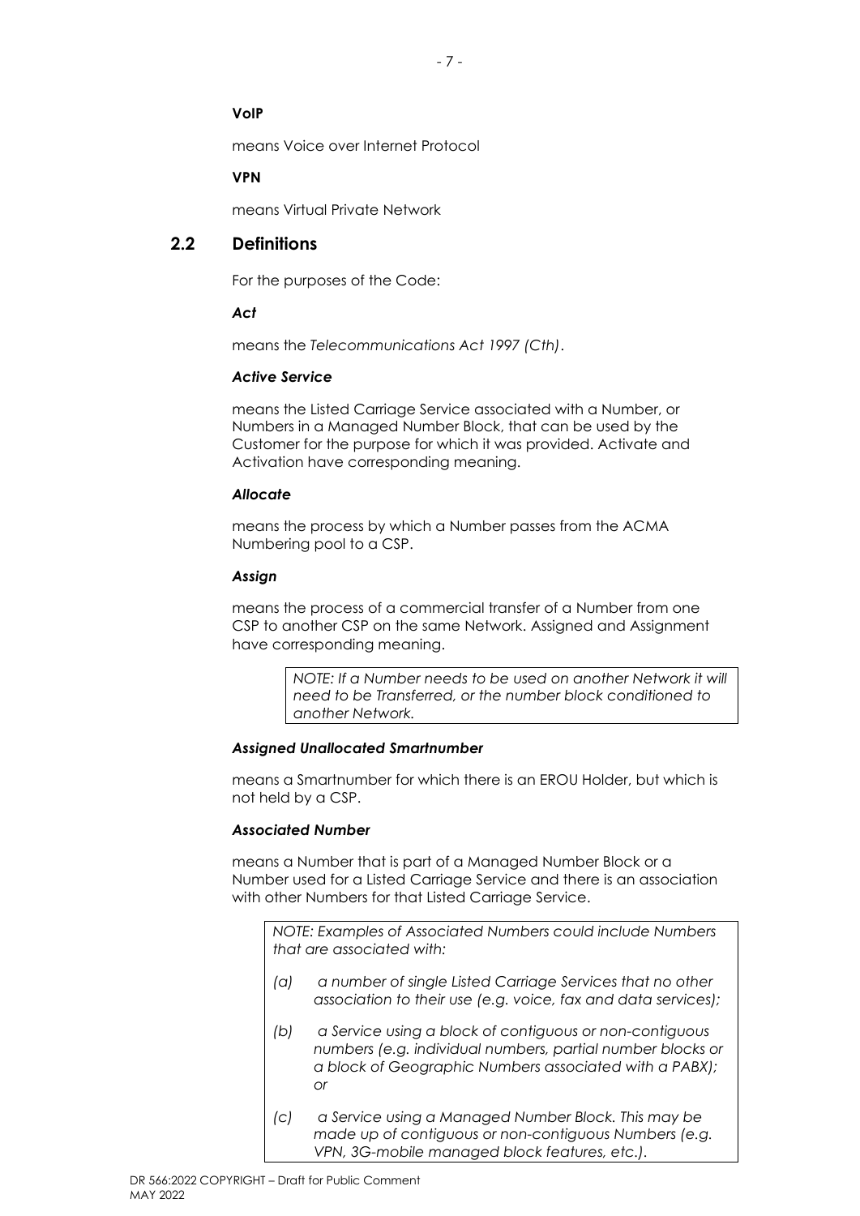**VoIP**

means Voice over Internet Protocol

**VPN**

means Virtual Private Network

## 2.2 Definitions

For the purposes of the Code:

***Act***

means the *Telecommunications Act 1997 (Cth)*.

***Active Service***

means the Listed Carriage Service associated with a Number, or Numbers in a Managed Number Block, that can be used by the Customer for the purpose for which it was provided. Activate and Activation have corresponding meaning.

***Allocate***

means the process by which a Number passes from the ACMA Numbering pool to a CSP.

***Assign***

means the process of a commercial transfer of a Number from one CSP to another CSP on the same Network. Assigned and Assignment have corresponding meaning.

> *NOTE: If a Number needs to be used on another Network it will need to be Transferred, or the number block conditioned to another Network.*

***Assigned Unallocated Smartnumber***

means a Smartnumber for which there is an EROU Holder, but which is not held by a CSP.

***Associated Number***

means a Number that is part of a Managed Number Block or a Number used for a Listed Carriage Service and there is an association with other Numbers for that Listed Carriage Service.

> *NOTE: Examples of Associated Numbers could include Numbers that are associated with:*
>
> *(a) a number of single Listed Carriage Services that no other association to their use (e.g. voice, fax and data services);*
>
> *(b) a Service using a block of contiguous or non-contiguous numbers (e.g. individual numbers, partial number blocks or a block of Geographic Numbers associated with a PABX); or*
>
> *(c) a Service using a Managed Number Block. This may be made up of contiguous or non-contiguous Numbers (e.g. VPN, 3G-mobile managed block features, etc.).*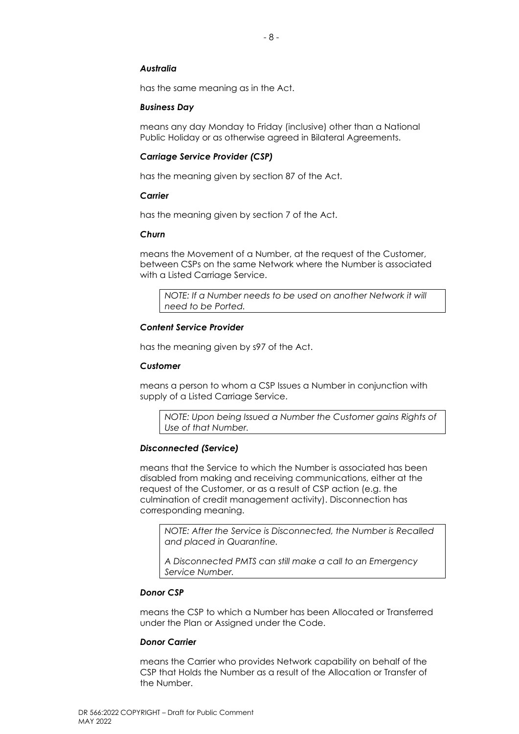***Australia***

has the same meaning as in the Act.

***Business Day***

means any day Monday to Friday (inclusive) other than a National Public Holiday or as otherwise agreed in Bilateral Agreements.

***Carriage Service Provider (CSP)***

has the meaning given by section 87 of the Act.

***Carrier***

has the meaning given by section 7 of the Act.

***Churn***

means the Movement of a Number, at the request of the Customer, between CSPs on the same Network where the Number is associated with a Listed Carriage Service.

> *NOTE: If a Number needs to be used on another Network it will need to be Ported.*

***Content Service Provider***

has the meaning given by s97 of the Act.

***Customer***

means a person to whom a CSP Issues a Number in conjunction with supply of a Listed Carriage Service.

> *NOTE: Upon being Issued a Number the Customer gains Rights of Use of that Number.*

***Disconnected (Service)***

means that the Service to which the Number is associated has been disabled from making and receiving communications, either at the request of the Customer, or as a result of CSP action (e.g. the culmination of credit management activity). Disconnection has corresponding meaning.

> *NOTE: After the Service is Disconnected, the Number is Recalled and placed in Quarantine.*
>
> *A Disconnected PMTS can still make a call to an Emergency Service Number.*

***Donor CSP***

means the CSP to which a Number has been Allocated or Transferred under the Plan or Assigned under the Code.

***Donor Carrier***

means the Carrier who provides Network capability on behalf of the CSP that Holds the Number as a result of the Allocation or Transfer of the Number.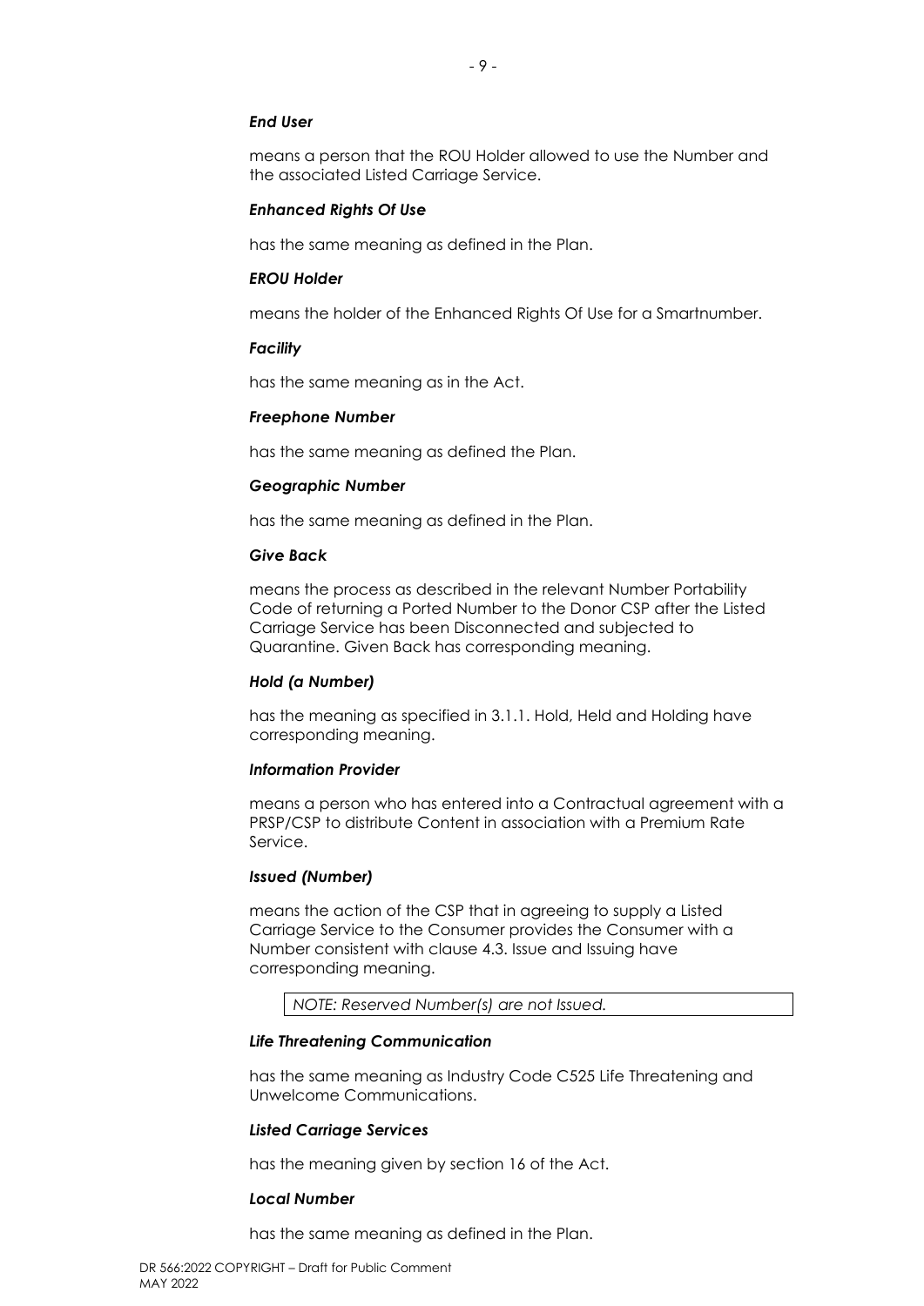***End User***

means a person that the ROU Holder allowed to use the Number and the associated Listed Carriage Service.

***Enhanced Rights Of Use***

has the same meaning as defined in the Plan.

***EROU Holder***

means the holder of the Enhanced Rights Of Use for a Smartnumber.

***Facility***

has the same meaning as in the Act.

***Freephone Number***

has the same meaning as defined the Plan.

***Geographic Number***

has the same meaning as defined in the Plan.

***Give Back***

means the process as described in the relevant Number Portability Code of returning a Ported Number to the Donor CSP after the Listed Carriage Service has been Disconnected and subjected to Quarantine. Given Back has corresponding meaning.

***Hold (a Number)***

has the meaning as specified in 3.1.1. Hold, Held and Holding have corresponding meaning.

***Information Provider***

means a person who has entered into a Contractual agreement with a PRSP/CSP to distribute Content in association with a Premium Rate Service.

***Issued (Number)***

means the action of the CSP that in agreeing to supply a Listed Carriage Service to the Consumer provides the Consumer with a Number consistent with clause 4.3. Issue and Issuing have corresponding meaning.

> *NOTE: Reserved Number(s) are not Issued.*

***Life Threatening Communication***

has the same meaning as Industry Code C525 Life Threatening and Unwelcome Communications.

***Listed Carriage Services***

has the meaning given by section 16 of the Act.

***Local Number***

has the same meaning as defined in the Plan.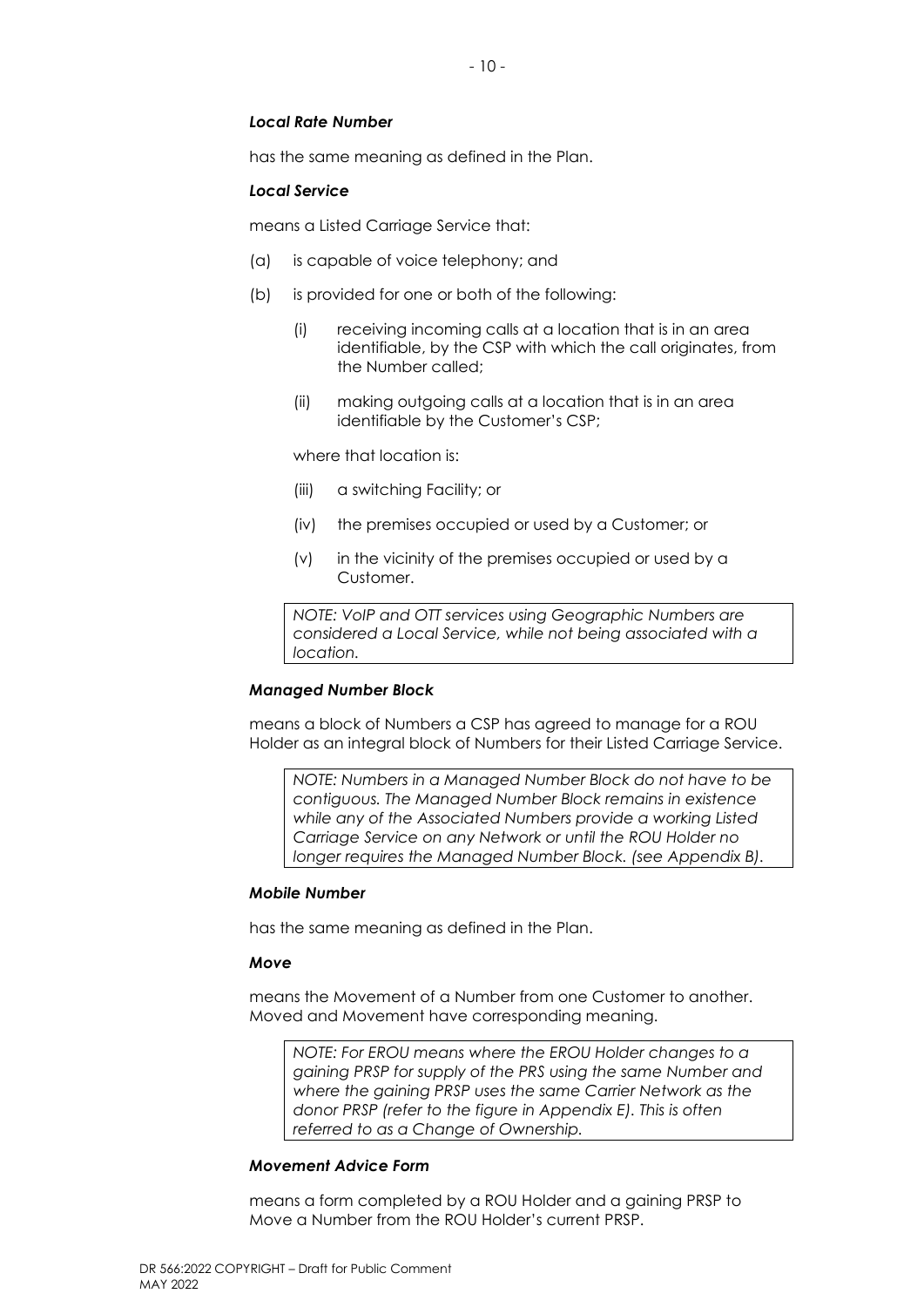***Local Rate Number***

has the same meaning as defined in the Plan.

***Local Service***

means a Listed Carriage Service that:

(a) is capable of voice telephony; and

(b) is provided for one or both of the following:

   (i) receiving incoming calls at a location that is in an area identifiable, by the CSP with which the call originates, from the Number called;

   (ii) making outgoing calls at a location that is in an area identifiable by the Customer's CSP;

   where that location is:

   (iii) a switching Facility; or

   (iv) the premises occupied or used by a Customer; or

   (v) in the vicinity of the premises occupied or used by a Customer.

> *NOTE: VoIP and OTT services using Geographic Numbers are considered a Local Service, while not being associated with a location.*

***Managed Number Block***

means a block of Numbers a CSP has agreed to manage for a ROU Holder as an integral block of Numbers for their Listed Carriage Service.

> *NOTE: Numbers in a Managed Number Block do not have to be contiguous. The Managed Number Block remains in existence while any of the Associated Numbers provide a working Listed Carriage Service on any Network or until the ROU Holder no longer requires the Managed Number Block. (see Appendix B).*

***Mobile Number***

has the same meaning as defined in the Plan.

***Move***

means the Movement of a Number from one Customer to another. Moved and Movement have corresponding meaning.

> *NOTE: For EROU means where the EROU Holder changes to a gaining PRSP for supply of the PRS using the same Number and where the gaining PRSP uses the same Carrier Network as the donor PRSP (refer to the figure in Appendix E). This is often referred to as a Change of Ownership.*

***Movement Advice Form***

means a form completed by a ROU Holder and a gaining PRSP to Move a Number from the ROU Holder's current PRSP.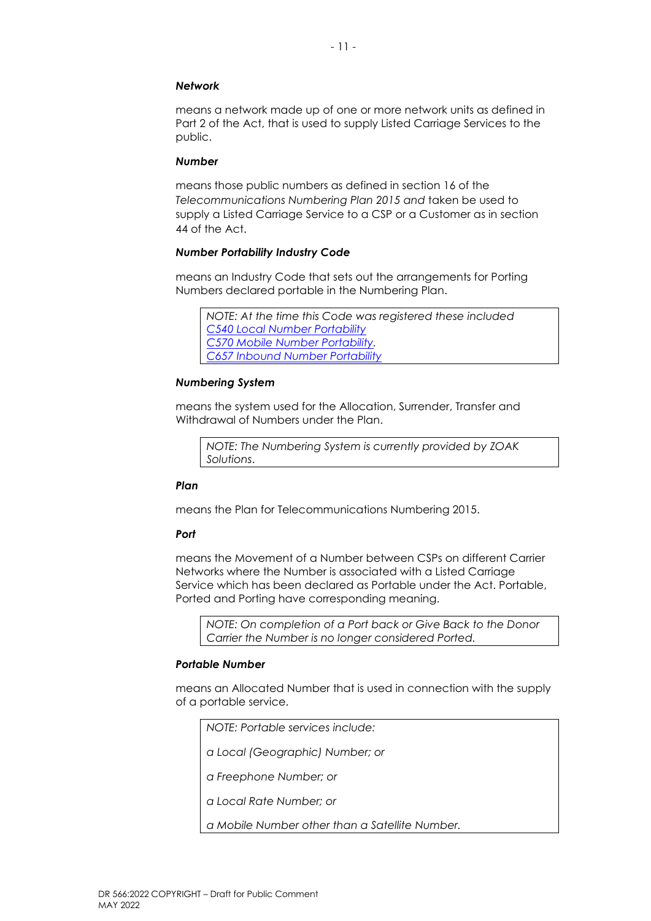***Network***

means a network made up of one or more network units as defined in Part 2 of the Act, that is used to supply Listed Carriage Services to the public.

***Number***

means those public numbers as defined in section 16 of the *Telecommunications Numbering Plan 2015 and* taken be used to supply a Listed Carriage Service to a CSP or a Customer as in section 44 of the Act.

***Number Portability Industry Code***

means an Industry Code that sets out the arrangements for Porting Numbers declared portable in the Numbering Plan.

> *NOTE: At the time this Code was registered these included*
> *C540 Local Number Portability*
> *C570 Mobile Number Portability*.
> *C657 Inbound Number Portability*

***Numbering System***

means the system used for the Allocation, Surrender, Transfer and Withdrawal of Numbers under the Plan.

> *NOTE: The Numbering System is currently provided by ZOAK Solutions*.

***Plan***

means the Plan for Telecommunications Numbering 2015.

***Port***

means the Movement of a Number between CSPs on different Carrier Networks where the Number is associated with a Listed Carriage Service which has been declared as Portable under the Act. Portable, Ported and Porting have corresponding meaning.

> *NOTE: On completion of a Port back or Give Back to the Donor Carrier the Number is no longer considered Ported.*

***Portable Number***

means an Allocated Number that is used in connection with the supply of a portable service.

> *NOTE: Portable services include:*
>
> *a Local (Geographic) Number; or*
>
> *a Freephone Number; or*
>
> *a Local Rate Number; or*
>
> *a Mobile Number other than a Satellite Number.*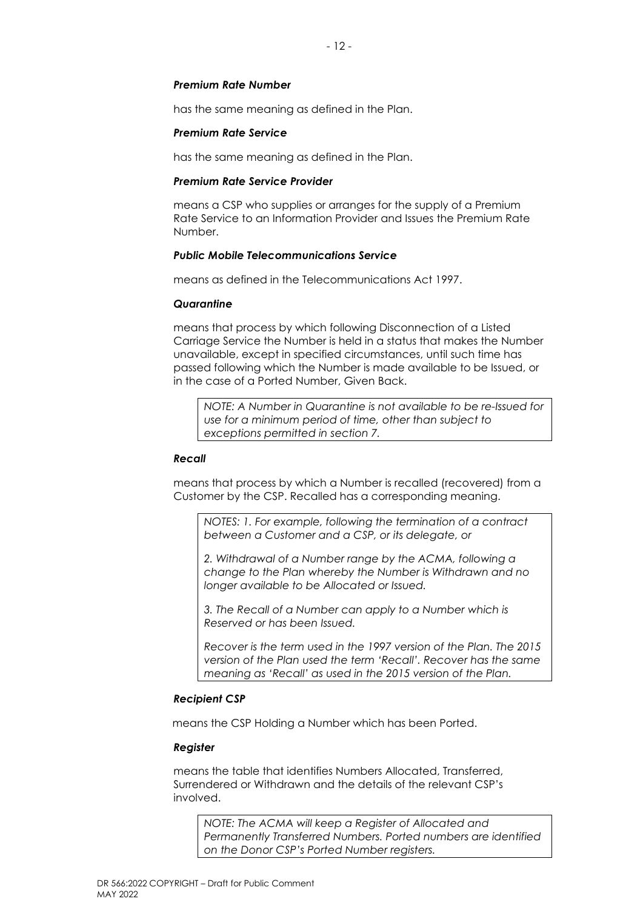***Premium Rate Number***

has the same meaning as defined in the Plan.

***Premium Rate Service***

has the same meaning as defined in the Plan.

***Premium Rate Service Provider***

means a CSP who supplies or arranges for the supply of a Premium Rate Service to an Information Provider and Issues the Premium Rate Number.

***Public Mobile Telecommunications Service***

means as defined in the Telecommunications Act 1997.

***Quarantine***

means that process by which following Disconnection of a Listed Carriage Service the Number is held in a status that makes the Number unavailable, except in specified circumstances, until such time has passed following which the Number is made available to be Issued, or in the case of a Ported Number, Given Back.

> *NOTE: A Number in Quarantine is not available to be re-Issued for use for a minimum period of time, other than subject to exceptions permitted in section 7.*

***Recall***

means that process by which a Number is recalled (recovered) from a Customer by the CSP. Recalled has a corresponding meaning.

> *NOTES: 1. For example, following the termination of a contract between a Customer and a CSP, or its delegate, or*
>
> *2. Withdrawal of a Number range by the ACMA, following a change to the Plan whereby the Number is Withdrawn and no longer available to be Allocated or Issued.*
>
> *3. The Recall of a Number can apply to a Number which is Reserved or has been Issued.*
>
> *Recover is the term used in the 1997 version of the Plan. The 2015 version of the Plan used the term 'Recall'. Recover has the same meaning as 'Recall' as used in the 2015 version of the Plan.*

***Recipient CSP***

means the CSP Holding a Number which has been Ported.

***Register***

means the table that identifies Numbers Allocated, Transferred, Surrendered or Withdrawn and the details of the relevant CSP's involved.

> *NOTE: The ACMA will keep a Register of Allocated and Permanently Transferred Numbers. Ported numbers are identified on the Donor CSP's Ported Number registers.*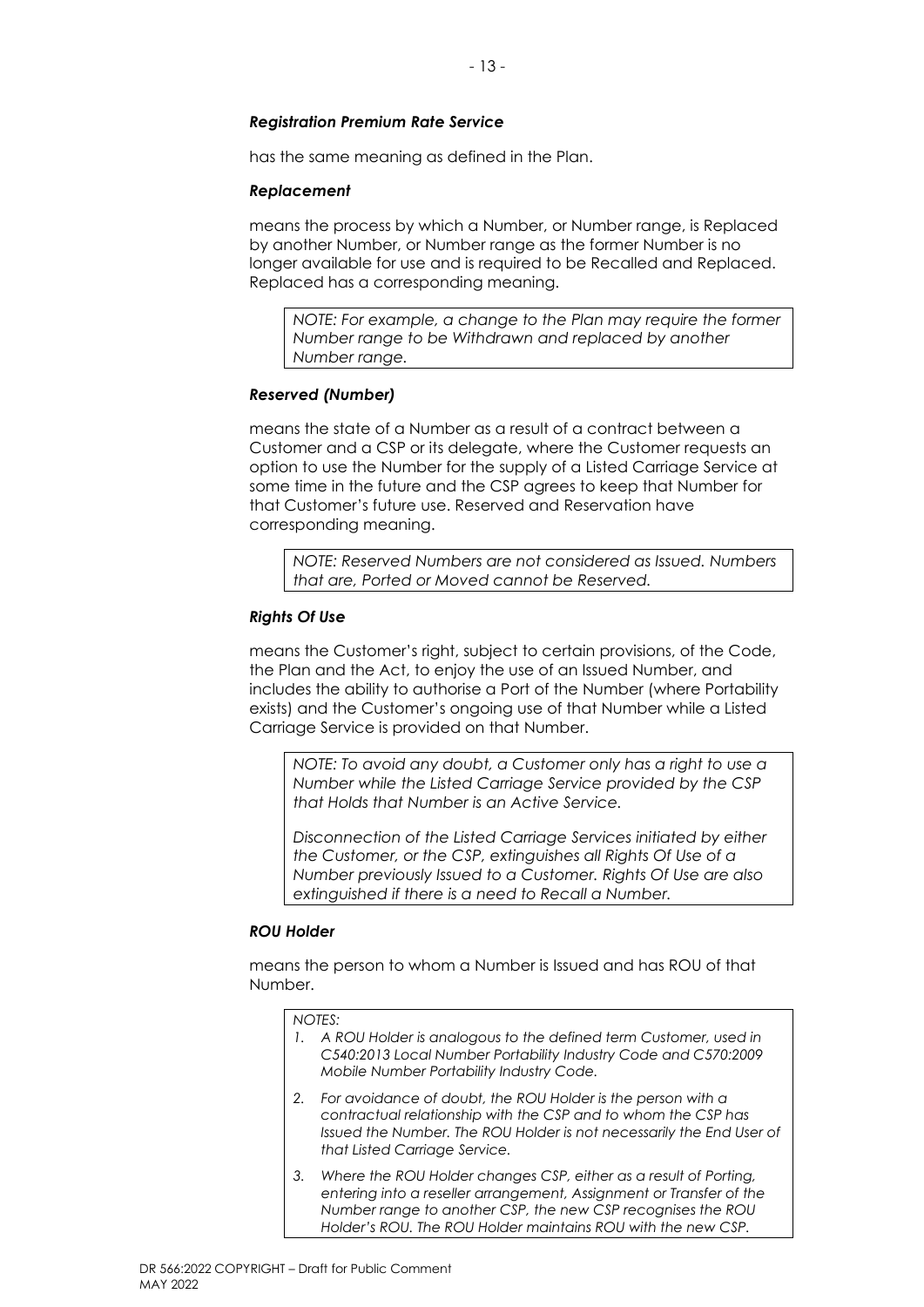***Registration Premium Rate Service***

has the same meaning as defined in the Plan.

***Replacement***

means the process by which a Number, or Number range, is Replaced by another Number, or Number range as the former Number is no longer available for use and is required to be Recalled and Replaced. Replaced has a corresponding meaning.

> *NOTE: For example, a change to the Plan may require the former Number range to be Withdrawn and replaced by another Number range.*

***Reserved (Number)***

means the state of a Number as a result of a contract between a Customer and a CSP or its delegate, where the Customer requests an option to use the Number for the supply of a Listed Carriage Service at some time in the future and the CSP agrees to keep that Number for that Customer's future use. Reserved and Reservation have corresponding meaning.

> *NOTE: Reserved Numbers are not considered as Issued. Numbers that are, Ported or Moved cannot be Reserved.*

***Rights Of Use***

means the Customer's right, subject to certain provisions, of the Code, the Plan and the Act, to enjoy the use of an Issued Number, and includes the ability to authorise a Port of the Number (where Portability exists) and the Customer's ongoing use of that Number while a Listed Carriage Service is provided on that Number.

> *NOTE: To avoid any doubt, a Customer only has a right to use a Number while the Listed Carriage Service provided by the CSP that Holds that Number is an Active Service.*
>
> *Disconnection of the Listed Carriage Services initiated by either the Customer, or the CSP, extinguishes all Rights Of Use of a Number previously Issued to a Customer. Rights Of Use are also extinguished if there is a need to Recall a Number.*

***ROU Holder***

means the person to whom a Number is Issued and has ROU of that Number.

> *NOTES:*
>
> 1. *A ROU Holder is analogous to the defined term Customer, used in C540:2013 Local Number Portability Industry Code and C570:2009 Mobile Number Portability Industry Code.*
> 2. *For avoidance of doubt, the ROU Holder is the person with a contractual relationship with the CSP and to whom the CSP has Issued the Number. The ROU Holder is not necessarily the End User of that Listed Carriage Service.*
> 3. *Where the ROU Holder changes CSP, either as a result of Porting, entering into a reseller arrangement, Assignment or Transfer of the Number range to another CSP, the new CSP recognises the ROU Holder's ROU. The ROU Holder maintains ROU with the new CSP.*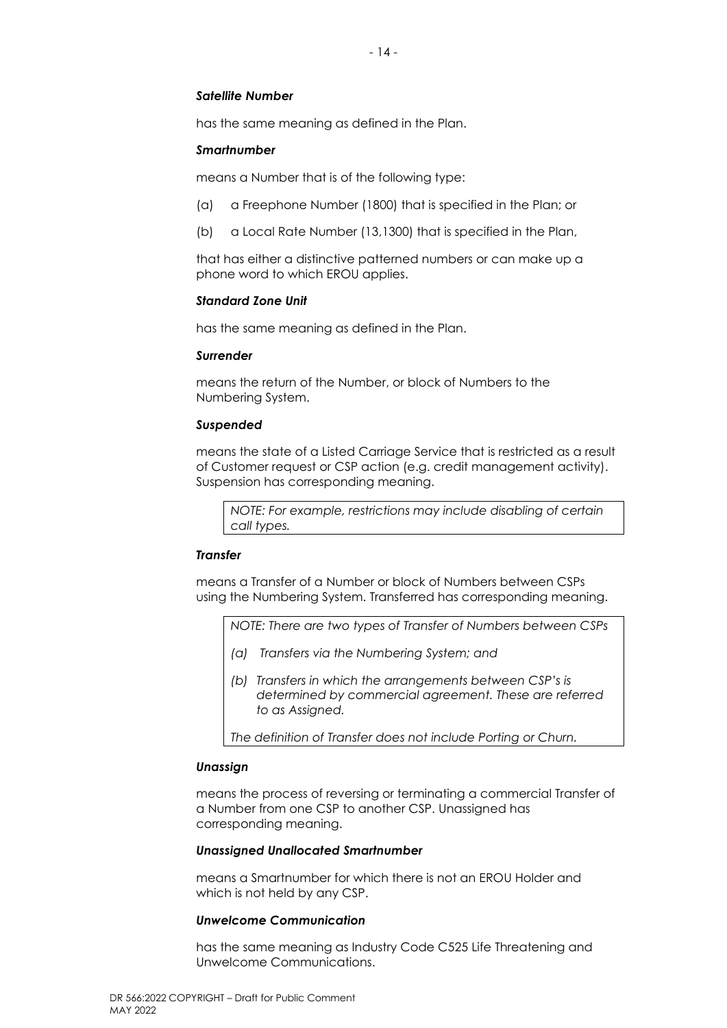***Satellite Number***

has the same meaning as defined in the Plan.

***Smartnumber***

means a Number that is of the following type:

(a) a Freephone Number (1800) that is specified in the Plan; or

(b) a Local Rate Number (13,1300) that is specified in the Plan,

that has either a distinctive patterned numbers or can make up a phone word to which EROU applies.

***Standard Zone Unit***

has the same meaning as defined in the Plan.

***Surrender***

means the return of the Number, or block of Numbers to the Numbering System.

***Suspended***

means the state of a Listed Carriage Service that is restricted as a result of Customer request or CSP action (e.g. credit management activity). Suspension has corresponding meaning.

> *NOTE: For example, restrictions may include disabling of certain call types.*

***Transfer***

means a Transfer of a Number or block of Numbers between CSPs using the Numbering System. Transferred has corresponding meaning.

> *NOTE: There are two types of Transfer of Numbers between CSPs*
>
> *(a) Transfers via the Numbering System; and*
>
> *(b) Transfers in which the arrangements between CSP's is determined by commercial agreement. These are referred to as Assigned.*
>
> *The definition of Transfer does not include Porting or Churn.*

***Unassign***

means the process of reversing or terminating a commercial Transfer of a Number from one CSP to another CSP. Unassigned has corresponding meaning.

***Unassigned Unallocated Smartnumber***

means a Smartnumber for which there is not an EROU Holder and which is not held by any CSP.

***Unwelcome Communication***

has the same meaning as Industry Code C525 Life Threatening and Unwelcome Communications.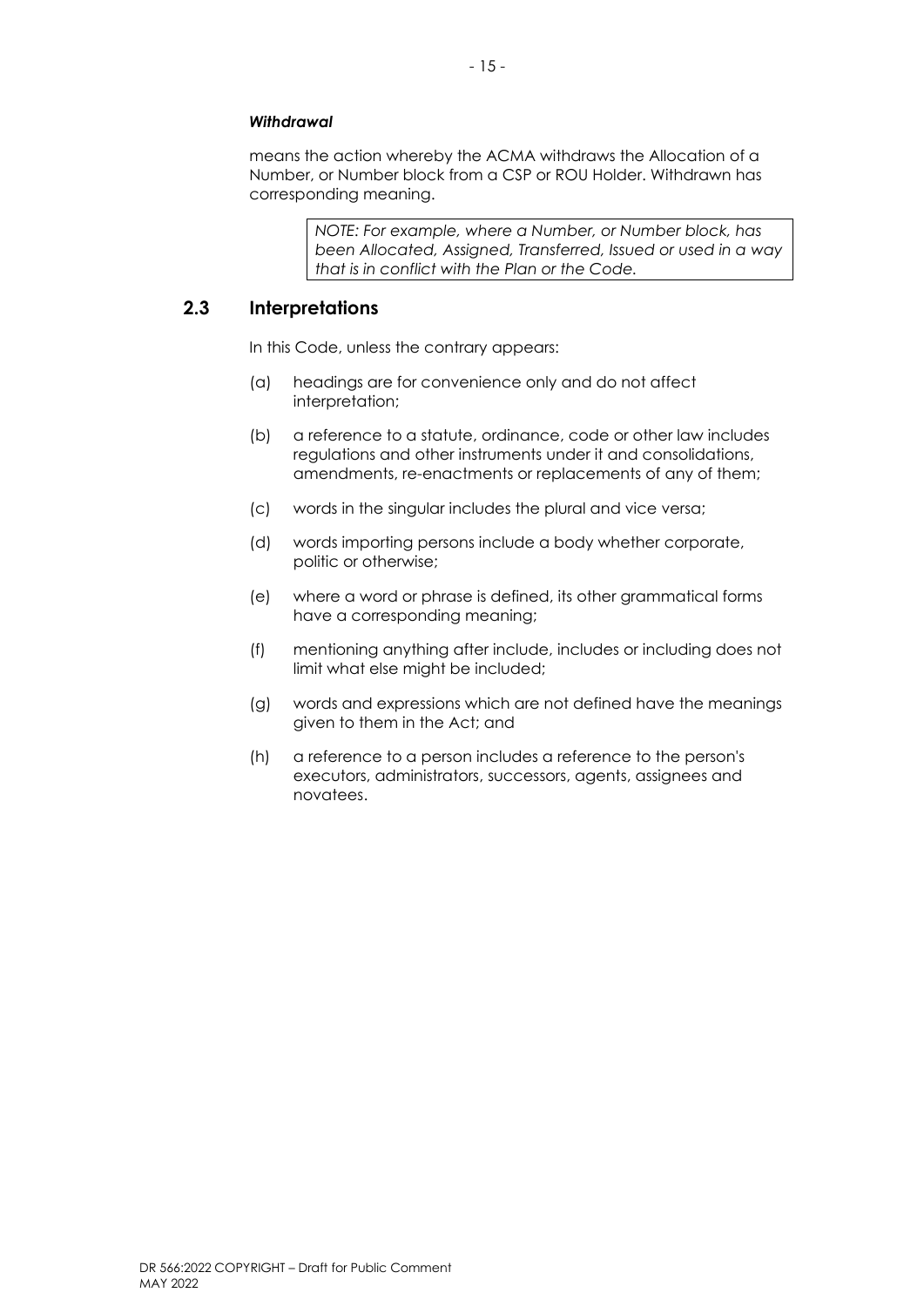***Withdrawal***

means the action whereby the ACMA withdraws the Allocation of a Number, or Number block from a CSP or ROU Holder. Withdrawn has corresponding meaning.

> *NOTE: For example, where a Number, or Number block, has been Allocated, Assigned, Transferred, Issued or used in a way that is in conflict with the Plan or the Code.*

## 2.3 Interpretations

In this Code, unless the contrary appears:

(a) headings are for convenience only and do not affect interpretation;

(b) a reference to a statute, ordinance, code or other law includes regulations and other instruments under it and consolidations, amendments, re-enactments or replacements of any of them;

(c) words in the singular includes the plural and vice versa;

(d) words importing persons include a body whether corporate, politic or otherwise;

(e) where a word or phrase is defined, its other grammatical forms have a corresponding meaning;

(f) mentioning anything after include, includes or including does not limit what else might be included;

(g) words and expressions which are not defined have the meanings given to them in the Act; and

(h) a reference to a person includes a reference to the person's executors, administrators, successors, agents, assignees and novatees.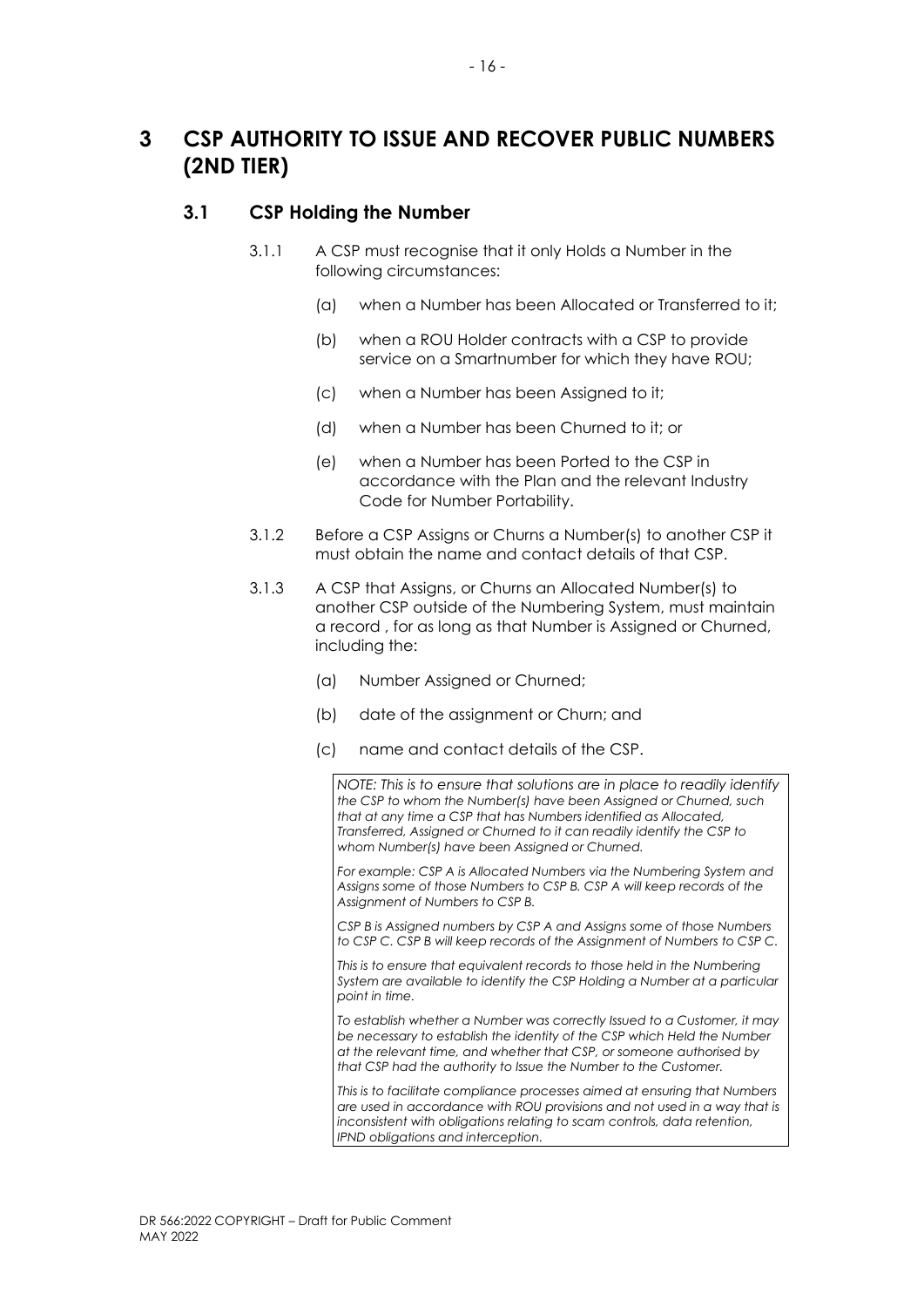# 3 CSP AUTHORITY TO ISSUE AND RECOVER PUBLIC NUMBERS (2ND TIER)

## 3.1 CSP Holding the Number

3.1.1 A CSP must recognise that it only Holds a Number in the following circumstances:

(a) when a Number has been Allocated or Transferred to it;

(b) when a ROU Holder contracts with a CSP to provide service on a Smartnumber for which they have ROU;

(c) when a Number has been Assigned to it;

(d) when a Number has been Churned to it; or

(e) when a Number has been Ported to the CSP in accordance with the Plan and the relevant Industry Code for Number Portability.

3.1.2 Before a CSP Assigns or Churns a Number(s) to another CSP it must obtain the name and contact details of that CSP.

3.1.3 A CSP that Assigns, or Churns an Allocated Number(s) to another CSP outside of the Numbering System, must maintain a record , for as long as that Number is Assigned or Churned, including the:

(a) Number Assigned or Churned;

(b) date of the assignment or Churn; and

(c) name and contact details of the CSP.

> *NOTE: This is to ensure that solutions are in place to readily identify the CSP to whom the Number(s) have been Assigned or Churned, such that at any time a CSP that has Numbers identified as Allocated, Transferred, Assigned or Churned to it can readily identify the CSP to whom Number(s) have been Assigned or Churned.*
>
> *For example: CSP A is Allocated Numbers via the Numbering System and Assigns some of those Numbers to CSP B. CSP A will keep records of the Assignment of Numbers to CSP B.*
>
> *CSP B is Assigned numbers by CSP A and Assigns some of those Numbers to CSP C. CSP B will keep records of the Assignment of Numbers to CSP C.*
>
> *This is to ensure that equivalent records to those held in the Numbering System are available to identify the CSP Holding a Number at a particular point in time.*
>
> *To establish whether a Number was correctly Issued to a Customer, it may be necessary to establish the identity of the CSP which Held the Number at the relevant time, and whether that CSP, or someone authorised by that CSP had the authority to Issue the Number to the Customer.*
>
> *This is to facilitate compliance processes aimed at ensuring that Numbers are used in accordance with ROU provisions and not used in a way that is inconsistent with obligations relating to scam controls, data retention, IPND obligations and interception.*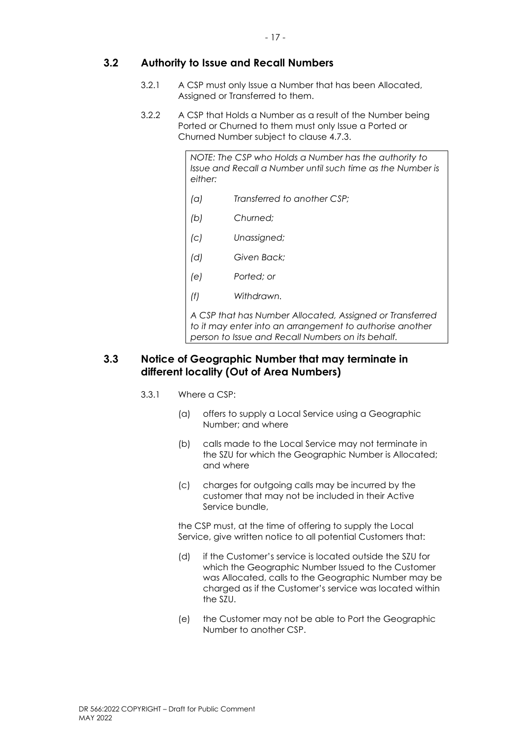## 3.2 Authority to Issue and Recall Numbers

3.2.1 A CSP must only Issue a Number that has been Allocated, Assigned or Transferred to them.

3.2.2 A CSP that Holds a Number as a result of the Number being Ported or Churned to them must only Issue a Ported or Churned Number subject to clause 4.7.3.

> *NOTE: The CSP who Holds a Number has the authority to Issue and Recall a Number until such time as the Number is either:*
>
> *(a) Transferred to another CSP;*
>
> *(b) Churned;*
>
> *(c) Unassigned;*
>
> *(d) Given Back;*
>
> *(e) Ported; or*
>
> *(f) Withdrawn.*
>
> *A CSP that has Number Allocated, Assigned or Transferred to it may enter into an arrangement to authorise another person to Issue and Recall Numbers on its behalf.*

## 3.3 Notice of Geographic Number that may terminate in different locality (Out of Area Numbers)

3.3.1 Where a CSP:

(a) offers to supply a Local Service using a Geographic Number; and where

(b) calls made to the Local Service may not terminate in the SZU for which the Geographic Number is Allocated; and where

(c) charges for outgoing calls may be incurred by the customer that may not be included in their Active Service bundle,

the CSP must, at the time of offering to supply the Local Service, give written notice to all potential Customers that:

(d) if the Customer's service is located outside the SZU for which the Geographic Number Issued to the Customer was Allocated, calls to the Geographic Number may be charged as if the Customer's service was located within the SZU.

(e) the Customer may not be able to Port the Geographic Number to another CSP.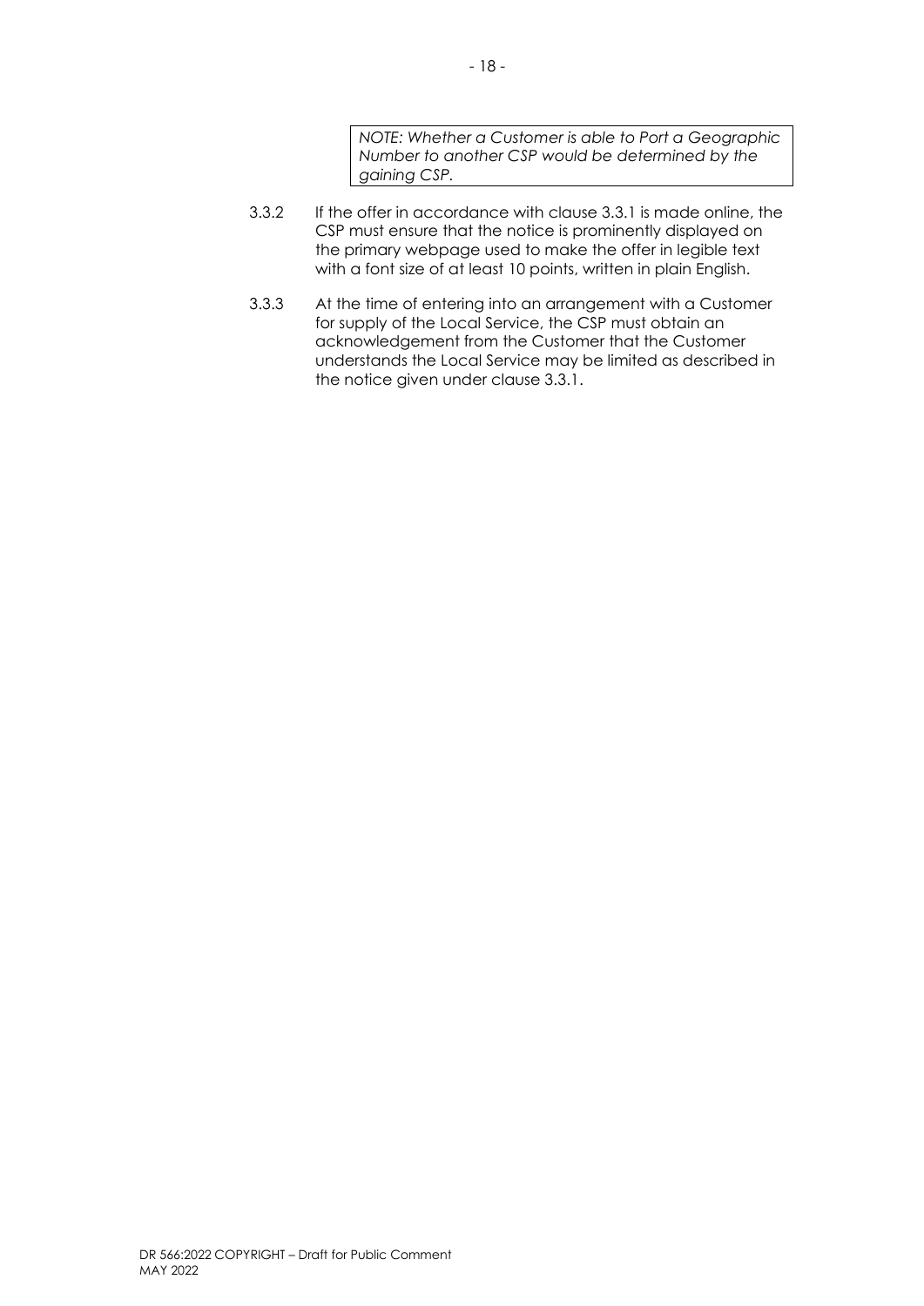> *NOTE: Whether a Customer is able to Port a Geographic Number to another CSP would be determined by the gaining CSP.*

3.3.2 If the offer in accordance with clause 3.3.1 is made online, the CSP must ensure that the notice is prominently displayed on the primary webpage used to make the offer in legible text with a font size of at least 10 points, written in plain English.

3.3.3 At the time of entering into an arrangement with a Customer for supply of the Local Service, the CSP must obtain an acknowledgement from the Customer that the Customer understands the Local Service may be limited as described in the notice given under clause 3.3.1.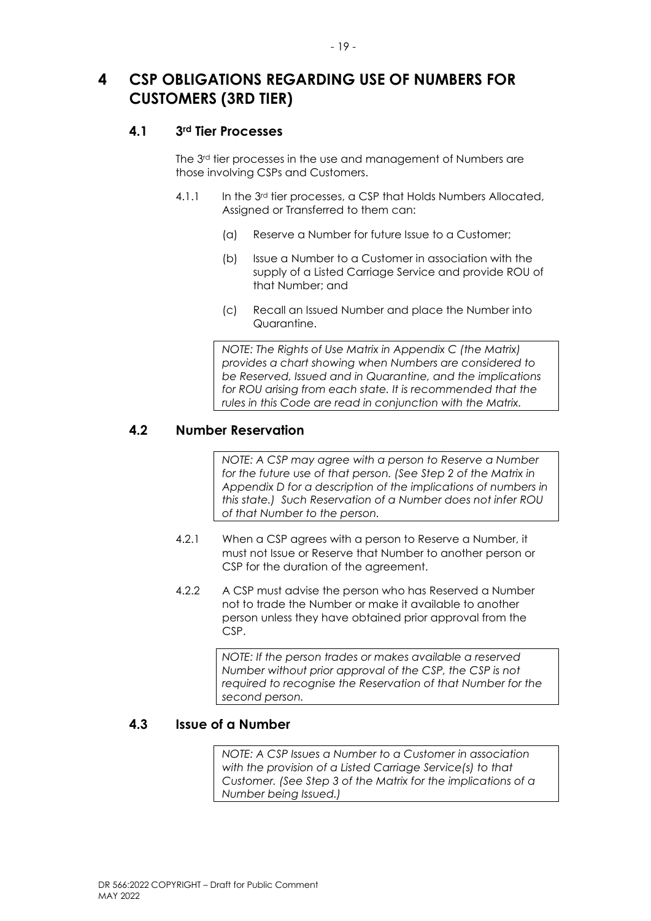# 4 CSP OBLIGATIONS REGARDING USE OF NUMBERS FOR CUSTOMERS (3RD TIER)

## 4.1 3rd Tier Processes

The 3rd tier processes in the use and management of Numbers are those involving CSPs and Customers.

4.1.1 In the 3rd tier processes, a CSP that Holds Numbers Allocated, Assigned or Transferred to them can:

(a) Reserve a Number for future Issue to a Customer;

(b) Issue a Number to a Customer in association with the supply of a Listed Carriage Service and provide ROU of that Number; and

(c) Recall an Issued Number and place the Number into Quarantine.

*NOTE: The Rights of Use Matrix in Appendix C (the Matrix) provides a chart showing when Numbers are considered to be Reserved, Issued and in Quarantine, and the implications for ROU arising from each state. It is recommended that the rules in this Code are read in conjunction with the Matrix.*

## 4.2 Number Reservation

*NOTE: A CSP may agree with a person to Reserve a Number for the future use of that person. (See Step 2 of the Matrix in Appendix D for a description of the implications of numbers in this state.) Such Reservation of a Number does not infer ROU of that Number to the person.*

4.2.1 When a CSP agrees with a person to Reserve a Number, it must not Issue or Reserve that Number to another person or CSP for the duration of the agreement.

4.2.2 A CSP must advise the person who has Reserved a Number not to trade the Number or make it available to another person unless they have obtained prior approval from the CSP.

*NOTE: If the person trades or makes available a reserved Number without prior approval of the CSP, the CSP is not required to recognise the Reservation of that Number for the second person.*

## 4.3 Issue of a Number

*NOTE: A CSP Issues a Number to a Customer in association with the provision of a Listed Carriage Service(s) to that Customer. (See Step 3 of the Matrix for the implications of a Number being Issued.)*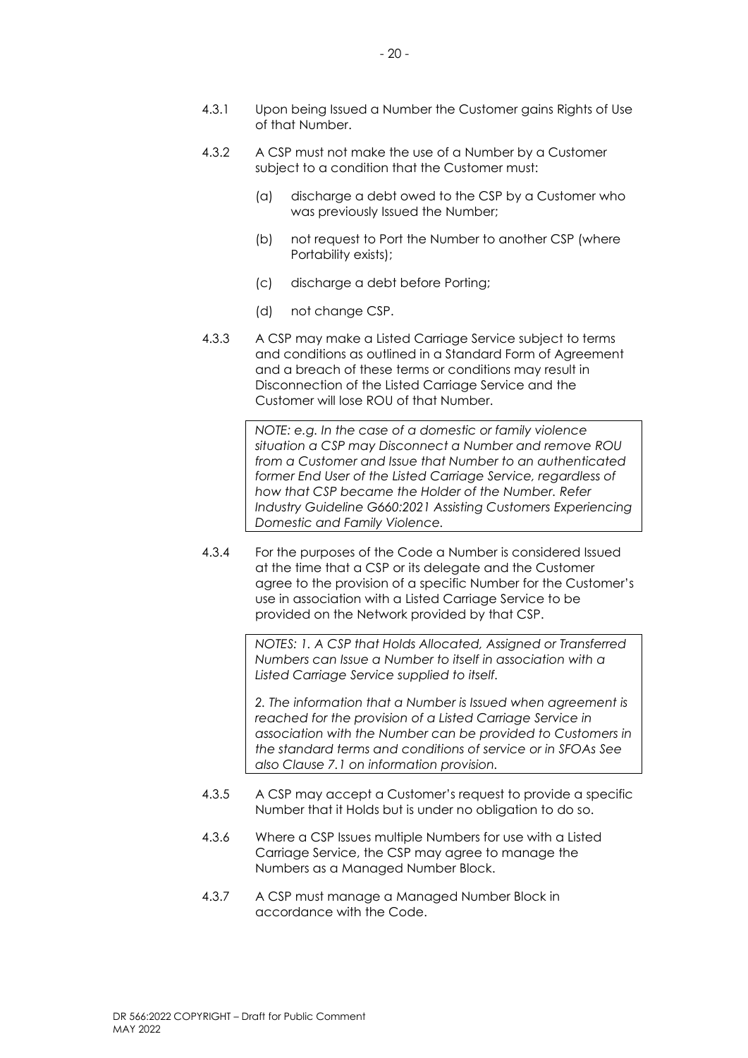4.3.1 Upon being Issued a Number the Customer gains Rights of Use of that Number.

4.3.2 A CSP must not make the use of a Number by a Customer subject to a condition that the Customer must:

(a) discharge a debt owed to the CSP by a Customer who was previously Issued the Number;

(b) not request to Port the Number to another CSP (where Portability exists);

(c) discharge a debt before Porting;

(d) not change CSP.

4.3.3 A CSP may make a Listed Carriage Service subject to terms and conditions as outlined in a Standard Form of Agreement and a breach of these terms or conditions may result in Disconnection of the Listed Carriage Service and the Customer will lose ROU of that Number.

> *NOTE: e.g. In the case of a domestic or family violence situation a CSP may Disconnect a Number and remove ROU from a Customer and Issue that Number to an authenticated former End User of the Listed Carriage Service, regardless of how that CSP became the Holder of the Number. Refer Industry Guideline G660:2021 Assisting Customers Experiencing Domestic and Family Violence.*

4.3.4 For the purposes of the Code a Number is considered Issued at the time that a CSP or its delegate and the Customer agree to the provision of a specific Number for the Customer's use in association with a Listed Carriage Service to be provided on the Network provided by that CSP.

> *NOTES: 1. A CSP that Holds Allocated, Assigned or Transferred Numbers can Issue a Number to itself in association with a Listed Carriage Service supplied to itself.*
>
> *2. The information that a Number is Issued when agreement is reached for the provision of a Listed Carriage Service in association with the Number can be provided to Customers in the standard terms and conditions of service or in SFOAs See also Clause 7.1 on information provision.*

4.3.5 A CSP may accept a Customer's request to provide a specific Number that it Holds but is under no obligation to do so.

4.3.6 Where a CSP Issues multiple Numbers for use with a Listed Carriage Service, the CSP may agree to manage the Numbers as a Managed Number Block.

4.3.7 A CSP must manage a Managed Number Block in accordance with the Code.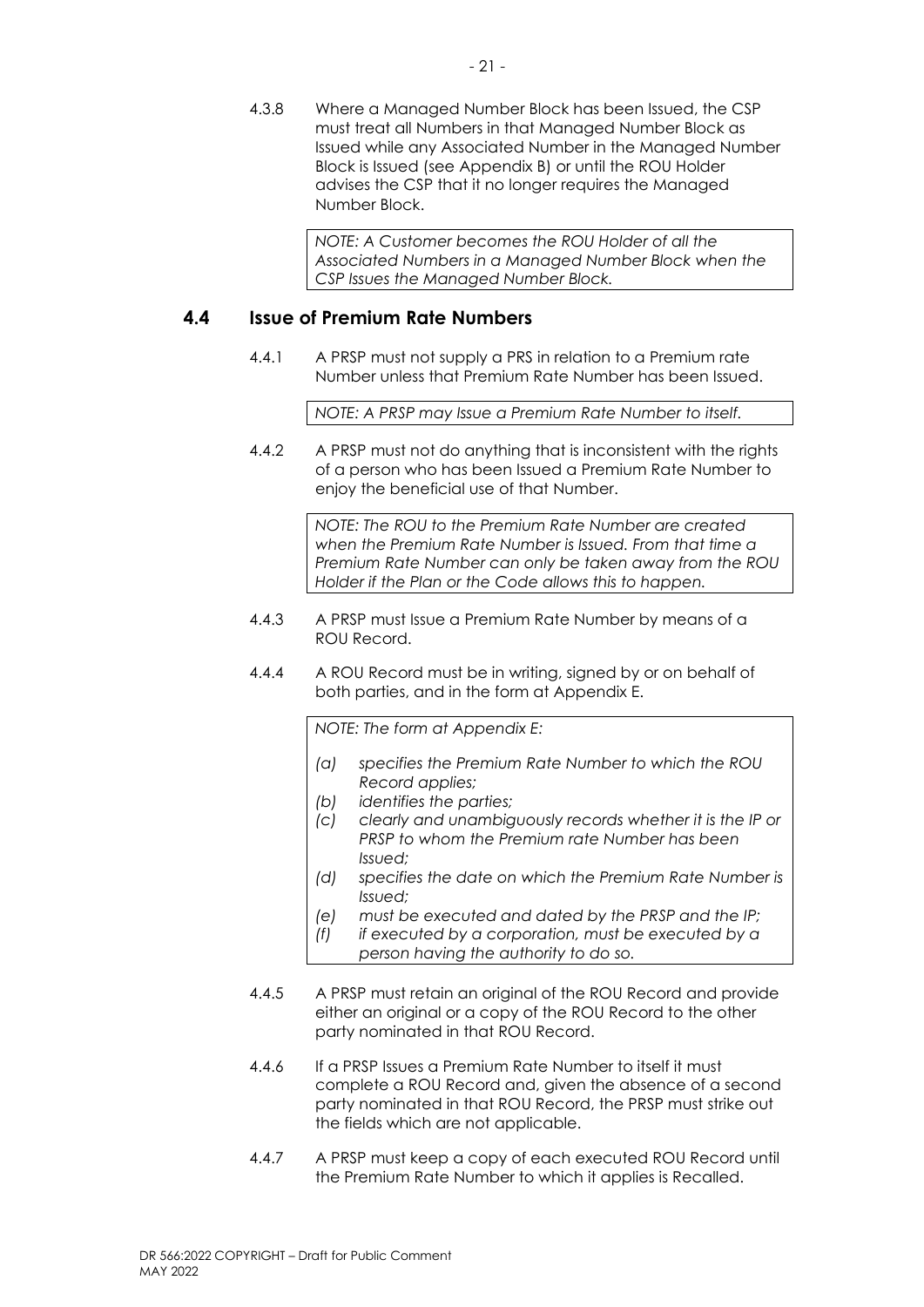4.3.8 Where a Managed Number Block has been Issued, the CSP must treat all Numbers in that Managed Number Block as Issued while any Associated Number in the Managed Number Block is Issued (see Appendix B) or until the ROU Holder advises the CSP that it no longer requires the Managed Number Block.

> *NOTE: A Customer becomes the ROU Holder of all the Associated Numbers in a Managed Number Block when the CSP Issues the Managed Number Block.*

## 4.4 Issue of Premium Rate Numbers

4.4.1 A PRSP must not supply a PRS in relation to a Premium rate Number unless that Premium Rate Number has been Issued.

> *NOTE: A PRSP may Issue a Premium Rate Number to itself.*

4.4.2 A PRSP must not do anything that is inconsistent with the rights of a person who has been Issued a Premium Rate Number to enjoy the beneficial use of that Number.

> *NOTE: The ROU to the Premium Rate Number are created when the Premium Rate Number is Issued. From that time a Premium Rate Number can only be taken away from the ROU Holder if the Plan or the Code allows this to happen.*

4.4.3 A PRSP must Issue a Premium Rate Number by means of a ROU Record.

4.4.4 A ROU Record must be in writing, signed by or on behalf of both parties, and in the form at Appendix E.

> *NOTE: The form at Appendix E:*
>
> *(a) specifies the Premium Rate Number to which the ROU Record applies;*
> *(b) identifies the parties;*
> *(c) clearly and unambiguously records whether it is the IP or PRSP to whom the Premium rate Number has been Issued;*
> *(d) specifies the date on which the Premium Rate Number is Issued;*
> *(e) must be executed and dated by the PRSP and the IP;*
> *(f) if executed by a corporation, must be executed by a person having the authority to do so.*

4.4.5 A PRSP must retain an original of the ROU Record and provide either an original or a copy of the ROU Record to the other party nominated in that ROU Record.

4.4.6 If a PRSP Issues a Premium Rate Number to itself it must complete a ROU Record and, given the absence of a second party nominated in that ROU Record, the PRSP must strike out the fields which are not applicable.

4.4.7 A PRSP must keep a copy of each executed ROU Record until the Premium Rate Number to which it applies is Recalled.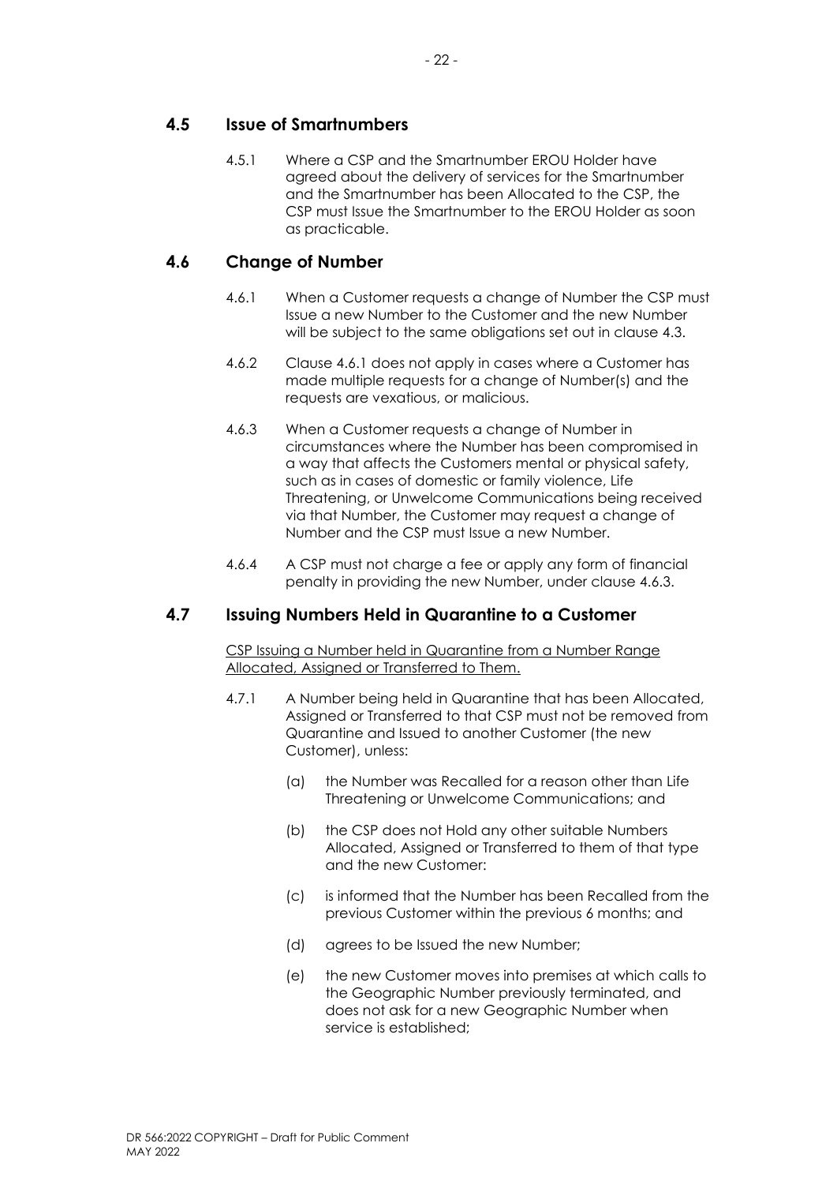## 4.5 Issue of Smartnumbers

4.5.1 Where a CSP and the Smartnumber EROU Holder have agreed about the delivery of services for the Smartnumber and the Smartnumber has been Allocated to the CSP, the CSP must Issue the Smartnumber to the EROU Holder as soon as practicable.

## 4.6 Change of Number

4.6.1 When a Customer requests a change of Number the CSP must Issue a new Number to the Customer and the new Number will be subject to the same obligations set out in clause 4.3.

4.6.2 Clause 4.6.1 does not apply in cases where a Customer has made multiple requests for a change of Number(s) and the requests are vexatious, or malicious.

4.6.3 When a Customer requests a change of Number in circumstances where the Number has been compromised in a way that affects the Customers mental or physical safety, such as in cases of domestic or family violence, Life Threatening, or Unwelcome Communications being received via that Number, the Customer may request a change of Number and the CSP must Issue a new Number.

4.6.4 A CSP must not charge a fee or apply any form of financial penalty in providing the new Number, under clause 4.6.3.

## 4.7 Issuing Numbers Held in Quarantine to a Customer

<u>CSP Issuing a Number held in Quarantine from a Number Range Allocated, Assigned or Transferred to Them.</u>

4.7.1 A Number being held in Quarantine that has been Allocated, Assigned or Transferred to that CSP must not be removed from Quarantine and Issued to another Customer (the new Customer), unless:

(a) the Number was Recalled for a reason other than Life Threatening or Unwelcome Communications; and

(b) the CSP does not Hold any other suitable Numbers Allocated, Assigned or Transferred to them of that type and the new Customer:

(c) is informed that the Number has been Recalled from the previous Customer within the previous 6 months; and

(d) agrees to be Issued the new Number;

(e) the new Customer moves into premises at which calls to the Geographic Number previously terminated, and does not ask for a new Geographic Number when service is established;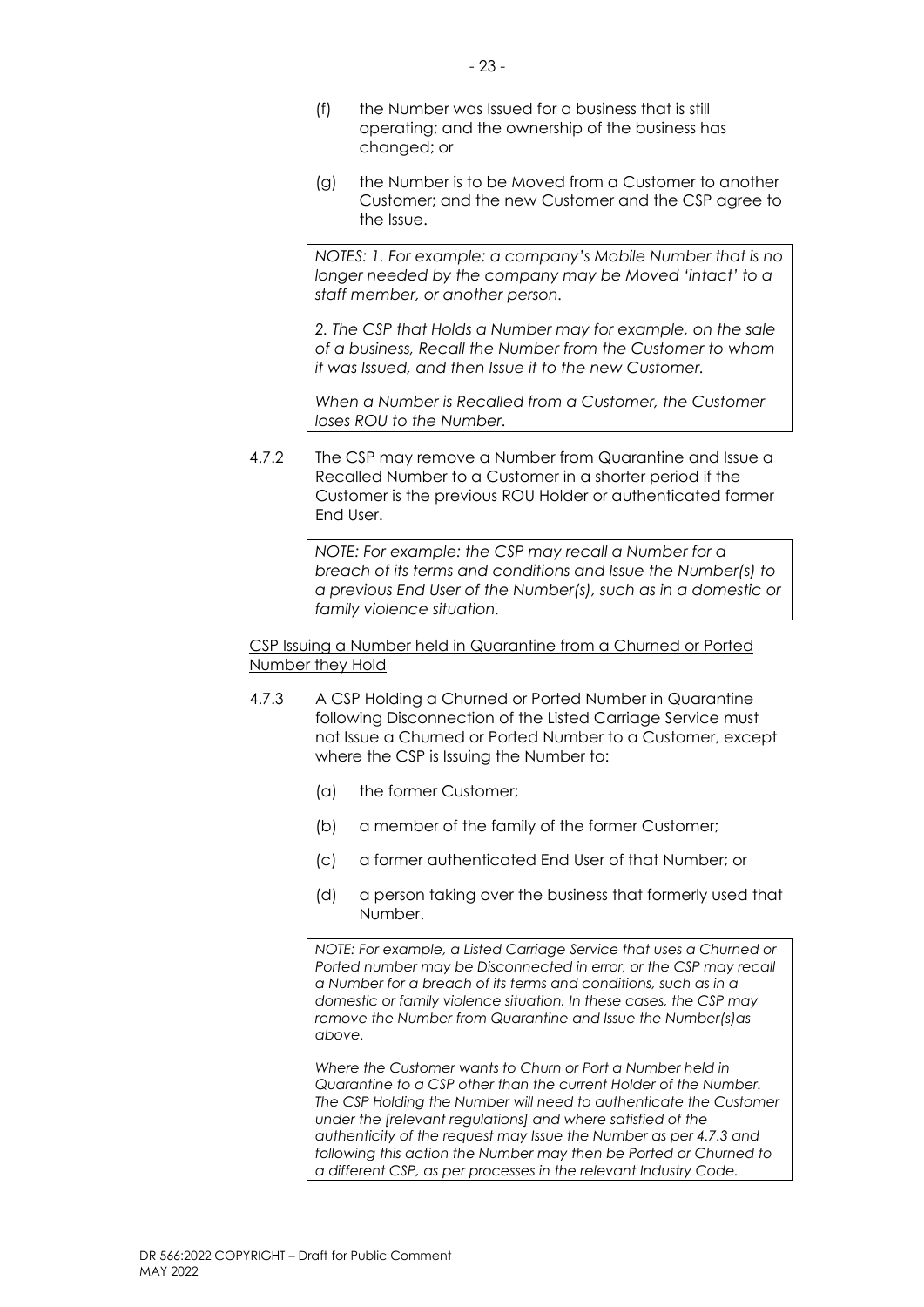(f) the Number was Issued for a business that is still operating; and the ownership of the business has changed; or

(g) the Number is to be Moved from a Customer to another Customer; and the new Customer and the CSP agree to the Issue.

> *NOTES: 1. For example; a company's Mobile Number that is no longer needed by the company may be Moved 'intact' to a staff member, or another person.*
>
> *2. The CSP that Holds a Number may for example, on the sale of a business, Recall the Number from the Customer to whom it was Issued, and then Issue it to the new Customer.*
>
> *When a Number is Recalled from a Customer, the Customer loses ROU to the Number.*

4.7.2 The CSP may remove a Number from Quarantine and Issue a Recalled Number to a Customer in a shorter period if the Customer is the previous ROU Holder or authenticated former End User.

> *NOTE: For example: the CSP may recall a Number for a breach of its terms and conditions and Issue the Number(s) to a previous End User of the Number(s), such as in a domestic or family violence situation.*

<u>CSP Issuing a Number held in Quarantine from a Churned or Ported Number they Hold</u>

4.7.3 A CSP Holding a Churned or Ported Number in Quarantine following Disconnection of the Listed Carriage Service must not Issue a Churned or Ported Number to a Customer, except where the CSP is Issuing the Number to:

(a) the former Customer;

(b) a member of the family of the former Customer;

(c) a former authenticated End User of that Number; or

(d) a person taking over the business that formerly used that Number.

> *NOTE: For example, a Listed Carriage Service that uses a Churned or Ported number may be Disconnected in error, or the CSP may recall a Number for a breach of its terms and conditions, such as in a domestic or family violence situation. In these cases, the CSP may remove the Number from Quarantine and Issue the Number(s)as above.*
>
> *Where the Customer wants to Churn or Port a Number held in Quarantine to a CSP other than the current Holder of the Number. The CSP Holding the Number will need to authenticate the Customer under the [relevant regulations] and where satisfied of the authenticity of the request may Issue the Number as per 4.7.3 and following this action the Number may then be Ported or Churned to a different CSP, as per processes in the relevant Industry Code.*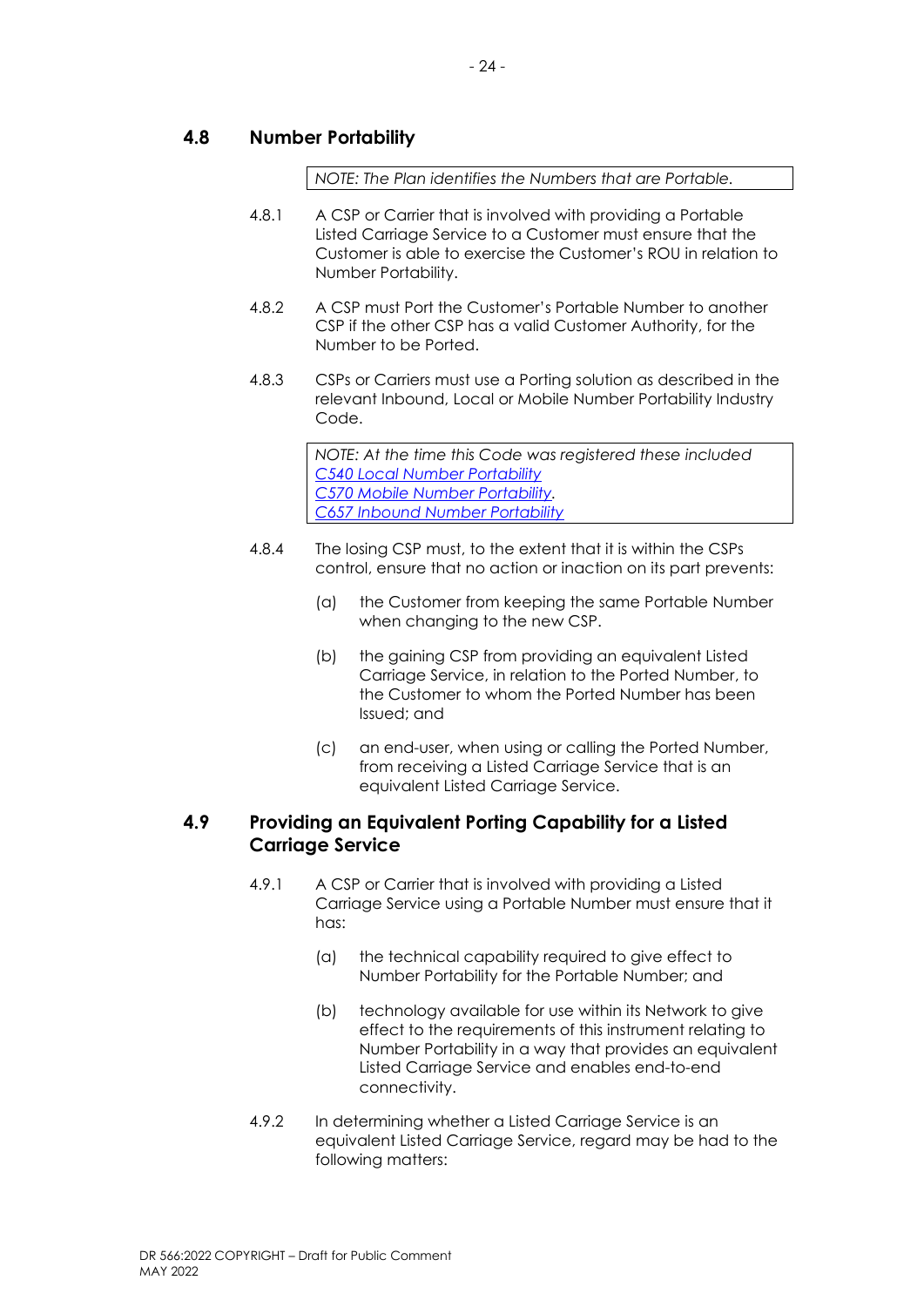## 4.8 Number Portability

> *NOTE: The Plan identifies the Numbers that are Portable.*

4.8.1 A CSP or Carrier that is involved with providing a Portable Listed Carriage Service to a Customer must ensure that the Customer is able to exercise the Customer's ROU in relation to Number Portability.

4.8.2 A CSP must Port the Customer's Portable Number to another CSP if the other CSP has a valid Customer Authority, for the Number to be Ported.

4.8.3 CSPs or Carriers must use a Porting solution as described in the relevant Inbound, Local or Mobile Number Portability Industry Code.

> *NOTE: At the time this Code was registered these included*
> *C540 Local Number Portability*
> *C570 Mobile Number Portability.*
> *C657 Inbound Number Portability*

4.8.4 The losing CSP must, to the extent that it is within the CSPs control, ensure that no action or inaction on its part prevents:

(a) the Customer from keeping the same Portable Number when changing to the new CSP.

(b) the gaining CSP from providing an equivalent Listed Carriage Service, in relation to the Ported Number, to the Customer to whom the Ported Number has been Issued; and

(c) an end-user, when using or calling the Ported Number, from receiving a Listed Carriage Service that is an equivalent Listed Carriage Service.

## 4.9 Providing an Equivalent Porting Capability for a Listed Carriage Service

4.9.1 A CSP or Carrier that is involved with providing a Listed Carriage Service using a Portable Number must ensure that it has:

(a) the technical capability required to give effect to Number Portability for the Portable Number; and

(b) technology available for use within its Network to give effect to the requirements of this instrument relating to Number Portability in a way that provides an equivalent Listed Carriage Service and enables end-to-end connectivity.

4.9.2 In determining whether a Listed Carriage Service is an equivalent Listed Carriage Service, regard may be had to the following matters: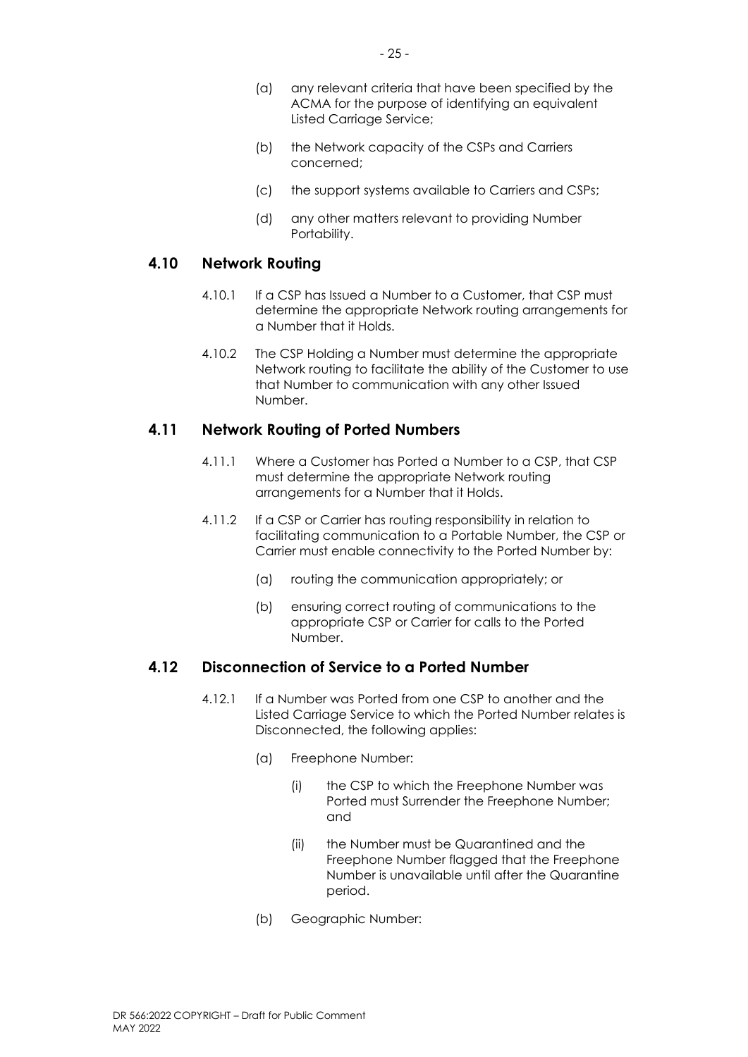(a) any relevant criteria that have been specified by the ACMA for the purpose of identifying an equivalent Listed Carriage Service;

(b) the Network capacity of the CSPs and Carriers concerned;

(c) the support systems available to Carriers and CSPs;

(d) any other matters relevant to providing Number Portability.

## 4.10 Network Routing

4.10.1 If a CSP has Issued a Number to a Customer, that CSP must determine the appropriate Network routing arrangements for a Number that it Holds.

4.10.2 The CSP Holding a Number must determine the appropriate Network routing to facilitate the ability of the Customer to use that Number to communication with any other Issued Number.

## 4.11 Network Routing of Ported Numbers

4.11.1 Where a Customer has Ported a Number to a CSP, that CSP must determine the appropriate Network routing arrangements for a Number that it Holds.

4.11.2 If a CSP or Carrier has routing responsibility in relation to facilitating communication to a Portable Number, the CSP or Carrier must enable connectivity to the Ported Number by:

(a) routing the communication appropriately; or

(b) ensuring correct routing of communications to the appropriate CSP or Carrier for calls to the Ported Number.

## 4.12 Disconnection of Service to a Ported Number

4.12.1 If a Number was Ported from one CSP to another and the Listed Carriage Service to which the Ported Number relates is Disconnected, the following applies:

(a) Freephone Number:

(i) the CSP to which the Freephone Number was Ported must Surrender the Freephone Number; and

(ii) the Number must be Quarantined and the Freephone Number flagged that the Freephone Number is unavailable until after the Quarantine period.

(b) Geographic Number: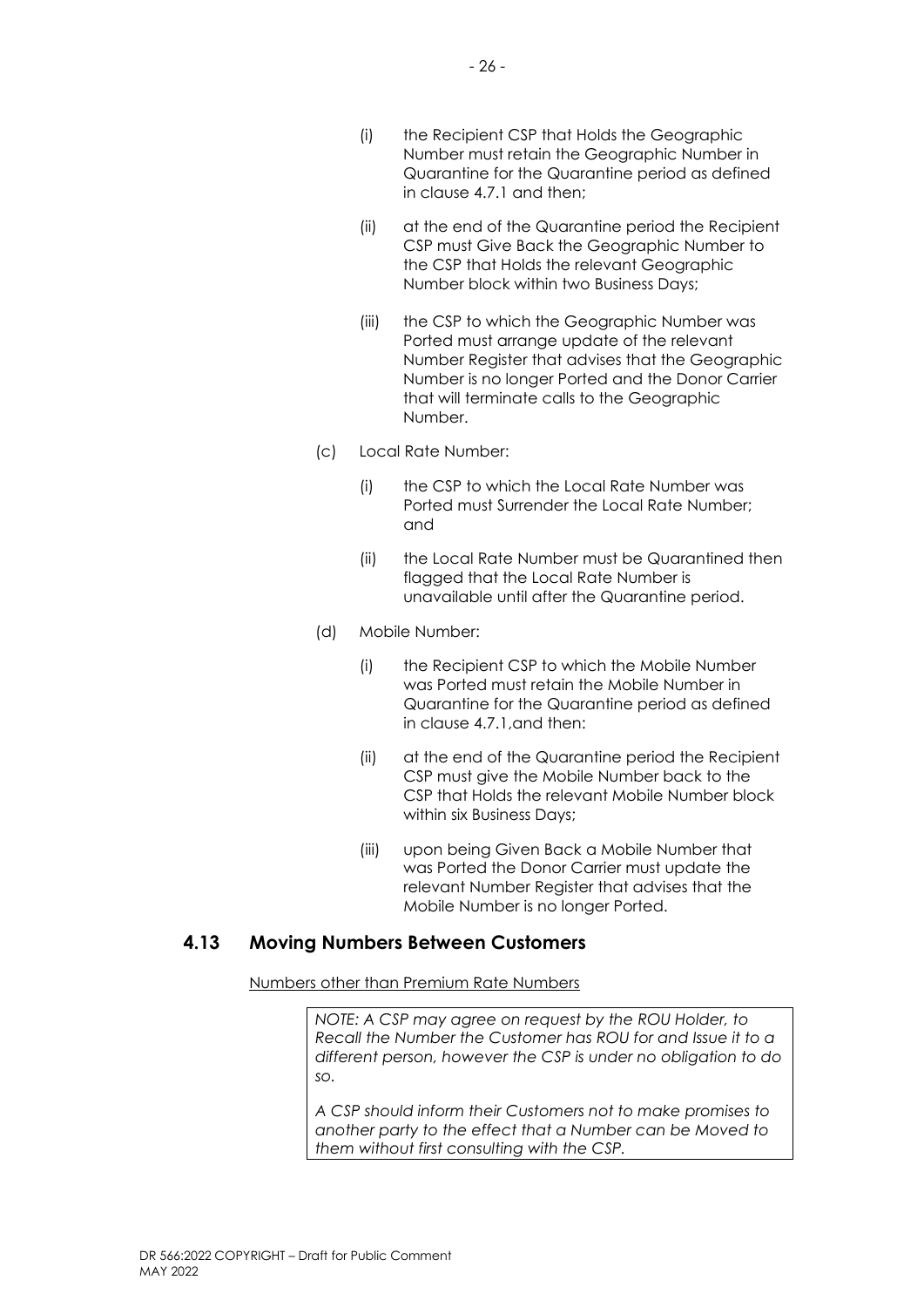(i) the Recipient CSP that Holds the Geographic Number must retain the Geographic Number in Quarantine for the Quarantine period as defined in clause 4.7.1 and then;

(ii) at the end of the Quarantine period the Recipient CSP must Give Back the Geographic Number to the CSP that Holds the relevant Geographic Number block within two Business Days;

(iii) the CSP to which the Geographic Number was Ported must arrange update of the relevant Number Register that advises that the Geographic Number is no longer Ported and the Donor Carrier that will terminate calls to the Geographic Number.

(c) Local Rate Number:

(i) the CSP to which the Local Rate Number was Ported must Surrender the Local Rate Number; and

(ii) the Local Rate Number must be Quarantined then flagged that the Local Rate Number is unavailable until after the Quarantine period.

(d) Mobile Number:

(i) the Recipient CSP to which the Mobile Number was Ported must retain the Mobile Number in Quarantine for the Quarantine period as defined in clause 4.7.1,and then:

(ii) at the end of the Quarantine period the Recipient CSP must give the Mobile Number back to the CSP that Holds the relevant Mobile Number block within six Business Days;

(iii) upon being Given Back a Mobile Number that was Ported the Donor Carrier must update the relevant Number Register that advises that the Mobile Number is no longer Ported.

## 4.13 Moving Numbers Between Customers

Numbers other than Premium Rate Numbers

> *NOTE: A CSP may agree on request by the ROU Holder, to Recall the Number the Customer has ROU for and Issue it to a different person, however the CSP is under no obligation to do so.*
>
> *A CSP should inform their Customers not to make promises to another party to the effect that a Number can be Moved to them without first consulting with the CSP.*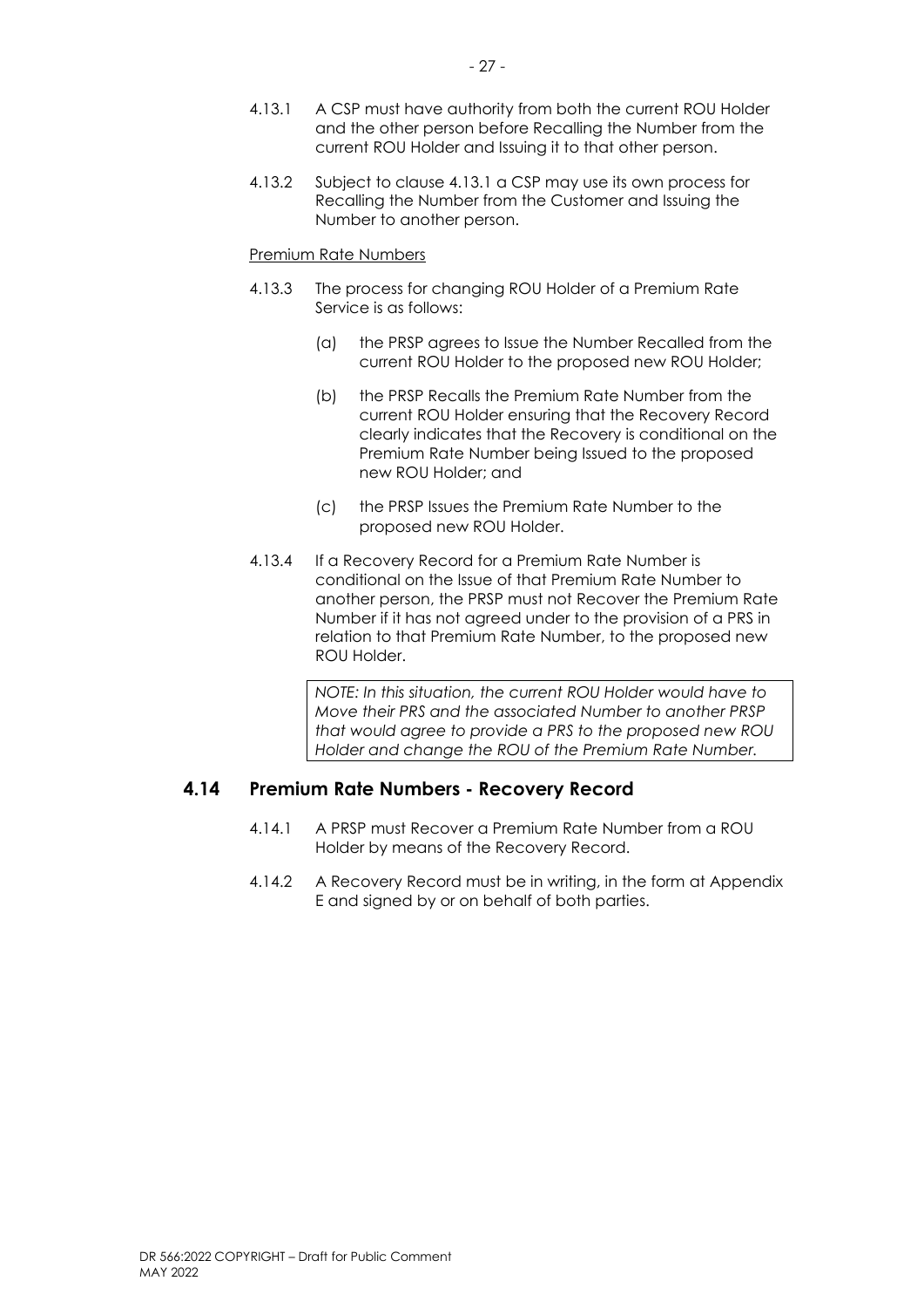4.13.1 A CSP must have authority from both the current ROU Holder and the other person before Recalling the Number from the current ROU Holder and Issuing it to that other person.

4.13.2 Subject to clause 4.13.1 a CSP may use its own process for Recalling the Number from the Customer and Issuing the Number to another person.

Premium Rate Numbers

4.13.3 The process for changing ROU Holder of a Premium Rate Service is as follows:

(a) the PRSP agrees to Issue the Number Recalled from the current ROU Holder to the proposed new ROU Holder;

(b) the PRSP Recalls the Premium Rate Number from the current ROU Holder ensuring that the Recovery Record clearly indicates that the Recovery is conditional on the Premium Rate Number being Issued to the proposed new ROU Holder; and

(c) the PRSP Issues the Premium Rate Number to the proposed new ROU Holder.

4.13.4 If a Recovery Record for a Premium Rate Number is conditional on the Issue of that Premium Rate Number to another person, the PRSP must not Recover the Premium Rate Number if it has not agreed under to the provision of a PRS in relation to that Premium Rate Number, to the proposed new ROU Holder.

> *NOTE: In this situation, the current ROU Holder would have to Move their PRS and the associated Number to another PRSP that would agree to provide a PRS to the proposed new ROU Holder and change the ROU of the Premium Rate Number.*

## 4.14 Premium Rate Numbers - Recovery Record

4.14.1 A PRSP must Recover a Premium Rate Number from a ROU Holder by means of the Recovery Record.

4.14.2 A Recovery Record must be in writing, in the form at Appendix E and signed by or on behalf of both parties.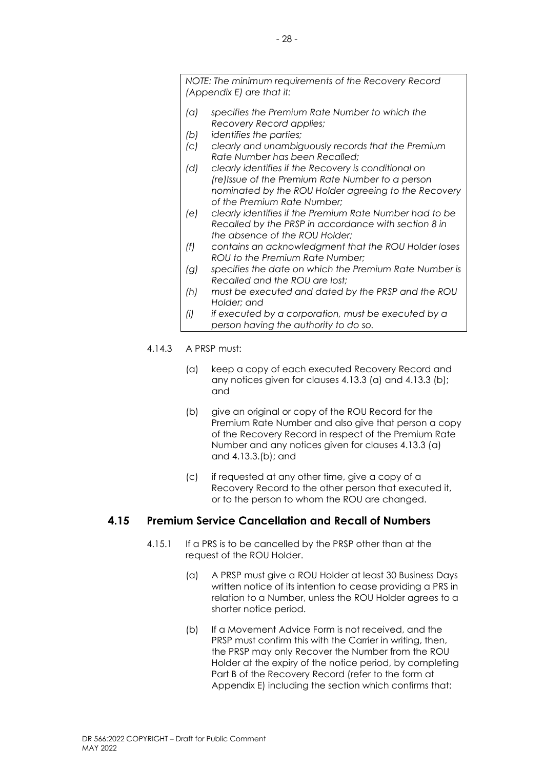*NOTE: The minimum requirements of the Recovery Record (Appendix E) are that it:*

*(a) specifies the Premium Rate Number to which the Recovery Record applies;*
*(b) identifies the parties;*
*(c) clearly and unambiguously records that the Premium Rate Number has been Recalled;*
*(d) clearly identifies if the Recovery is conditional on (re)Issue of the Premium Rate Number to a person nominated by the ROU Holder agreeing to the Recovery of the Premium Rate Number;*
*(e) clearly identifies if the Premium Rate Number had to be Recalled by the PRSP in accordance with section 8 in the absence of the ROU Holder;*
*(f) contains an acknowledgment that the ROU Holder loses ROU to the Premium Rate Number;*
*(g) specifies the date on which the Premium Rate Number is Recalled and the ROU are lost;*
*(h) must be executed and dated by the PRSP and the ROU Holder; and*
*(i) if executed by a corporation, must be executed by a person having the authority to do so.*

4.14.3 A PRSP must:

(a) keep a copy of each executed Recovery Record and any notices given for clauses 4.13.3 (a) and 4.13.3 (b); and

(b) give an original or copy of the ROU Record for the Premium Rate Number and also give that person a copy of the Recovery Record in respect of the Premium Rate Number and any notices given for clauses 4.13.3 (a) and 4.13.3.(b); and

(c) if requested at any other time, give a copy of a Recovery Record to the other person that executed it, or to the person to whom the ROU are changed.

## 4.15 Premium Service Cancellation and Recall of Numbers

4.15.1 If a PRS is to be cancelled by the PRSP other than at the request of the ROU Holder.

(a) A PRSP must give a ROU Holder at least 30 Business Days written notice of its intention to cease providing a PRS in relation to a Number, unless the ROU Holder agrees to a shorter notice period.

(b) If a Movement Advice Form is not received, and the PRSP must confirm this with the Carrier in writing, then, the PRSP may only Recover the Number from the ROU Holder at the expiry of the notice period, by completing Part B of the Recovery Record (refer to the form at Appendix E) including the section which confirms that: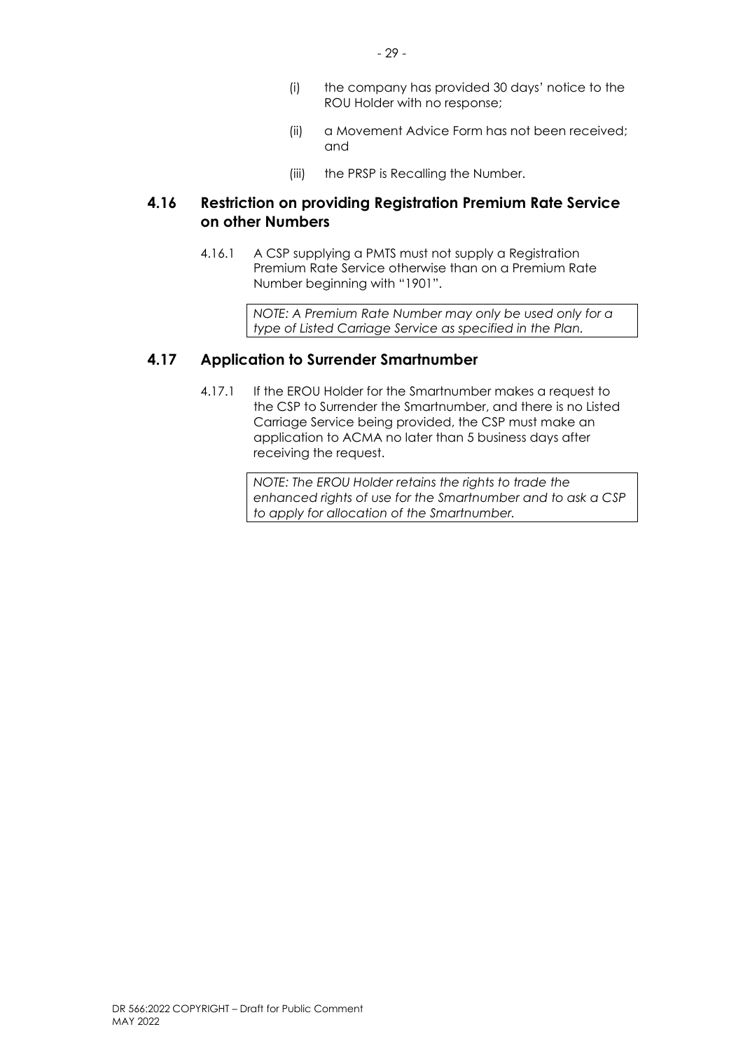(i) the company has provided 30 days' notice to the ROU Holder with no response;

(ii) a Movement Advice Form has not been received; and

(iii) the PRSP is Recalling the Number.

## 4.16 Restriction on providing Registration Premium Rate Service on other Numbers

4.16.1 A CSP supplying a PMTS must not supply a Registration Premium Rate Service otherwise than on a Premium Rate Number beginning with "1901".

*NOTE: A Premium Rate Number may only be used only for a type of Listed Carriage Service as specified in the Plan.*

## 4.17 Application to Surrender Smartnumber

4.17.1 If the EROU Holder for the Smartnumber makes a request to the CSP to Surrender the Smartnumber, and there is no Listed Carriage Service being provided, the CSP must make an application to ACMA no later than 5 business days after receiving the request.

*NOTE: The EROU Holder retains the rights to trade the enhanced rights of use for the Smartnumber and to ask a CSP to apply for allocation of the Smartnumber.*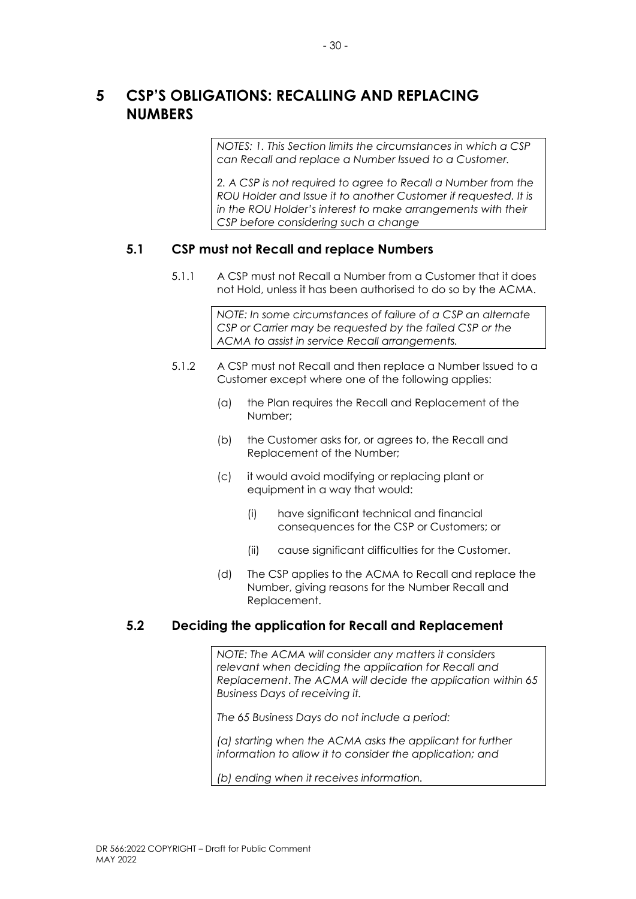# 5 CSP'S OBLIGATIONS: RECALLING AND REPLACING NUMBERS

> *NOTES: 1. This Section limits the circumstances in which a CSP can Recall and replace a Number Issued to a Customer.*
>
> *2. A CSP is not required to agree to Recall a Number from the ROU Holder and Issue it to another Customer if requested. It is in the ROU Holder's interest to make arrangements with their CSP before considering such a change*

## 5.1 CSP must not Recall and replace Numbers

5.1.1 A CSP must not Recall a Number from a Customer that it does not Hold, unless it has been authorised to do so by the ACMA.

> *NOTE: In some circumstances of failure of a CSP an alternate CSP or Carrier may be requested by the failed CSP or the ACMA to assist in service Recall arrangements.*

5.1.2 A CSP must not Recall and then replace a Number Issued to a Customer except where one of the following applies:

- (a) the Plan requires the Recall and Replacement of the Number;
- (b) the Customer asks for, or agrees to, the Recall and Replacement of the Number;
- (c) it would avoid modifying or replacing plant or equipment in a way that would:
  - (i) have significant technical and financial consequences for the CSP or Customers; or
  - (ii) cause significant difficulties for the Customer.
- (d) The CSP applies to the ACMA to Recall and replace the Number, giving reasons for the Number Recall and Replacement.

## 5.2 Deciding the application for Recall and Replacement

> *NOTE: The ACMA will consider any matters it considers relevant when deciding the application for Recall and Replacement. The ACMA will decide the application within 65 Business Days of receiving it.*
>
> *The 65 Business Days do not include a period:*
>
> *(a) starting when the ACMA asks the applicant for further information to allow it to consider the application; and*
>
> *(b) ending when it receives information.*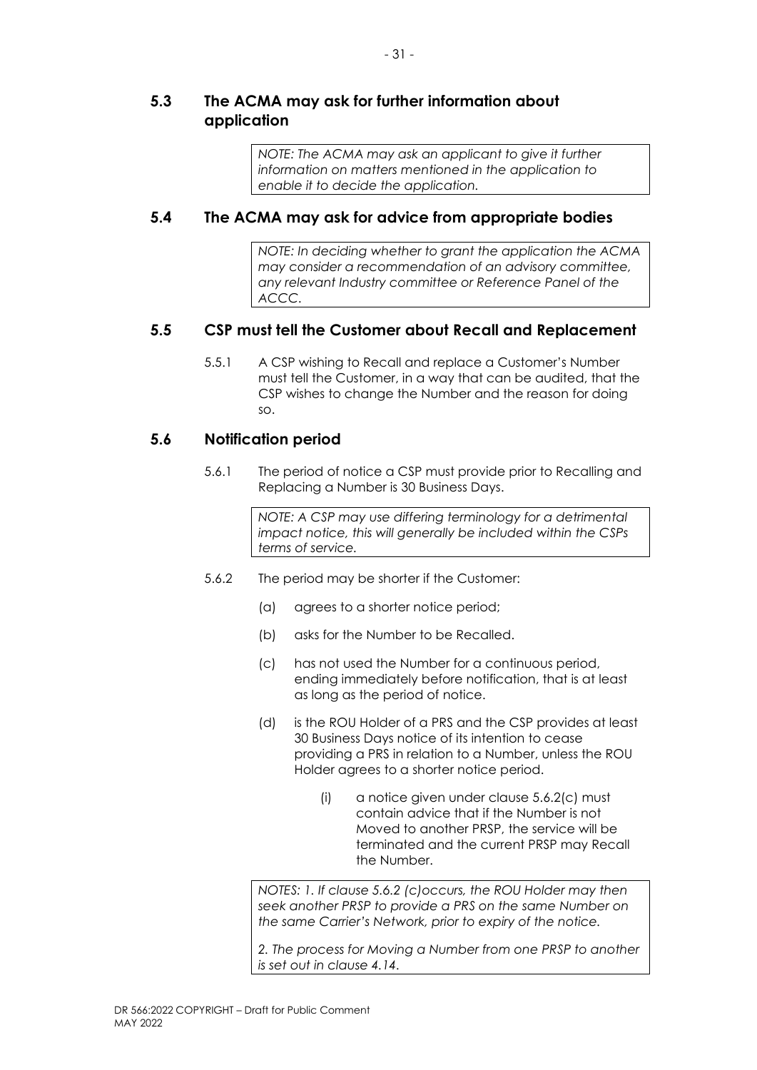## 5.3 The ACMA may ask for further information about application

> *NOTE: The ACMA may ask an applicant to give it further information on matters mentioned in the application to enable it to decide the application.*

## 5.4 The ACMA may ask for advice from appropriate bodies

> *NOTE: In deciding whether to grant the application the ACMA may consider a recommendation of an advisory committee, any relevant Industry committee or Reference Panel of the ACCC.*

## 5.5 CSP must tell the Customer about Recall and Replacement

5.5.1 A CSP wishing to Recall and replace a Customer's Number must tell the Customer, in a way that can be audited, that the CSP wishes to change the Number and the reason for doing so.

## 5.6 Notification period

5.6.1 The period of notice a CSP must provide prior to Recalling and Replacing a Number is 30 Business Days.

> *NOTE: A CSP may use differing terminology for a detrimental impact notice, this will generally be included within the CSPs terms of service.*

5.6.2 The period may be shorter if the Customer:

(a) agrees to a shorter notice period;

(b) asks for the Number to be Recalled.

(c) has not used the Number for a continuous period, ending immediately before notification, that is at least as long as the period of notice.

(d) is the ROU Holder of a PRS and the CSP provides at least 30 Business Days notice of its intention to cease providing a PRS in relation to a Number, unless the ROU Holder agrees to a shorter notice period.

(i) a notice given under clause 5.6.2(c) must contain advice that if the Number is not Moved to another PRSP, the service will be terminated and the current PRSP may Recall the Number.

> *NOTES: 1. If clause 5.6.2 (c)occurs, the ROU Holder may then seek another PRSP to provide a PRS on the same Number on the same Carrier's Network, prior to expiry of the notice.*
>
> *2. The process for Moving a Number from one PRSP to another is set out in clause 4.14.*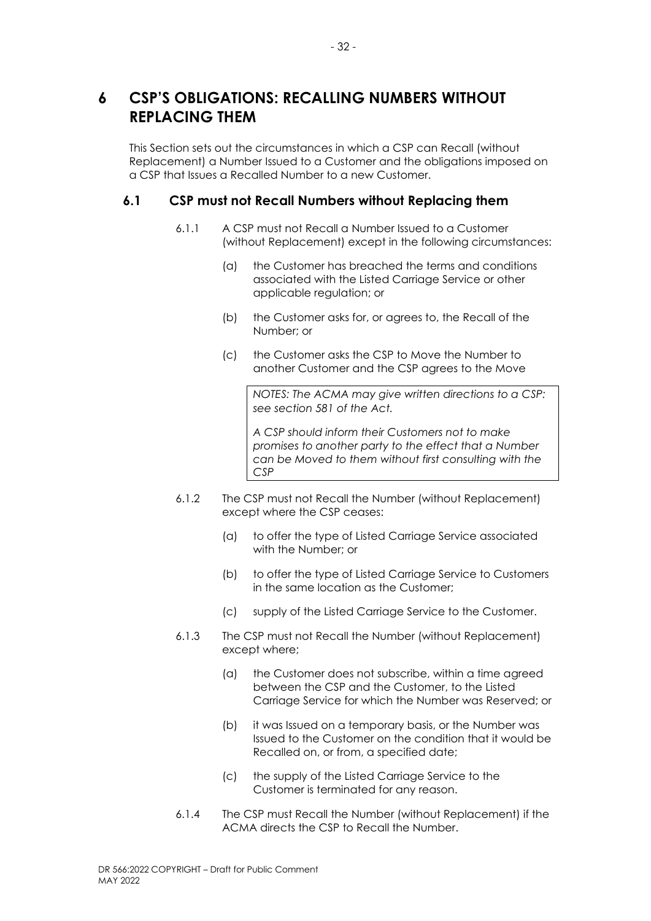# 6 CSP'S OBLIGATIONS: RECALLING NUMBERS WITHOUT REPLACING THEM

This Section sets out the circumstances in which a CSP can Recall (without Replacement) a Number Issued to a Customer and the obligations imposed on a CSP that Issues a Recalled Number to a new Customer.

## 6.1 CSP must not Recall Numbers without Replacing them

6.1.1 A CSP must not Recall a Number Issued to a Customer (without Replacement) except in the following circumstances:

(a) the Customer has breached the terms and conditions associated with the Listed Carriage Service or other applicable regulation; or

(b) the Customer asks for, or agrees to, the Recall of the Number; or

(c) the Customer asks the CSP to Move the Number to another Customer and the CSP agrees to the Move

> *NOTES: The ACMA may give written directions to a CSP: see section 581 of the Act.*
>
> *A CSP should inform their Customers not to make promises to another party to the effect that a Number can be Moved to them without first consulting with the CSP*

6.1.2 The CSP must not Recall the Number (without Replacement) except where the CSP ceases:

(a) to offer the type of Listed Carriage Service associated with the Number; or

(b) to offer the type of Listed Carriage Service to Customers in the same location as the Customer;

(c) supply of the Listed Carriage Service to the Customer.

6.1.3 The CSP must not Recall the Number (without Replacement) except where;

(a) the Customer does not subscribe, within a time agreed between the CSP and the Customer, to the Listed Carriage Service for which the Number was Reserved; or

(b) it was Issued on a temporary basis, or the Number was Issued to the Customer on the condition that it would be Recalled on, or from, a specified date;

(c) the supply of the Listed Carriage Service to the Customer is terminated for any reason.

6.1.4 The CSP must Recall the Number (without Replacement) if the ACMA directs the CSP to Recall the Number.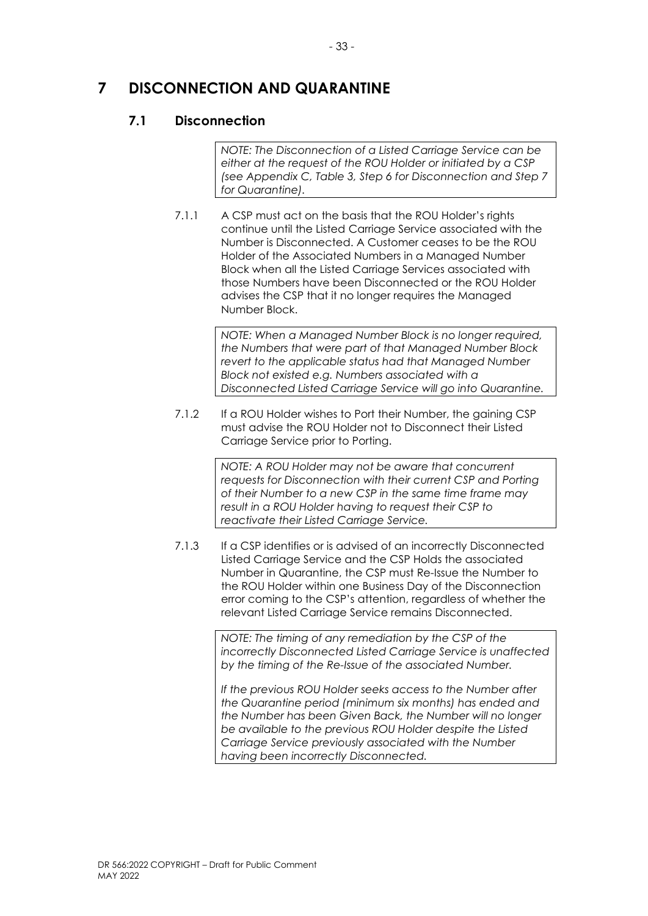# 7 DISCONNECTION AND QUARANTINE

## 7.1 Disconnection

> *NOTE: The Disconnection of a Listed Carriage Service can be either at the request of the ROU Holder or initiated by a CSP (see Appendix C, Table 3, Step 6 for Disconnection and Step 7 for Quarantine).*

7.1.1 A CSP must act on the basis that the ROU Holder's rights continue until the Listed Carriage Service associated with the Number is Disconnected. A Customer ceases to be the ROU Holder of the Associated Numbers in a Managed Number Block when all the Listed Carriage Services associated with those Numbers have been Disconnected or the ROU Holder advises the CSP that it no longer requires the Managed Number Block.

> *NOTE: When a Managed Number Block is no longer required, the Numbers that were part of that Managed Number Block revert to the applicable status had that Managed Number Block not existed e.g. Numbers associated with a Disconnected Listed Carriage Service will go into Quarantine.*

7.1.2 If a ROU Holder wishes to Port their Number, the gaining CSP must advise the ROU Holder not to Disconnect their Listed Carriage Service prior to Porting.

> *NOTE: A ROU Holder may not be aware that concurrent requests for Disconnection with their current CSP and Porting of their Number to a new CSP in the same time frame may result in a ROU Holder having to request their CSP to reactivate their Listed Carriage Service.*

7.1.3 If a CSP identifies or is advised of an incorrectly Disconnected Listed Carriage Service and the CSP Holds the associated Number in Quarantine, the CSP must Re-Issue the Number to the ROU Holder within one Business Day of the Disconnection error coming to the CSP's attention, regardless of whether the relevant Listed Carriage Service remains Disconnected.

> *NOTE: The timing of any remediation by the CSP of the incorrectly Disconnected Listed Carriage Service is unaffected by the timing of the Re-Issue of the associated Number.*
>
> *If the previous ROU Holder seeks access to the Number after the Quarantine period (minimum six months) has ended and the Number has been Given Back, the Number will no longer be available to the previous ROU Holder despite the Listed Carriage Service previously associated with the Number having been incorrectly Disconnected.*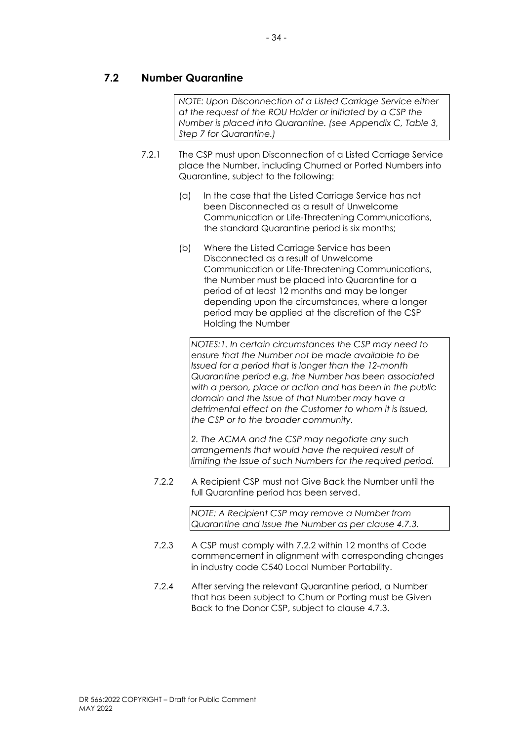## 7.2 Number Quarantine

*NOTE: Upon Disconnection of a Listed Carriage Service either at the request of the ROU Holder or initiated by a CSP the Number is placed into Quarantine. (see Appendix C, Table 3, Step 7 for Quarantine.)*

7.2.1 The CSP must upon Disconnection of a Listed Carriage Service place the Number, including Churned or Ported Numbers into Quarantine, subject to the following:

(a) In the case that the Listed Carriage Service has not been Disconnected as a result of Unwelcome Communication or Life-Threatening Communications, the standard Quarantine period is six months;

(b) Where the Listed Carriage Service has been Disconnected as a result of Unwelcome Communication or Life-Threatening Communications, the Number must be placed into Quarantine for a period of at least 12 months and may be longer depending upon the circumstances, where a longer period may be applied at the discretion of the CSP Holding the Number

*NOTES:1. In certain circumstances the CSP may need to ensure that the Number not be made available to be Issued for a period that is longer than the 12-month Quarantine period e.g. the Number has been associated with a person, place or action and has been in the public domain and the Issue of that Number may have a detrimental effect on the Customer to whom it is Issued, the CSP or to the broader community.*

*2. The ACMA and the CSP may negotiate any such arrangements that would have the required result of limiting the Issue of such Numbers for the required period.*

7.2.2 A Recipient CSP must not Give Back the Number until the full Quarantine period has been served.

*NOTE: A Recipient CSP may remove a Number from Quarantine and Issue the Number as per clause 4.7.3.*

7.2.3 A CSP must comply with 7.2.2 within 12 months of Code commencement in alignment with corresponding changes in industry code C540 Local Number Portability.

7.2.4 After serving the relevant Quarantine period, a Number that has been subject to Churn or Porting must be Given Back to the Donor CSP, subject to clause 4.7.3.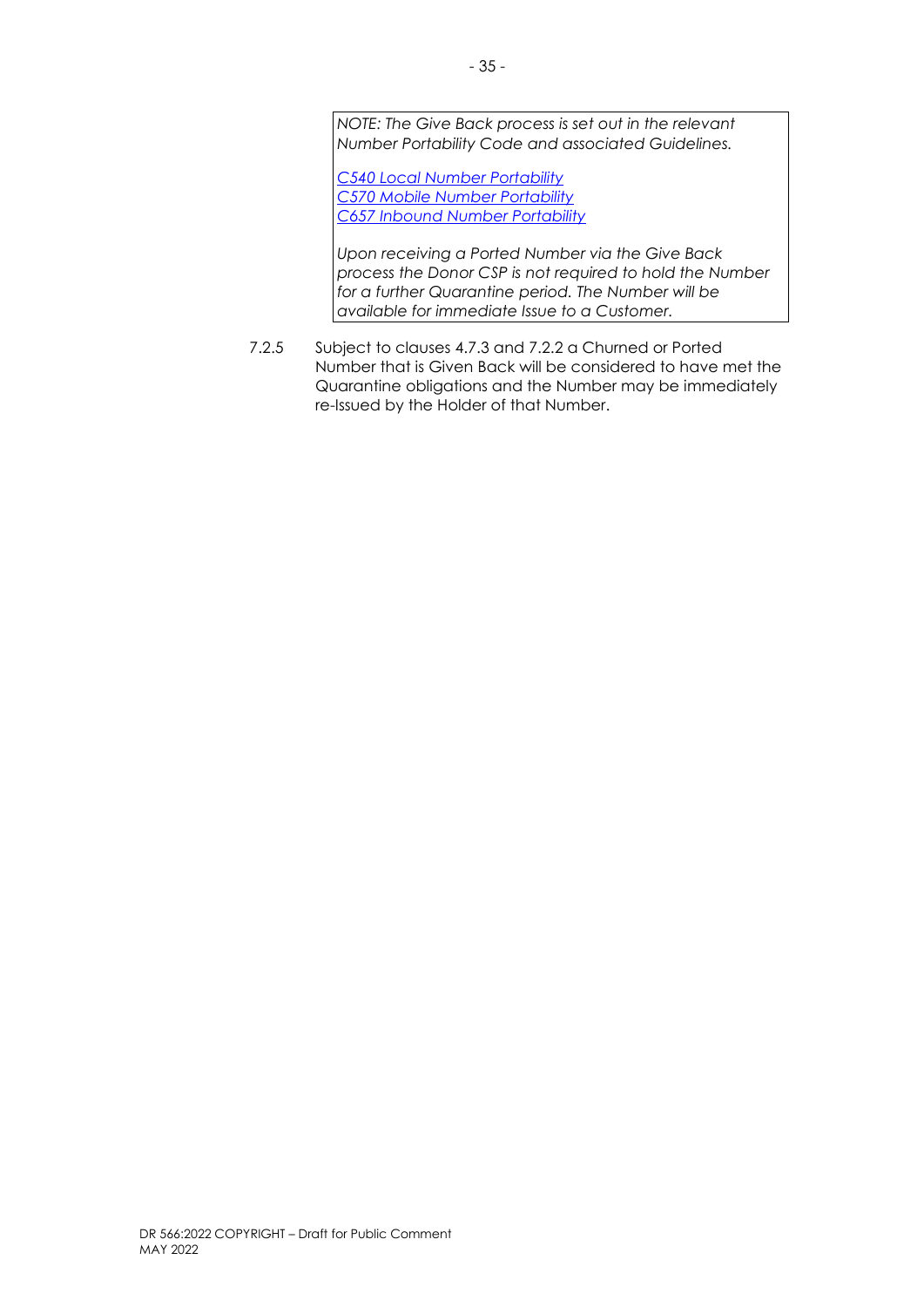> *NOTE: The Give Back process is set out in the relevant Number Portability Code and associated Guidelines.*
>
> *C540 Local Number Portability*
> *C570 Mobile Number Portability*
> *C657 Inbound Number Portability*
>
> *Upon receiving a Ported Number via the Give Back process the Donor CSP is not required to hold the Number for a further Quarantine period. The Number will be available for immediate Issue to a Customer.*

7.2.5 Subject to clauses 4.7.3 and 7.2.2 a Churned or Ported Number that is Given Back will be considered to have met the Quarantine obligations and the Number may be immediately re-Issued by the Holder of that Number.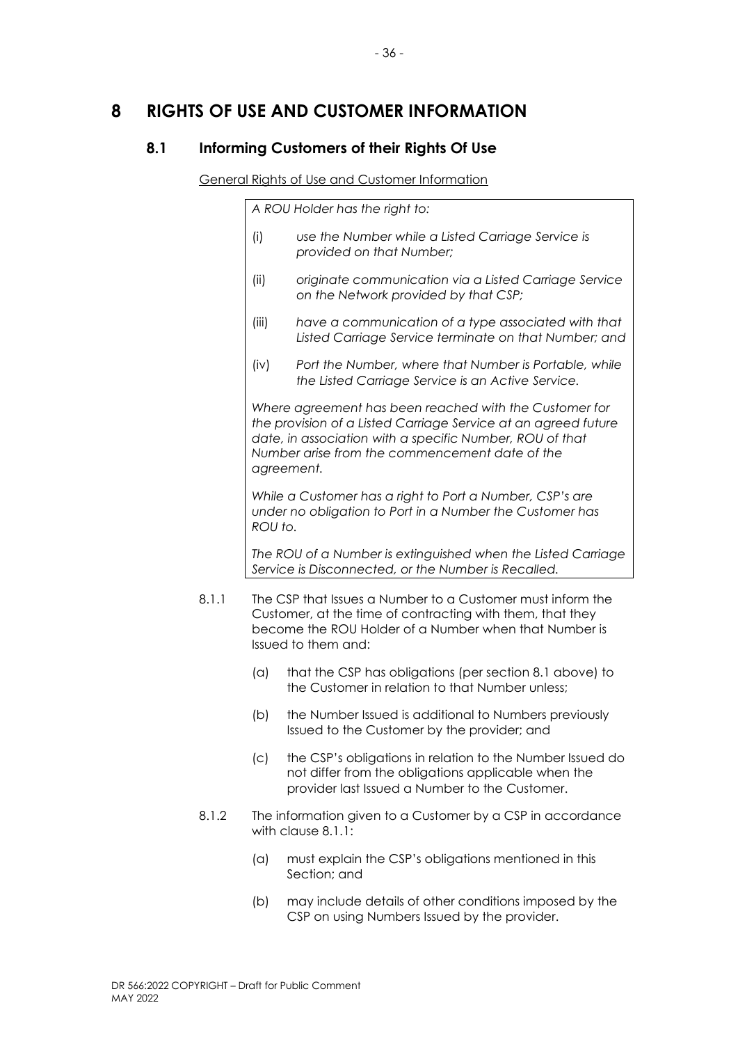# 8 RIGHTS OF USE AND CUSTOMER INFORMATION

## 8.1 Informing Customers of their Rights Of Use

General Rights of Use and Customer Information

> *A ROU Holder has the right to:*
>
> (i) *use the Number while a Listed Carriage Service is provided on that Number;*
>
> (ii) *originate communication via a Listed Carriage Service on the Network provided by that CSP;*
>
> (iii) *have a communication of a type associated with that Listed Carriage Service terminate on that Number; and*
>
> (iv) *Port the Number, where that Number is Portable, while the Listed Carriage Service is an Active Service.*
>
> *Where agreement has been reached with the Customer for the provision of a Listed Carriage Service at an agreed future date, in association with a specific Number, ROU of that Number arise from the commencement date of the agreement.*
>
> *While a Customer has a right to Port a Number, CSP's are under no obligation to Port in a Number the Customer has ROU to.*
>
> *The ROU of a Number is extinguished when the Listed Carriage Service is Disconnected, or the Number is Recalled.*

8.1.1 The CSP that Issues a Number to a Customer must inform the Customer, at the time of contracting with them, that they become the ROU Holder of a Number when that Number is Issued to them and:

(a) that the CSP has obligations (per section 8.1 above) to the Customer in relation to that Number unless;

(b) the Number Issued is additional to Numbers previously Issued to the Customer by the provider; and

(c) the CSP's obligations in relation to the Number Issued do not differ from the obligations applicable when the provider last Issued a Number to the Customer.

8.1.2 The information given to a Customer by a CSP in accordance with clause 8.1.1:

(a) must explain the CSP's obligations mentioned in this Section; and

(b) may include details of other conditions imposed by the CSP on using Numbers Issued by the provider.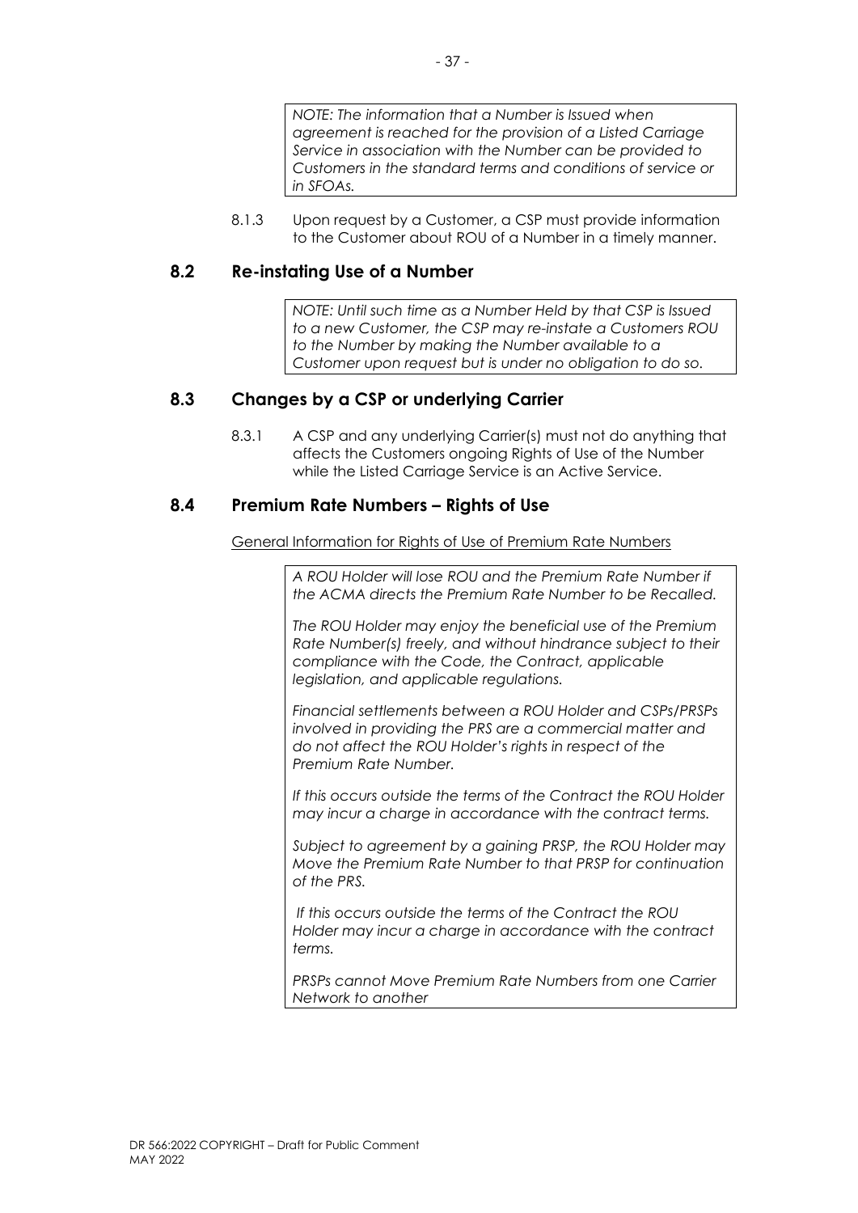*NOTE: The information that a Number is Issued when agreement is reached for the provision of a Listed Carriage Service in association with the Number can be provided to Customers in the standard terms and conditions of service or in SFOAs.*

8.1.3 Upon request by a Customer, a CSP must provide information to the Customer about ROU of a Number in a timely manner.

## 8.2 Re-instating Use of a Number

*NOTE: Until such time as a Number Held by that CSP is Issued to a new Customer, the CSP may re-instate a Customers ROU to the Number by making the Number available to a Customer upon request but is under no obligation to do so.*

## 8.3 Changes by a CSP or underlying Carrier

8.3.1 A CSP and any underlying Carrier(s) must not do anything that affects the Customers ongoing Rights of Use of the Number while the Listed Carriage Service is an Active Service.

## 8.4 Premium Rate Numbers – Rights of Use

General Information for Rights of Use of Premium Rate Numbers

*A ROU Holder will lose ROU and the Premium Rate Number if the ACMA directs the Premium Rate Number to be Recalled.*

*The ROU Holder may enjoy the beneficial use of the Premium Rate Number(s) freely, and without hindrance subject to their compliance with the Code, the Contract, applicable legislation, and applicable regulations.*

*Financial settlements between a ROU Holder and CSPs/PRSPs involved in providing the PRS are a commercial matter and do not affect the ROU Holder's rights in respect of the Premium Rate Number.*

*If this occurs outside the terms of the Contract the ROU Holder may incur a charge in accordance with the contract terms.*

*Subject to agreement by a gaining PRSP, the ROU Holder may Move the Premium Rate Number to that PRSP for continuation of the PRS.*

*If this occurs outside the terms of the Contract the ROU Holder may incur a charge in accordance with the contract terms.*

*PRSPs cannot Move Premium Rate Numbers from one Carrier Network to another*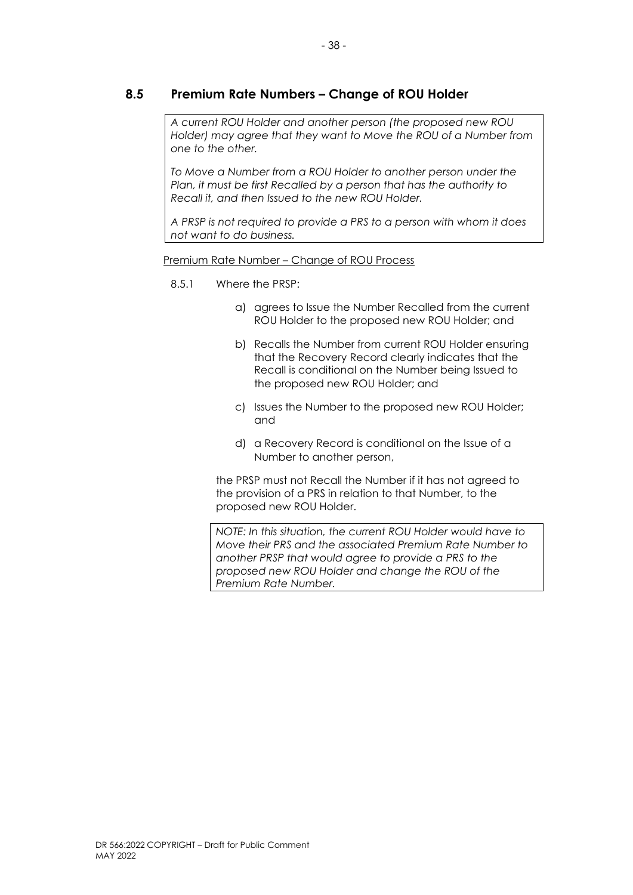## 8.5 Premium Rate Numbers – Change of ROU Holder

*A current ROU Holder and another person (the proposed new ROU Holder) may agree that they want to Move the ROU of a Number from one to the other.*

*To Move a Number from a ROU Holder to another person under the Plan, it must be first Recalled by a person that has the authority to Recall it, and then Issued to the new ROU Holder.*

*A PRSP is not required to provide a PRS to a person with whom it does not want to do business.*

Premium Rate Number – Change of ROU Process

8.5.1 Where the PRSP:

a) agrees to Issue the Number Recalled from the current ROU Holder to the proposed new ROU Holder; and

b) Recalls the Number from current ROU Holder ensuring that the Recovery Record clearly indicates that the Recall is conditional on the Number being Issued to the proposed new ROU Holder; and

c) Issues the Number to the proposed new ROU Holder; and

d) a Recovery Record is conditional on the Issue of a Number to another person,

the PRSP must not Recall the Number if it has not agreed to the provision of a PRS in relation to that Number, to the proposed new ROU Holder.

*NOTE: In this situation, the current ROU Holder would have to Move their PRS and the associated Premium Rate Number to another PRSP that would agree to provide a PRS to the proposed new ROU Holder and change the ROU of the Premium Rate Number.*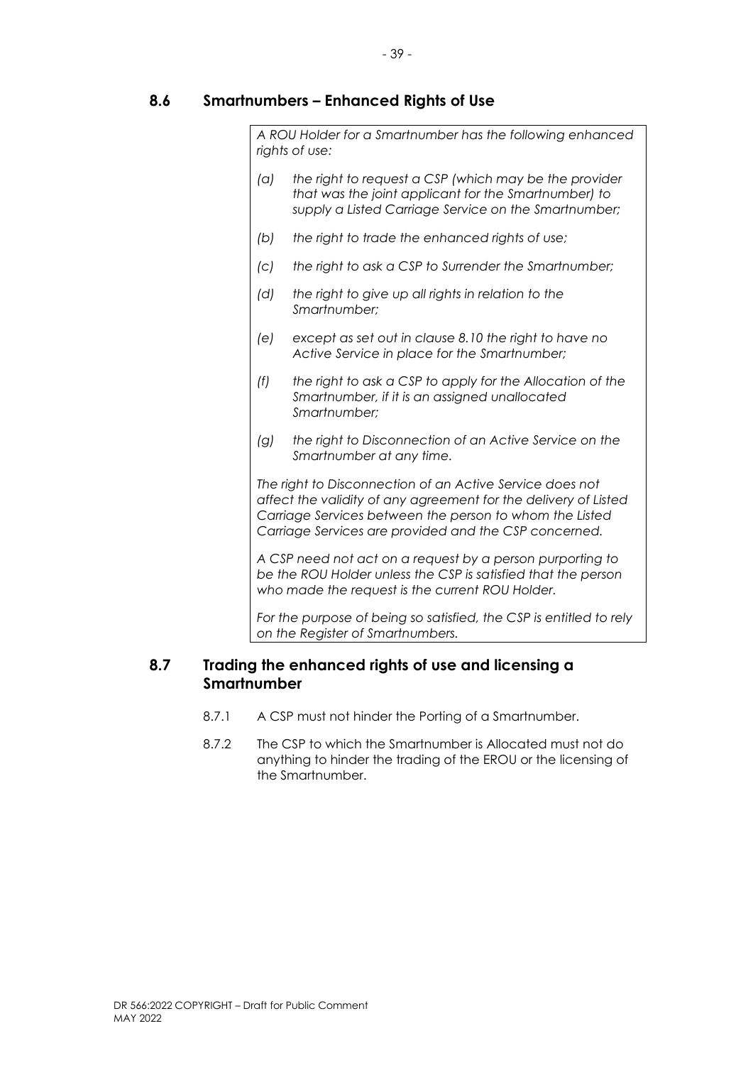## 8.6 Smartnumbers – Enhanced Rights of Use

*A ROU Holder for a Smartnumber has the following enhanced rights of use:*

*(a) the right to request a CSP (which may be the provider that was the joint applicant for the Smartnumber) to supply a Listed Carriage Service on the Smartnumber;*

*(b) the right to trade the enhanced rights of use;*

*(c) the right to ask a CSP to Surrender the Smartnumber;*

*(d) the right to give up all rights in relation to the Smartnumber;*

*(e) except as set out in clause 8.10 the right to have no Active Service in place for the Smartnumber;*

*(f) the right to ask a CSP to apply for the Allocation of the Smartnumber, if it is an assigned unallocated Smartnumber;*

*(g) the right to Disconnection of an Active Service on the Smartnumber at any time.*

*The right to Disconnection of an Active Service does not affect the validity of any agreement for the delivery of Listed Carriage Services between the person to whom the Listed Carriage Services are provided and the CSP concerned.*

*A CSP need not act on a request by a person purporting to be the ROU Holder unless the CSP is satisfied that the person who made the request is the current ROU Holder.*

*For the purpose of being so satisfied, the CSP is entitled to rely on the Register of Smartnumbers.*

## 8.7 Trading the enhanced rights of use and licensing a Smartnumber

8.7.1 A CSP must not hinder the Porting of a Smartnumber.

8.7.2 The CSP to which the Smartnumber is Allocated must not do anything to hinder the trading of the EROU or the licensing of the Smartnumber.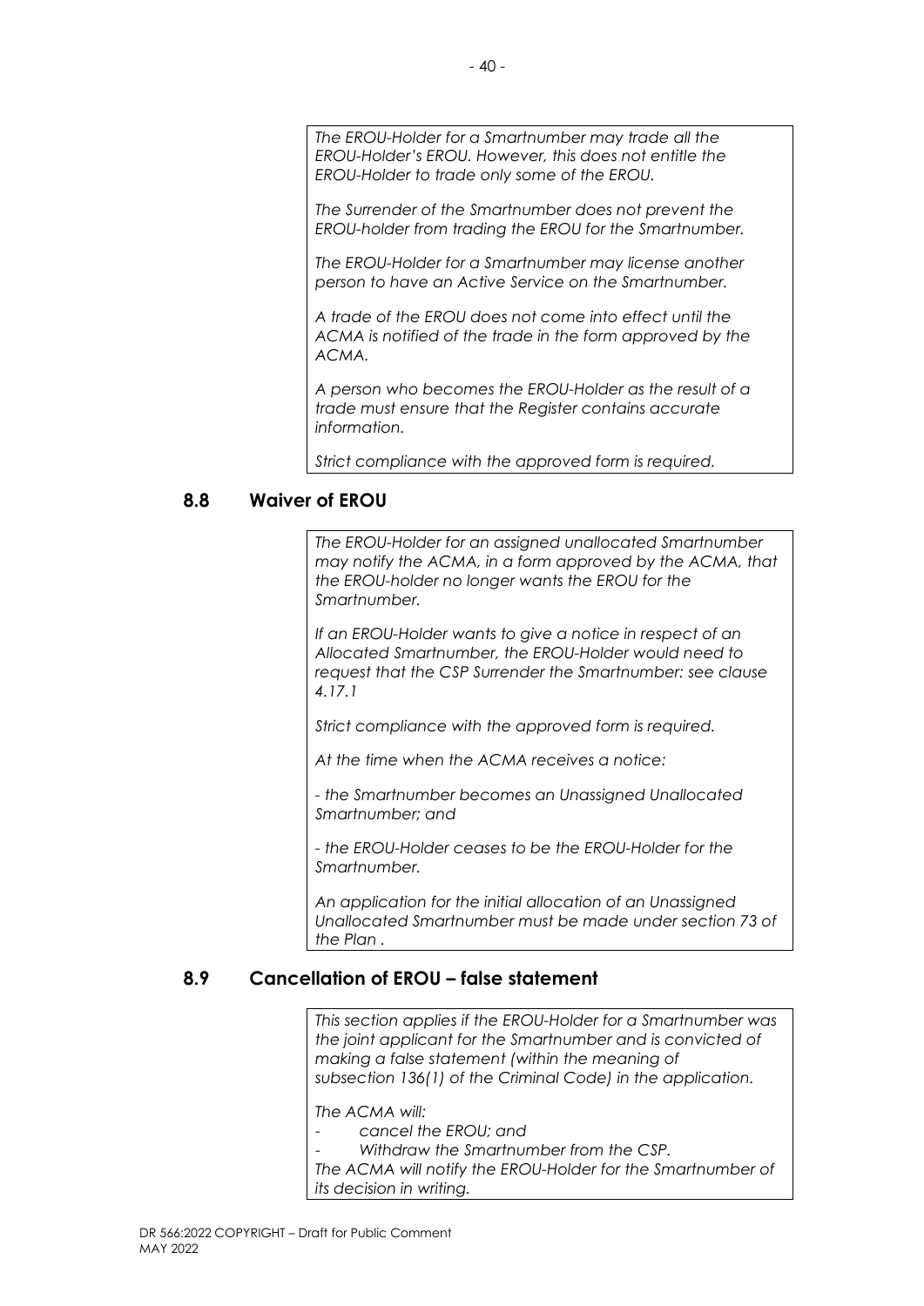*The EROU-Holder for a Smartnumber may trade all the EROU-Holder's EROU. However, this does not entitle the EROU-Holder to trade only some of the EROU.*

*The Surrender of the Smartnumber does not prevent the EROU-holder from trading the EROU for the Smartnumber.*

*The EROU-Holder for a Smartnumber may license another person to have an Active Service on the Smartnumber.*

*A trade of the EROU does not come into effect until the ACMA is notified of the trade in the form approved by the ACMA.*

*A person who becomes the EROU-Holder as the result of a trade must ensure that the Register contains accurate information.*

*Strict compliance with the approved form is required.*

## 8.8 Waiver of EROU

*The EROU-Holder for an assigned unallocated Smartnumber may notify the ACMA, in a form approved by the ACMA, that the EROU-holder no longer wants the EROU for the Smartnumber.*

*If an EROU-Holder wants to give a notice in respect of an Allocated Smartnumber, the EROU-Holder would need to request that the CSP Surrender the Smartnumber: see clause 4.17.1*

*Strict compliance with the approved form is required.*

*At the time when the ACMA receives a notice:*

*- the Smartnumber becomes an Unassigned Unallocated Smartnumber; and*

*- the EROU-Holder ceases to be the EROU-Holder for the Smartnumber.*

*An application for the initial allocation of an Unassigned Unallocated Smartnumber must be made under section 73 of the Plan .*

## 8.9 Cancellation of EROU – false statement

*This section applies if the EROU-Holder for a Smartnumber was the joint applicant for the Smartnumber and is convicted of making a false statement (within the meaning of subsection 136(1) of the Criminal Code) in the application.*

*The ACMA will:*

- *cancel the EROU; and*
- *Withdraw the Smartnumber from the CSP.*

*The ACMA will notify the EROU-Holder for the Smartnumber of its decision in writing.*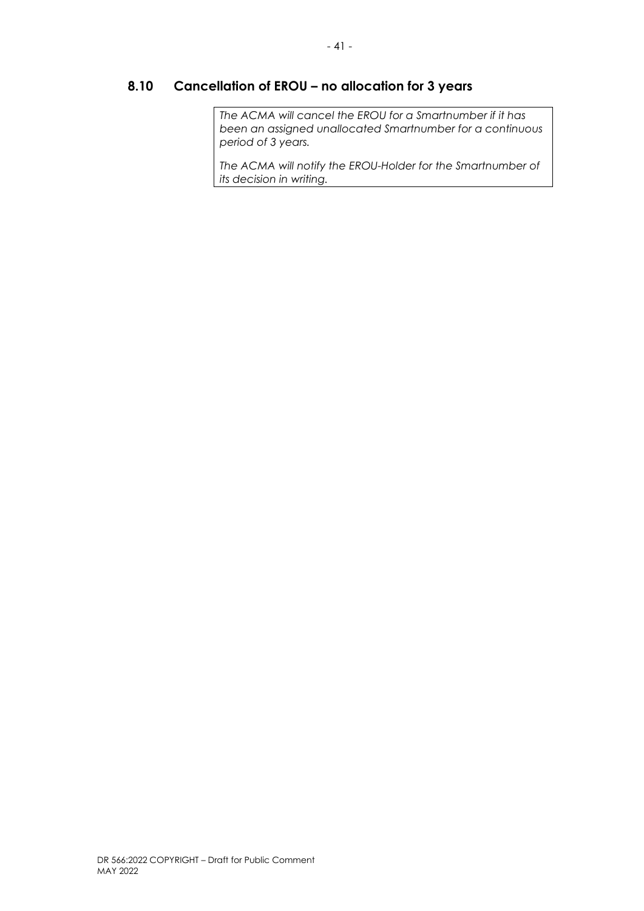## 8.10 Cancellation of EROU – no allocation for 3 years

*The ACMA will cancel the EROU for a Smartnumber if it has been an assigned unallocated Smartnumber for a continuous period of 3 years.*

*The ACMA will notify the EROU-Holder for the Smartnumber of its decision in writing.*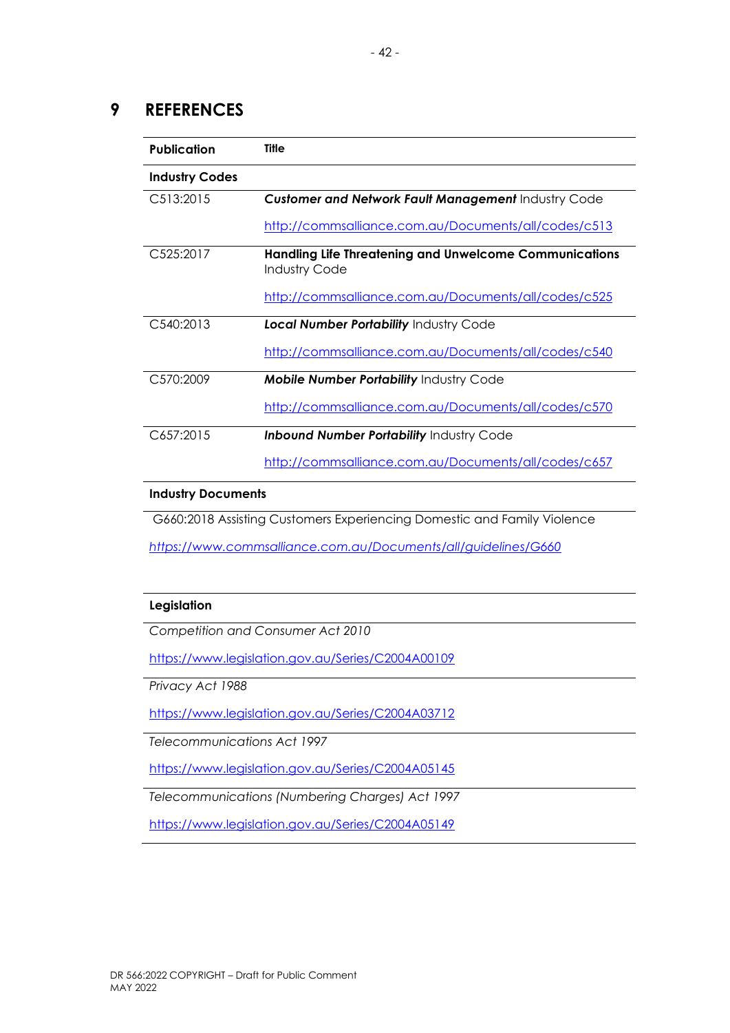# 9 REFERENCES

| Publication | Title |
|---|---|
| **Industry Codes** | |
| C513:2015 | ***Customer and Network Fault Management*** Industry Code<br><br>http://commsalliance.com.au/Documents/all/codes/c513 |
| C525:2017 | **Handling Life Threatening and Unwelcome Communications** Industry Code<br><br>http://commsalliance.com.au/Documents/all/codes/c525 |
| C540:2013 | ***Local Number Portability*** Industry Code<br><br>http://commsalliance.com.au/Documents/all/codes/c540 |
| C570:2009 | ***Mobile Number Portability*** Industry Code<br><br>http://commsalliance.com.au/Documents/all/codes/c570 |
| C657:2015 | ***Inbound Number Portability*** Industry Code<br><br>http://commsalliance.com.au/Documents/all/codes/c657 |
| **Industry Documents** | |
| G660:2018 Assisting Customers Experiencing Domestic and Family Violence<br><br>*https://www.commsalliance.com.au/Documents/all/guidelines/G660* | |
| **Legislation** | |
| *Competition and Consumer Act 2010*<br><br>https://www.legislation.gov.au/Series/C2004A00109 | |
| *Privacy Act 1988*<br><br>https://www.legislation.gov.au/Series/C2004A03712 | |
| *Telecommunications Act 1997*<br><br>https://www.legislation.gov.au/Series/C2004A05145 | |
| *Telecommunications (Numbering Charges) Act 1997*<br><br>https://www.legislation.gov.au/Series/C2004A05149 | |

DR 566:2022 COPYRIGHT – Draft for Public Comment
MAY 2022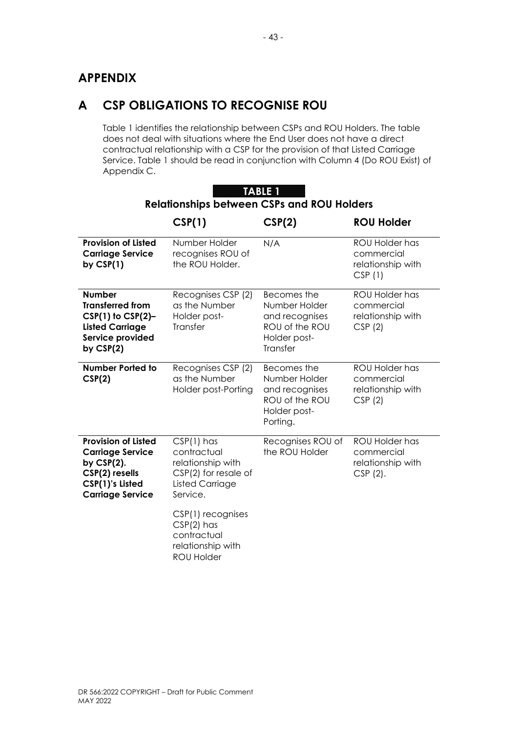# APPENDIX

## A CSP OBLIGATIONS TO RECOGNISE ROU

Table 1 identifies the relationship between CSPs and ROU Holders. The table does not deal with situations where the End User does not have a direct contractual relationship with a CSP for the provision of that Listed Carriage Service. Table 1 should be read in conjunction with Column 4 (Do ROU Exist) of Appendix C.

**TABLE 1**

**Relationships between CSPs and ROU Holders**

| | CSP(1) | CSP(2) | ROU Holder |
|---|---|---|---|
| **Provision of Listed Carriage Service by CSP(1)** | Number Holder recognises ROU of the ROU Holder. | N/A | ROU Holder has commercial relationship with CSP (1) |
| **Number Transferred from CSP(1) to CSP(2)– Listed Carriage Service provided by CSP(2)** | Recognises CSP (2) as the Number Holder post-Transfer | Becomes the Number Holder and recognises ROU of the ROU Holder post-Transfer | ROU Holder has commercial relationship with CSP (2) |
| **Number Ported to CSP(2)** | Recognises CSP (2) as the Number Holder post-Porting | Becomes the Number Holder and recognises ROU of the ROU Holder post-Porting. | ROU Holder has commercial relationship with CSP (2) |
| **Provision of Listed Carriage Service by CSP(2). CSP(2) resells CSP(1)'s Listed Carriage Service** | CSP(1) has contractual relationship with CSP(2) for resale of Listed Carriage Service.<br><br>CSP(1) recognises CSP(2) has contractual relationship with ROU Holder | Recognises ROU of the ROU Holder | ROU Holder has commercial relationship with CSP (2). |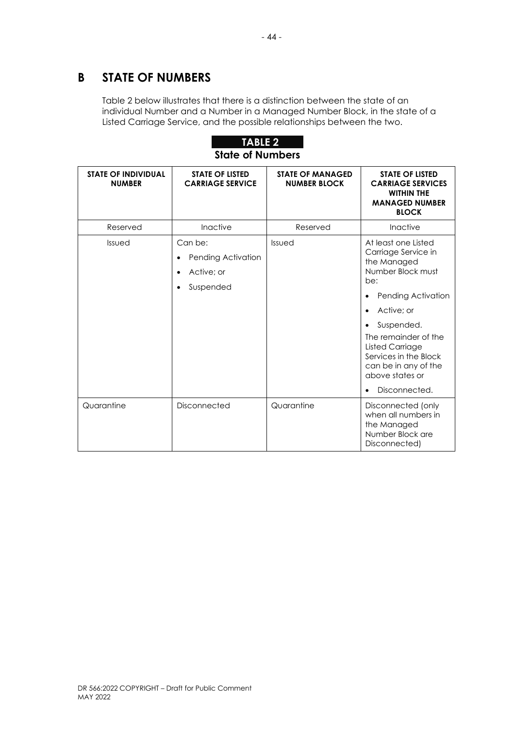# B STATE OF NUMBERS

Table 2 below illustrates that there is a distinction between the state of an individual Number and a Number in a Managed Number Block, in the state of a Listed Carriage Service, and the possible relationships between the two.

**TABLE 2**
**State of Numbers**

| STATE OF INDIVIDUAL NUMBER | STATE OF LISTED CARRIAGE SERVICE | STATE OF MANAGED NUMBER BLOCK | STATE OF LISTED CARRIAGE SERVICES WITHIN THE MANAGED NUMBER BLOCK |
|---|---|---|---|
| Reserved | Inactive | Reserved | Inactive |
| Issued | Can be:<br>• Pending Activation<br>• Active; or<br>• Suspended | Issued | At least one Listed Carriage Service in the Managed Number Block must be:<br>• Pending Activation<br>• Active; or<br>• Suspended.<br>The remainder of the Listed Carriage Services in the Block can be in any of the above states or<br>• Disconnected. |
| Quarantine | Disconnected | Quarantine | Disconnected (only when all numbers in the Managed Number Block are Disconnected) |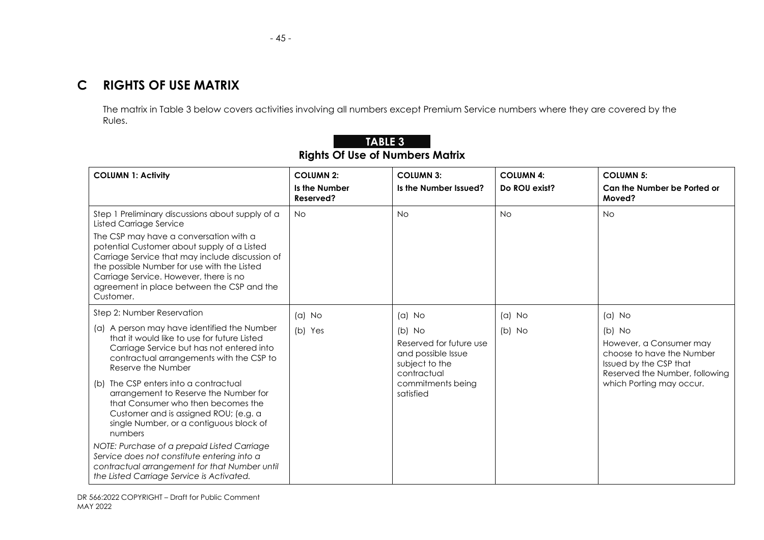## C RIGHTS OF USE MATRIX

The matrix in Table 3 below covers activities involving all numbers except Premium Service numbers where they are covered by the Rules.

**TABLE 3**

**Rights Of Use of Numbers Matrix**

| **COLUMN 1: Activity** | **COLUMN 2:** **Is the Number Reserved?** | **COLUMN 3:** **Is the Number Issued?** | **COLUMN 4:** **Do ROU exist?** | **COLUMN 5:** **Can the Number be Ported or Moved?** |
|---|---|---|---|---|
| Step 1 Preliminary discussions about supply of a Listed Carriage Service<br><br>The CSP may have a conversation with a potential Customer about supply of a Listed Carriage Service that may include discussion of the possible Number for use with the Listed Carriage Service. However, there is no agreement in place between the CSP and the Customer. | No | No | No | No |
| Step 2: Number Reservation<br><br>(a) A person may have identified the Number that it would like to use for future Listed Carriage Service but has not entered into contractual arrangements with the CSP to Reserve the Number<br><br>(b) The CSP enters into a contractual arrangement to Reserve the Number for that Consumer who then becomes the Customer and is assigned ROU; (e.g. a single Number, or a contiguous block of numbers<br><br>*NOTE: Purchase of a prepaid Listed Carriage Service does not constitute entering into a contractual arrangement for that Number until the Listed Carriage Service is Activated.* | (a) No<br><br>(b) Yes | (a) No<br><br>(b) No<br><br>Reserved for future use and possible Issue subject to the contractual commitments being satisfied | (a) No<br><br>(b) No | (a) No<br><br>(b) No<br><br>However, a Consumer may choose to have the Number Issued by the CSP that Reserved the Number, following which Porting may occur. |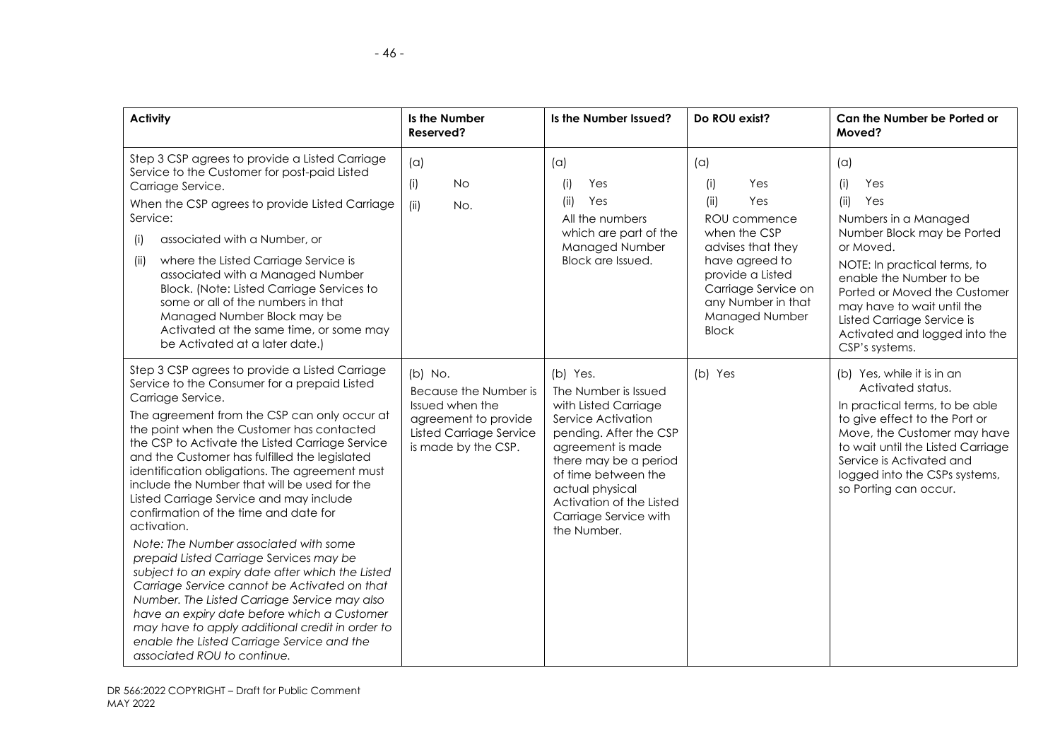| Activity | Is the Number Reserved? | Is the Number Issued? | Do ROU exist? | Can the Number be Ported or Moved? |
|---|---|---|---|---|
| Step 3 CSP agrees to provide a Listed Carriage Service to the Customer for post-paid Listed Carriage Service.<br>When the CSP agrees to provide Listed Carriage Service:<br>(i) associated with a Number, or<br>(ii) where the Listed Carriage Service is associated with a Managed Number Block. (Note: Listed Carriage Services to some or all of the numbers in that Managed Number Block may be Activated at the same time, or some may be Activated at a later date.) | (a)<br>(i) No<br>(ii) No. | (a)<br>(i) Yes<br>(ii) Yes<br>All the numbers which are part of the Managed Number Block are Issued. | (a)<br>(i) Yes<br>(ii) Yes<br>ROU commence when the CSP advises that they have agreed to provide a Listed Carriage Service on any Number in that Managed Number Block | (a)<br>(i) Yes<br>(ii) Yes<br>Numbers in a Managed Number Block may be Ported or Moved.<br>NOTE: In practical terms, to enable the Number to be Ported or Moved the Customer may have to wait until the Listed Carriage Service is Activated and logged into the CSP's systems. |
| Step 3 CSP agrees to provide a Listed Carriage Service to the Consumer for a prepaid Listed Carriage Service.<br>The agreement from the CSP can only occur at the point when the Customer has contacted the CSP to Activate the Listed Carriage Service and the Customer has fulfilled the legislated identification obligations. The agreement must include the Number that will be used for the Listed Carriage Service and may include confirmation of the time and date for activation.<br>*Note: The Number associated with some prepaid Listed Carriage Services may be subject to an expiry date after which the Listed Carriage Service cannot be Activated on that Number. The Listed Carriage Service may also have an expiry date before which a Customer may have to apply additional credit in order to enable the Listed Carriage Service and the associated ROU to continue.* | (b) No.<br>Because the Number is Issued when the agreement to provide Listed Carriage Service is made by the CSP. | (b) Yes.<br>The Number is Issued with Listed Carriage Service Activation pending. After the CSP agreement is made there may be a period of time between the actual physical Activation of the Listed Carriage Service with the Number. | (b) Yes | (b) Yes, while it is in an Activated status.<br>In practical terms, to be able to give effect to the Port or Move, the Customer may have to wait until the Listed Carriage Service is Activated and logged into the CSPs systems, so Porting can occur. |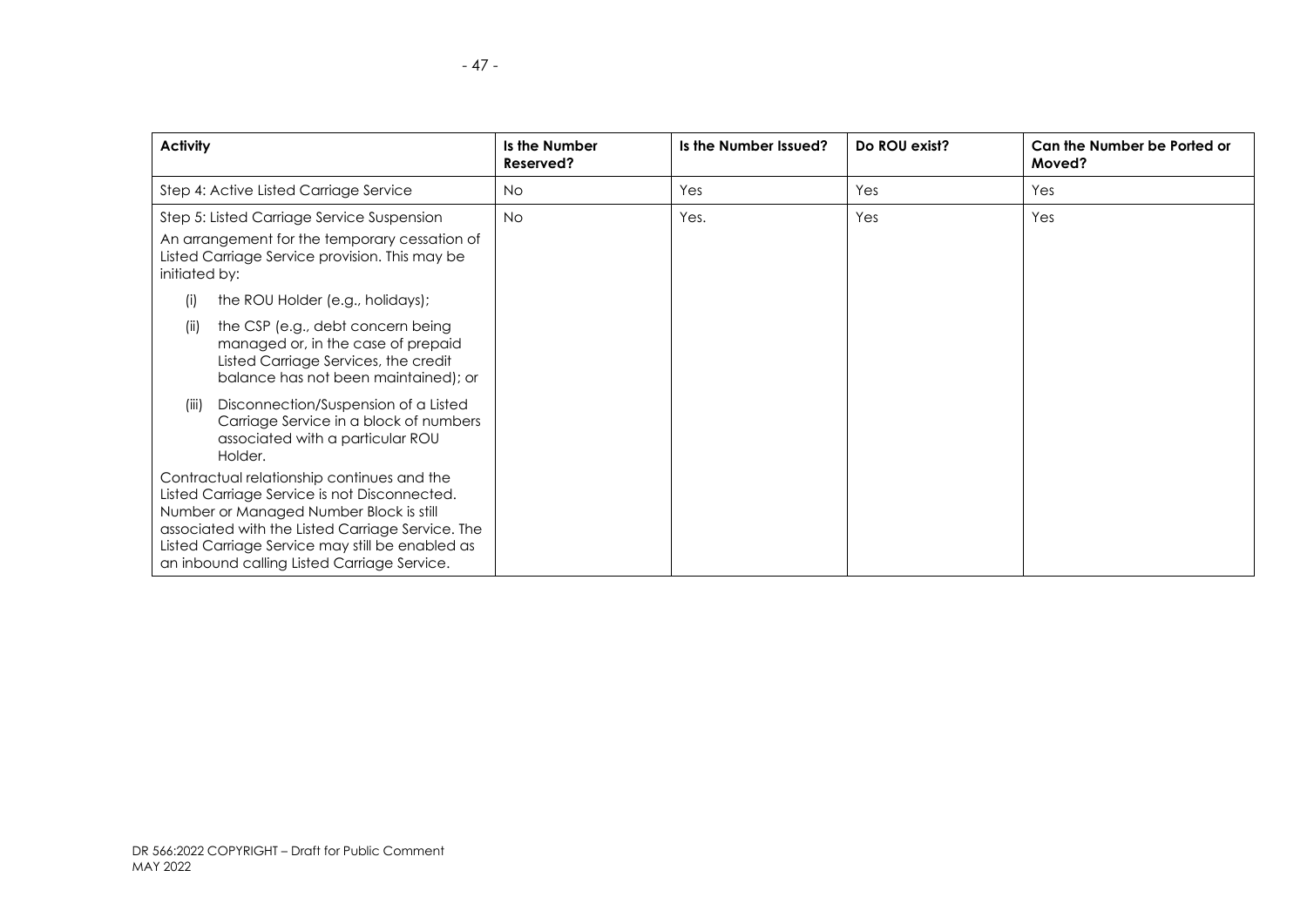| Activity | Is the Number Reserved? | Is the Number Issued? | Do ROU exist? | Can the Number be Ported or Moved? |
|---|---|---|---|---|
| Step 4: Active Listed Carriage Service | No | Yes | Yes | Yes |
| Step 5: Listed Carriage Service Suspension<br><br>An arrangement for the temporary cessation of Listed Carriage Service provision. This may be initiated by:<br><br>(i) the ROU Holder (e.g., holidays);<br><br>(ii) the CSP (e.g., debt concern being managed or, in the case of prepaid Listed Carriage Services, the credit balance has not been maintained); or<br><br>(iii) Disconnection/Suspension of a Listed Carriage Service in a block of numbers associated with a particular ROU Holder.<br><br>Contractual relationship continues and the Listed Carriage Service is not Disconnected. Number or Managed Number Block is still associated with the Listed Carriage Service. The Listed Carriage Service may still be enabled as an inbound calling Listed Carriage Service. | No | Yes. | Yes | Yes |

DR 566:2022 COPYRIGHT – Draft for Public Comment
MAY 2022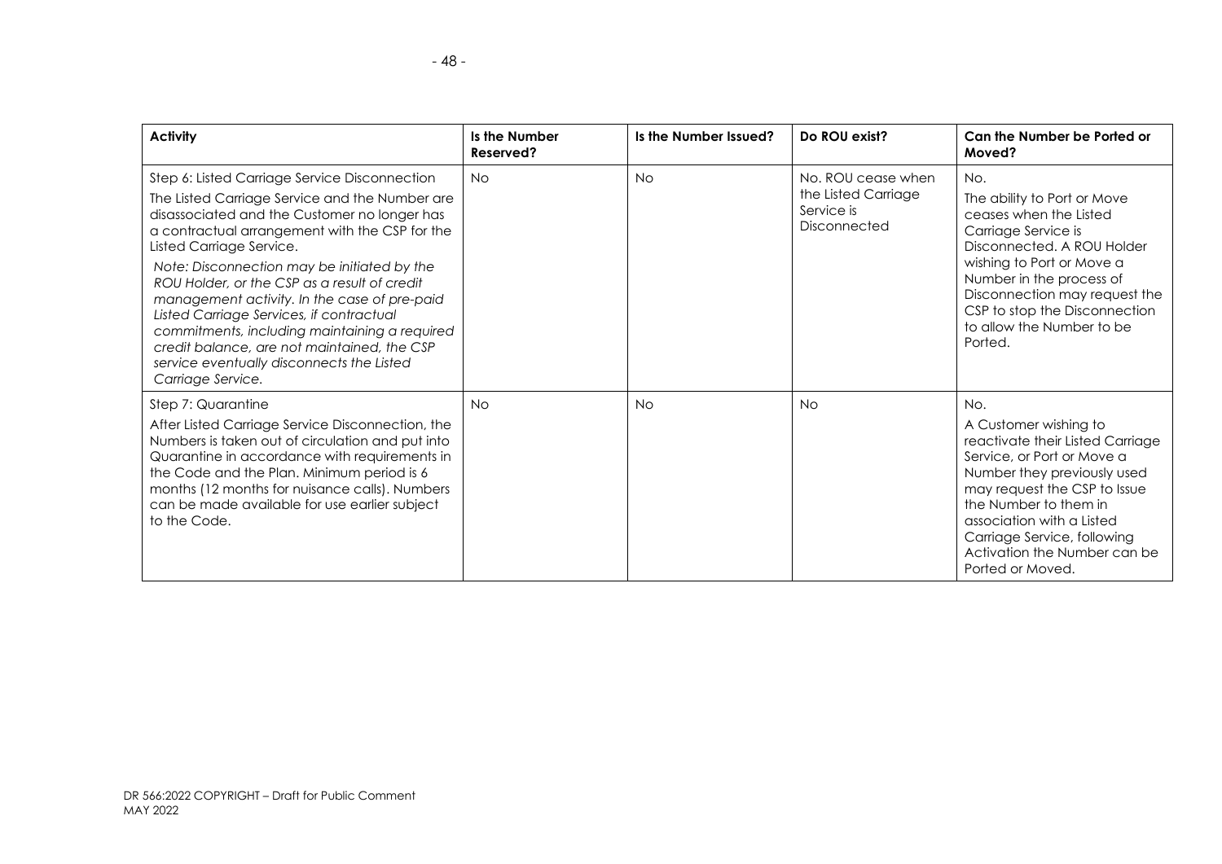| Activity | Is the Number Reserved? | Is the Number Issued? | Do ROU exist? | Can the Number be Ported or Moved? |
|---|---|---|---|---|
| Step 6: Listed Carriage Service Disconnection<br><br>The Listed Carriage Service and the Number are disassociated and the Customer no longer has a contractual arrangement with the CSP for the Listed Carriage Service.<br><br>*Note: Disconnection may be initiated by the ROU Holder, or the CSP as a result of credit management activity. In the case of pre-paid Listed Carriage Services, if contractual commitments, including maintaining a required credit balance, are not maintained, the CSP service eventually disconnects the Listed Carriage Service.* | No | No | No. ROU cease when the Listed Carriage Service is Disconnected | No.<br><br>The ability to Port or Move ceases when the Listed Carriage Service is Disconnected. A ROU Holder wishing to Port or Move a Number in the process of Disconnection may request the CSP to stop the Disconnection to allow the Number to be Ported. |
| Step 7: Quarantine<br><br>After Listed Carriage Service Disconnection, the Numbers is taken out of circulation and put into Quarantine in accordance with requirements in the Code and the Plan. Minimum period is 6 months (12 months for nuisance calls). Numbers can be made available for use earlier subject to the Code. | No | No | No | No.<br><br>A Customer wishing to reactivate their Listed Carriage Service, or Port or Move a Number they previously used may request the CSP to Issue the Number to them in association with a Listed Carriage Service, following Activation the Number can be Ported or Moved. |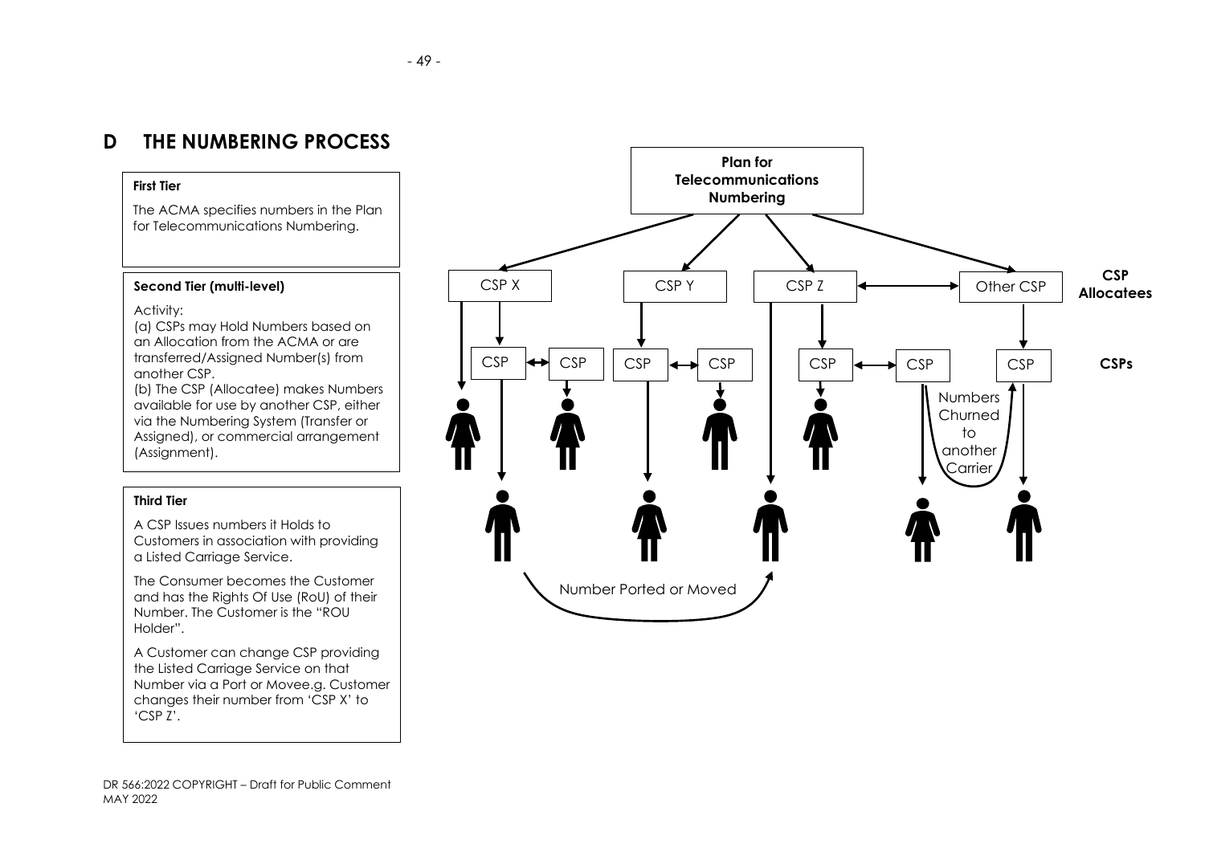# D THE NUMBERING PROCESS

**First Tier**

The ACMA specifies numbers in the Plan for Telecommunications Numbering.

**Second Tier (multi-level)**

Activity:

(a) CSPs may Hold Numbers based on an Allocation from the ACMA or are transferred/Assigned Number(s) from another CSP.

(b) The CSP (Allocatee) makes Numbers available for use by another CSP, either via the Numbering System (Transfer or Assigned), or commercial arrangement (Assignment).

**Third Tier**

A CSP Issues numbers it Holds to Customers in association with providing a Listed Carriage Service.

The Consumer becomes the Customer and has the Rights Of Use (RoU) of their Number. The Customer is the "ROU Holder".

A Customer can change CSP providing the Listed Carriage Service on that Number via a Port or Movee.g. Customer changes their number from 'CSP X' to 'CSP Z'.

**Plan for Telecommunications Numbering**

CSP X | CSP Y | CSP Z | Other CSP — **CSP Allocatees**

CSP | CSP | CSP | CSP | CSP | CSP | CSP — **CSPs**

Numbers Churned to another Carrier

Number Ported or Moved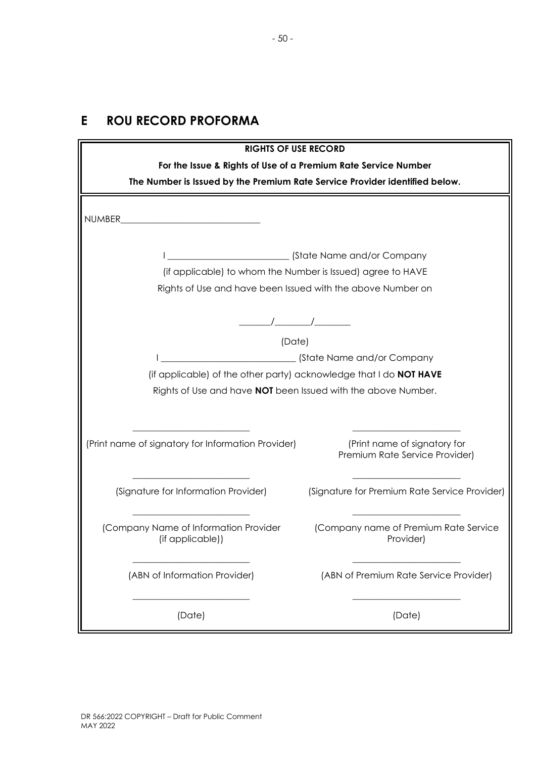## E ROU RECORD PROFORMA

**RIGHTS OF USE RECORD**

**For the Issue & Rights of Use of a Premium Rate Service Number**

**The Number is Issued by the Premium Rate Service Provider identified below.**

NUMBER______________________________

I __________________________ (State Name and/or Company (if applicable) to whom the Number is Issued) agree to HAVE Rights of Use and have been Issued with the above Number on

_______/________/________

(Date)

I _____________________________ (State Name and/or Company (if applicable) of the other party) acknowledge that I do **NOT HAVE** Rights of Use and have **NOT** been Issued with the above Number.

| | |
|---|---|
| _________________________ | _______________________ |
| (Print name of signatory for Information Provider) | (Print name of signatory for Premium Rate Service Provider) |
| _________________________ | _______________________ |
| (Signature for Information Provider) | (Signature for Premium Rate Service Provider) |
| _________________________ | _______________________ |
| (Company Name of Information Provider (if applicable)) | (Company name of Premium Rate Service Provider) |
| _________________________ | _______________________ |
| (ABN of Information Provider) | (ABN of Premium Rate Service Provider) |
| _________________________ | _______________________ |
| (Date) | (Date) |

DR 566:2022 COPYRIGHT – Draft for Public Comment
MAY 2022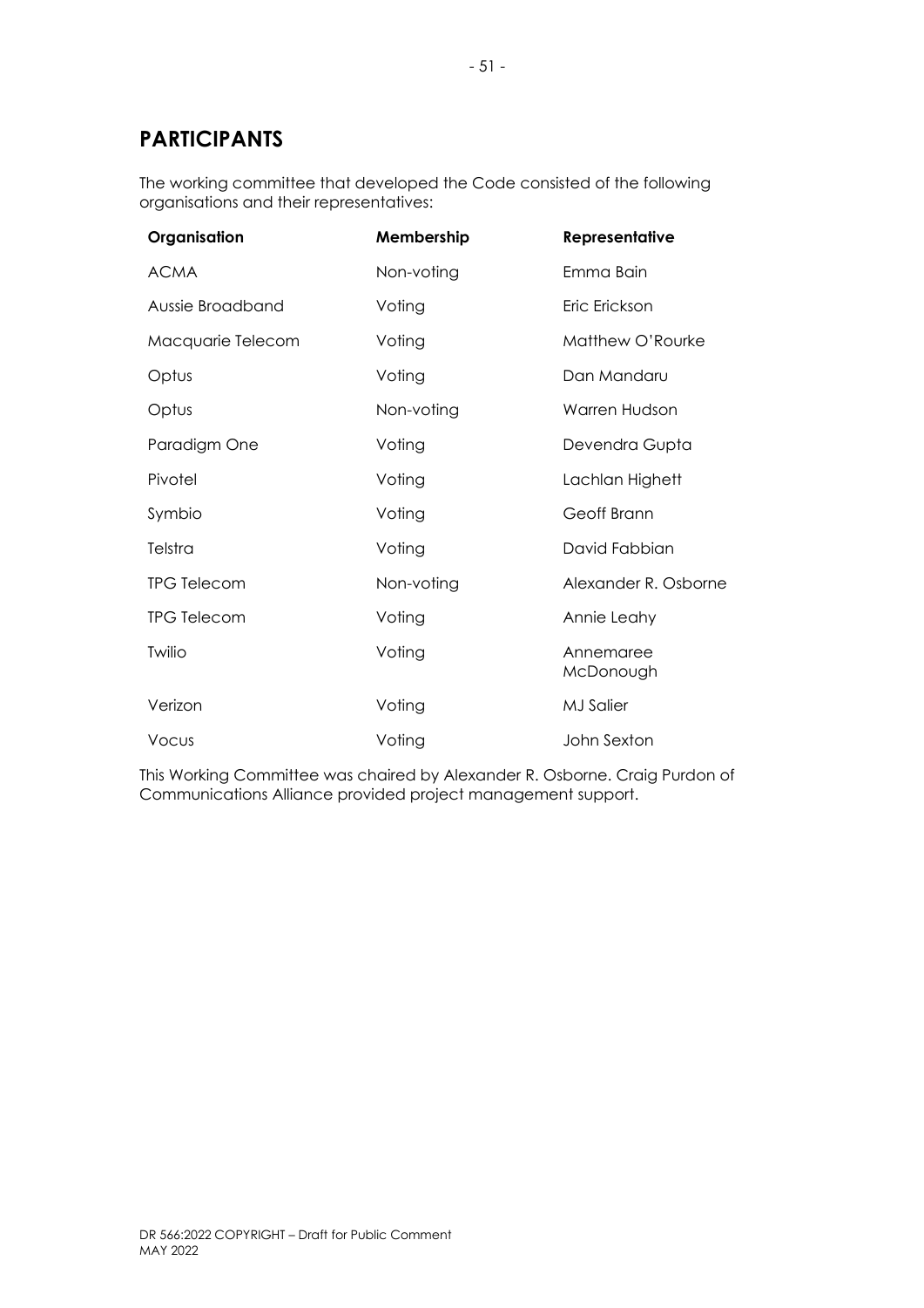# PARTICIPANTS

The working committee that developed the Code consisted of the following organisations and their representatives:

| Organisation | Membership | Representative |
| --- | --- | --- |
| ACMA | Non-voting | Emma Bain |
| Aussie Broadband | Voting | Eric Erickson |
| Macquarie Telecom | Voting | Matthew O'Rourke |
| Optus | Voting | Dan Mandaru |
| Optus | Non-voting | Warren Hudson |
| Paradigm One | Voting | Devendra Gupta |
| Pivotel | Voting | Lachlan Highett |
| Symbio | Voting | Geoff Brann |
| Telstra | Voting | David Fabbian |
| TPG Telecom | Non-voting | Alexander R. Osborne |
| TPG Telecom | Voting | Annie Leahy |
| Twilio | Voting | Annemaree McDonough |
| Verizon | Voting | MJ Salier |
| Vocus | Voting | John Sexton |

This Working Committee was chaired by Alexander R. Osborne. Craig Purdon of Communications Alliance provided project management support.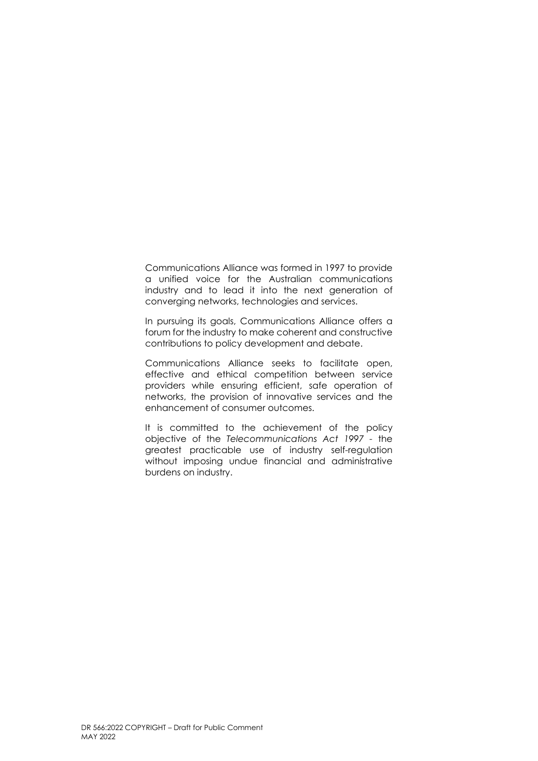Communications Alliance was formed in 1997 to provide a unified voice for the Australian communications industry and to lead it into the next generation of converging networks, technologies and services.

In pursuing its goals, Communications Alliance offers a forum for the industry to make coherent and constructive contributions to policy development and debate.

Communications Alliance seeks to facilitate open, effective and ethical competition between service providers while ensuring efficient, safe operation of networks, the provision of innovative services and the enhancement of consumer outcomes.

It is committed to the achievement of the policy objective of the *Telecommunications Act 1997* - the greatest practicable use of industry self-regulation without imposing undue financial and administrative burdens on industry.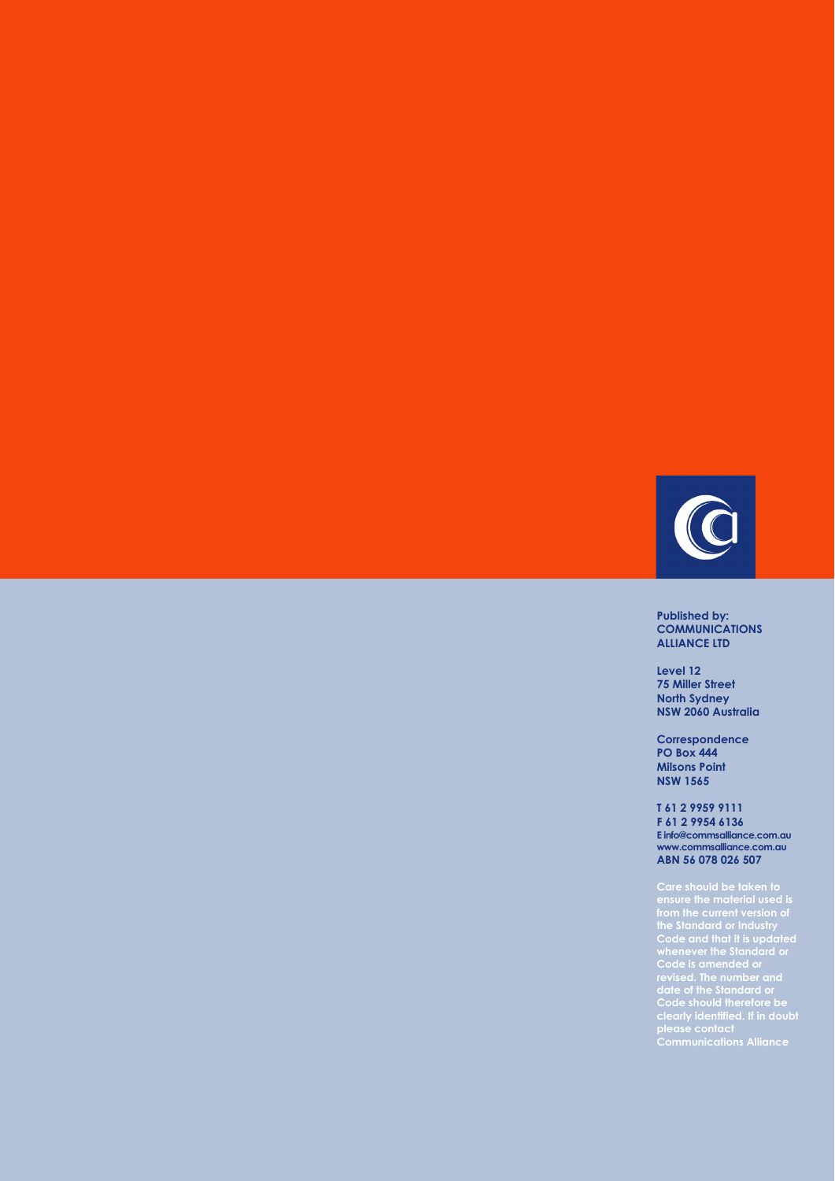**Published by:**
**COMMUNICATIONS ALLIANCE LTD**

**Level 12**
**75 Miller Street**
**North Sydney**
**NSW 2060 Australia**

**Correspondence**
**PO Box 444**
**Milsons Point**
**NSW 1565**

**T 61 2 9959 9111**
**F 61 2 9954 6136**
**E info@commsalliance.com.au**
**www.commsalliance.com.au**
**ABN 56 078 026 507**

**Care should be taken to ensure the material used is from the current version of the Standard or Industry Code and that it is updated whenever the Standard or Code is amended or revised. The number and date of the Standard or Code should therefore be clearly identified. If in doubt please contact Communications Alliance**